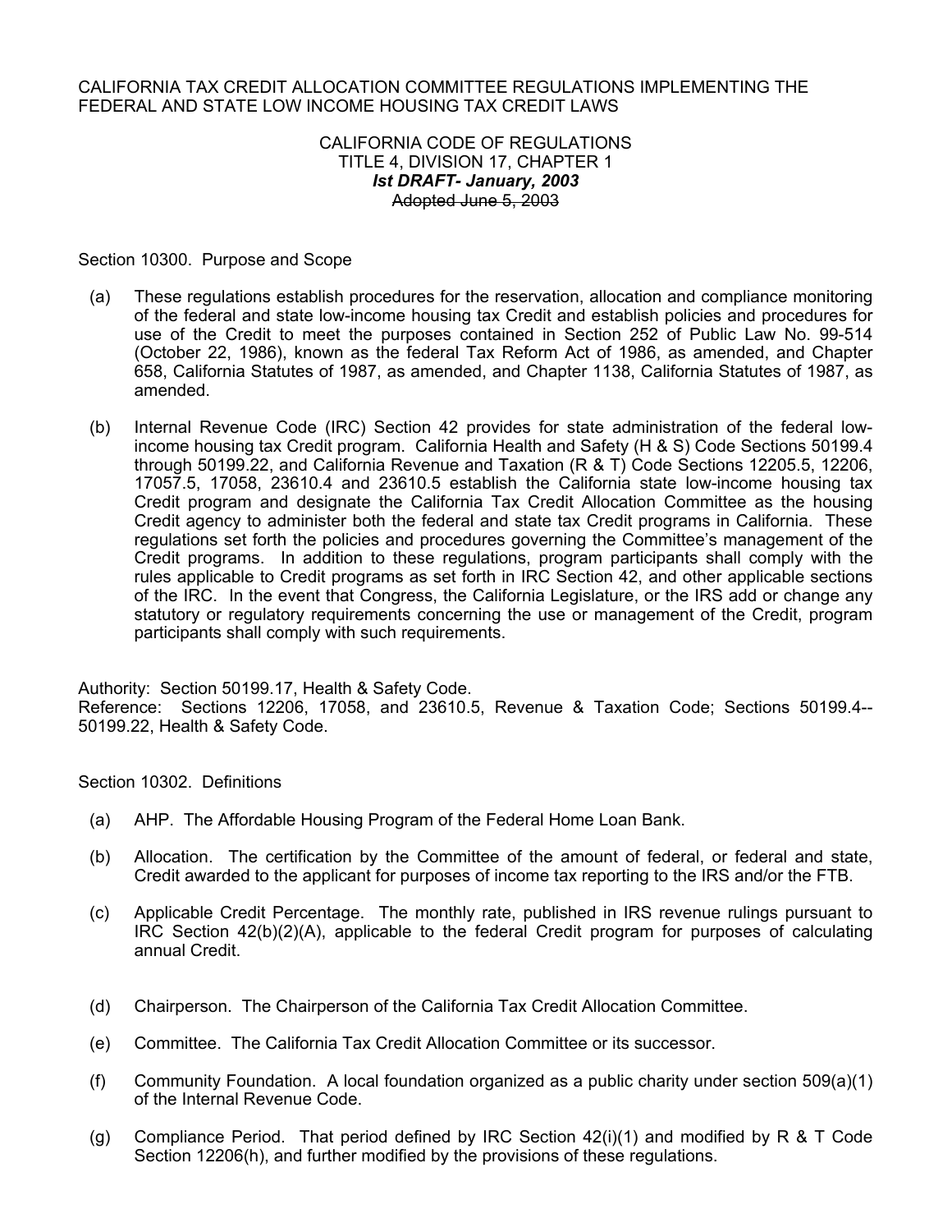CALIFORNIA TAX CREDIT ALLOCATION COMMITTEE REGULATIONS IMPLEMENTING THE FEDERAL AND STATE LOW INCOME HOUSING TAX CREDIT LAWS

CALIFORNIA CODE OF REGULATIONS
TITLE 4, DIVISION 17, CHAPTER 1
***Ist DRAFT- January, 2003***
~~Adopted June 5, 2003~~

## Section 10300. Purpose and Scope

(a) These regulations establish procedures for the reservation, allocation and compliance monitoring of the federal and state low-income housing tax Credit and establish policies and procedures for use of the Credit to meet the purposes contained in Section 252 of Public Law No. 99-514 (October 22, 1986), known as the federal Tax Reform Act of 1986, as amended, and Chapter 658, California Statutes of 1987, as amended, and Chapter 1138, California Statutes of 1987, as amended.

(b) Internal Revenue Code (IRC) Section 42 provides for state administration of the federal low-income housing tax Credit program. California Health and Safety (H & S) Code Sections 50199.4 through 50199.22, and California Revenue and Taxation (R & T) Code Sections 12205.5, 12206, 17057.5, 17058, 23610.4 and 23610.5 establish the California state low-income housing tax Credit program and designate the California Tax Credit Allocation Committee as the housing Credit agency to administer both the federal and state tax Credit programs in California. These regulations set forth the policies and procedures governing the Committee's management of the Credit programs. In addition to these regulations, program participants shall comply with the rules applicable to Credit programs as set forth in IRC Section 42, and other applicable sections of the IRC. In the event that Congress, the California Legislature, or the IRS add or change any statutory or regulatory requirements concerning the use or management of the Credit, program participants shall comply with such requirements.

Authority: Section 50199.17, Health & Safety Code.
Reference: Sections 12206, 17058, and 23610.5, Revenue & Taxation Code; Sections 50199.4--50199.22, Health & Safety Code.

## Section 10302. Definitions

(a) AHP. The Affordable Housing Program of the Federal Home Loan Bank.

(b) Allocation. The certification by the Committee of the amount of federal, or federal and state, Credit awarded to the applicant for purposes of income tax reporting to the IRS and/or the FTB.

(c) Applicable Credit Percentage. The monthly rate, published in IRS revenue rulings pursuant to IRC Section 42(b)(2)(A), applicable to the federal Credit program for purposes of calculating annual Credit.

(d) Chairperson. The Chairperson of the California Tax Credit Allocation Committee.

(e) Committee. The California Tax Credit Allocation Committee or its successor.

(f) Community Foundation. A local foundation organized as a public charity under section 509(a)(1) of the Internal Revenue Code.

(g) Compliance Period. That period defined by IRC Section 42(i)(1) and modified by R & T Code Section 12206(h), and further modified by the provisions of these regulations.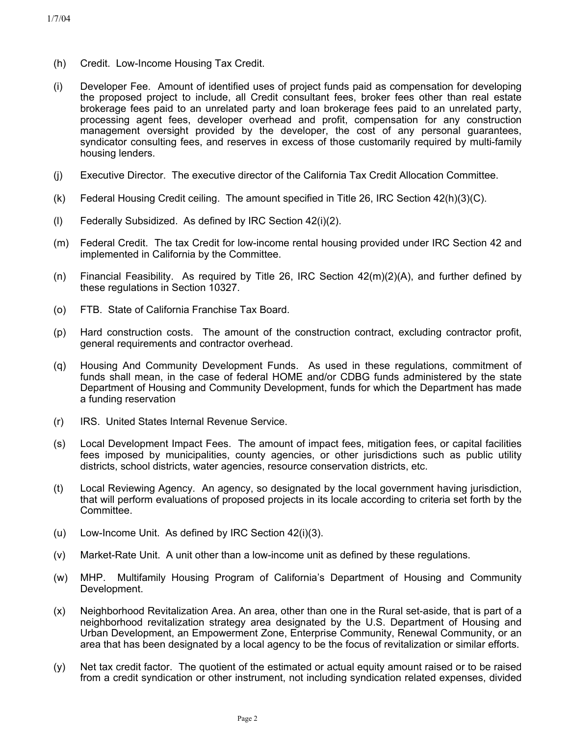(h) Credit. Low-Income Housing Tax Credit.

(i) Developer Fee. Amount of identified uses of project funds paid as compensation for developing the proposed project to include, all Credit consultant fees, broker fees other than real estate brokerage fees paid to an unrelated party and loan brokerage fees paid to an unrelated party, processing agent fees, developer overhead and profit, compensation for any construction management oversight provided by the developer, the cost of any personal guarantees, syndicator consulting fees, and reserves in excess of those customarily required by multi-family housing lenders.

(j) Executive Director. The executive director of the California Tax Credit Allocation Committee.

(k) Federal Housing Credit ceiling. The amount specified in Title 26, IRC Section 42(h)(3)(C).

(l) Federally Subsidized. As defined by IRC Section 42(i)(2).

(m) Federal Credit. The tax Credit for low-income rental housing provided under IRC Section 42 and implemented in California by the Committee.

(n) Financial Feasibility. As required by Title 26, IRC Section 42(m)(2)(A), and further defined by these regulations in Section 10327.

(o) FTB. State of California Franchise Tax Board.

(p) Hard construction costs. The amount of the construction contract, excluding contractor profit, general requirements and contractor overhead.

(q) Housing And Community Development Funds. As used in these regulations, commitment of funds shall mean, in the case of federal HOME and/or CDBG funds administered by the state Department of Housing and Community Development, funds for which the Department has made a funding reservation

(r) IRS. United States Internal Revenue Service.

(s) Local Development Impact Fees. The amount of impact fees, mitigation fees, or capital facilities fees imposed by municipalities, county agencies, or other jurisdictions such as public utility districts, school districts, water agencies, resource conservation districts, etc.

(t) Local Reviewing Agency. An agency, so designated by the local government having jurisdiction, that will perform evaluations of proposed projects in its locale according to criteria set forth by the Committee.

(u) Low-Income Unit. As defined by IRC Section 42(i)(3).

(v) Market-Rate Unit. A unit other than a low-income unit as defined by these regulations.

(w) MHP. Multifamily Housing Program of California's Department of Housing and Community Development.

(x) Neighborhood Revitalization Area. An area, other than one in the Rural set-aside, that is part of a neighborhood revitalization strategy area designated by the U.S. Department of Housing and Urban Development, an Empowerment Zone, Enterprise Community, Renewal Community, or an area that has been designated by a local agency to be the focus of revitalization or similar efforts.

(y) Net tax credit factor. The quotient of the estimated or actual equity amount raised or to be raised from a credit syndication or other instrument, not including syndication related expenses, divided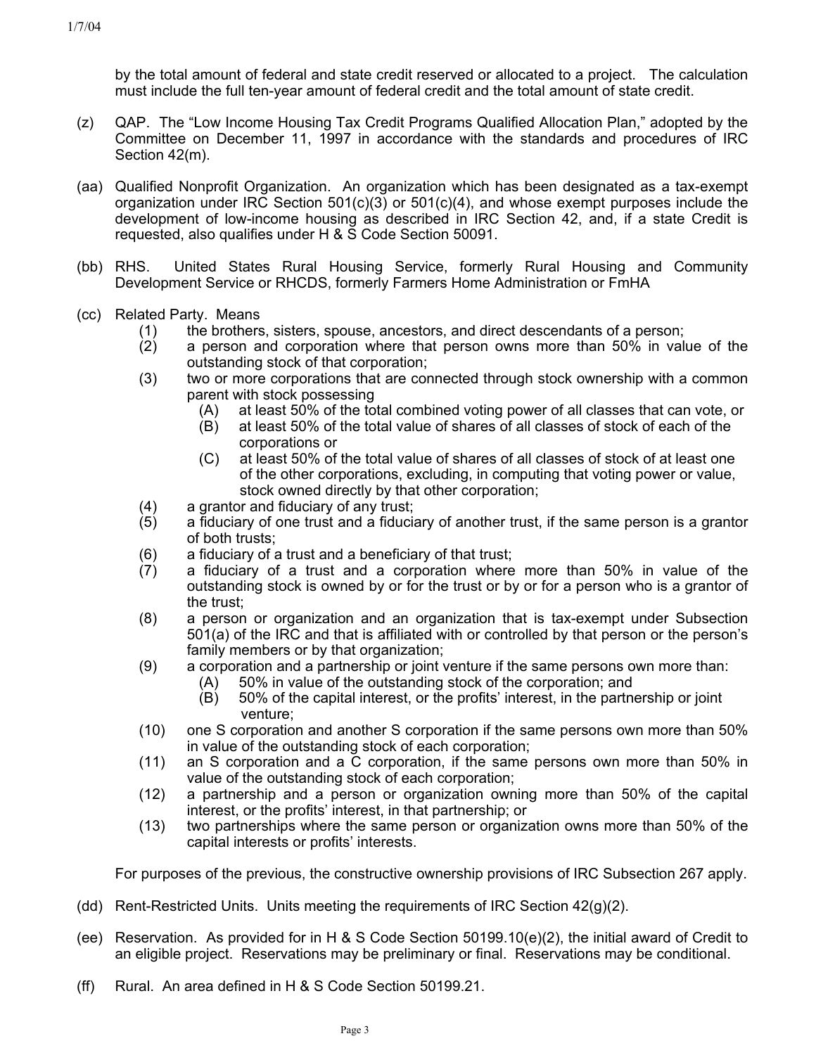by the total amount of federal and state credit reserved or allocated to a project. The calculation must include the full ten-year amount of federal credit and the total amount of state credit.

(z) QAP. The "Low Income Housing Tax Credit Programs Qualified Allocation Plan," adopted by the Committee on December 11, 1997 in accordance with the standards and procedures of IRC Section 42(m).

(aa) Qualified Nonprofit Organization. An organization which has been designated as a tax-exempt organization under IRC Section 501(c)(3) or 501(c)(4), and whose exempt purposes include the development of low-income housing as described in IRC Section 42, and, if a state Credit is requested, also qualifies under H & S Code Section 50091.

(bb) RHS. United States Rural Housing Service, formerly Rural Housing and Community Development Service or RHCDS, formerly Farmers Home Administration or FmHA

(cc) Related Party. Means

- (1) the brothers, sisters, spouse, ancestors, and direct descendants of a person;
- (2) a person and corporation where that person owns more than 50% in value of the outstanding stock of that corporation;
- (3) two or more corporations that are connected through stock ownership with a common parent with stock possessing
  - (A) at least 50% of the total combined voting power of all classes that can vote, or
  - (B) at least 50% of the total value of shares of all classes of stock of each of the corporations or
  - (C) at least 50% of the total value of shares of all classes of stock of at least one of the other corporations, excluding, in computing that voting power or value, stock owned directly by that other corporation;
- (4) a grantor and fiduciary of any trust;
- (5) a fiduciary of one trust and a fiduciary of another trust, if the same person is a grantor of both trusts;
- (6) a fiduciary of a trust and a beneficiary of that trust;
- (7) a fiduciary of a trust and a corporation where more than 50% in value of the outstanding stock is owned by or for the trust or by or for a person who is a grantor of the trust;
- (8) a person or organization and an organization that is tax-exempt under Subsection 501(a) of the IRC and that is affiliated with or controlled by that person or the person's family members or by that organization;
- (9) a corporation and a partnership or joint venture if the same persons own more than:
  - (A) 50% in value of the outstanding stock of the corporation; and
  - (B) 50% of the capital interest, or the profits' interest, in the partnership or joint venture;
- (10) one S corporation and another S corporation if the same persons own more than 50% in value of the outstanding stock of each corporation;
- (11) an S corporation and a C corporation, if the same persons own more than 50% in value of the outstanding stock of each corporation;
- (12) a partnership and a person or organization owning more than 50% of the capital interest, or the profits' interest, in that partnership; or
- (13) two partnerships where the same person or organization owns more than 50% of the capital interests or profits' interests.

For purposes of the previous, the constructive ownership provisions of IRC Subsection 267 apply.

(dd) Rent-Restricted Units. Units meeting the requirements of IRC Section 42(g)(2).

(ee) Reservation. As provided for in H & S Code Section 50199.10(e)(2), the initial award of Credit to an eligible project. Reservations may be preliminary or final. Reservations may be conditional.

(ff) Rural. An area defined in H & S Code Section 50199.21.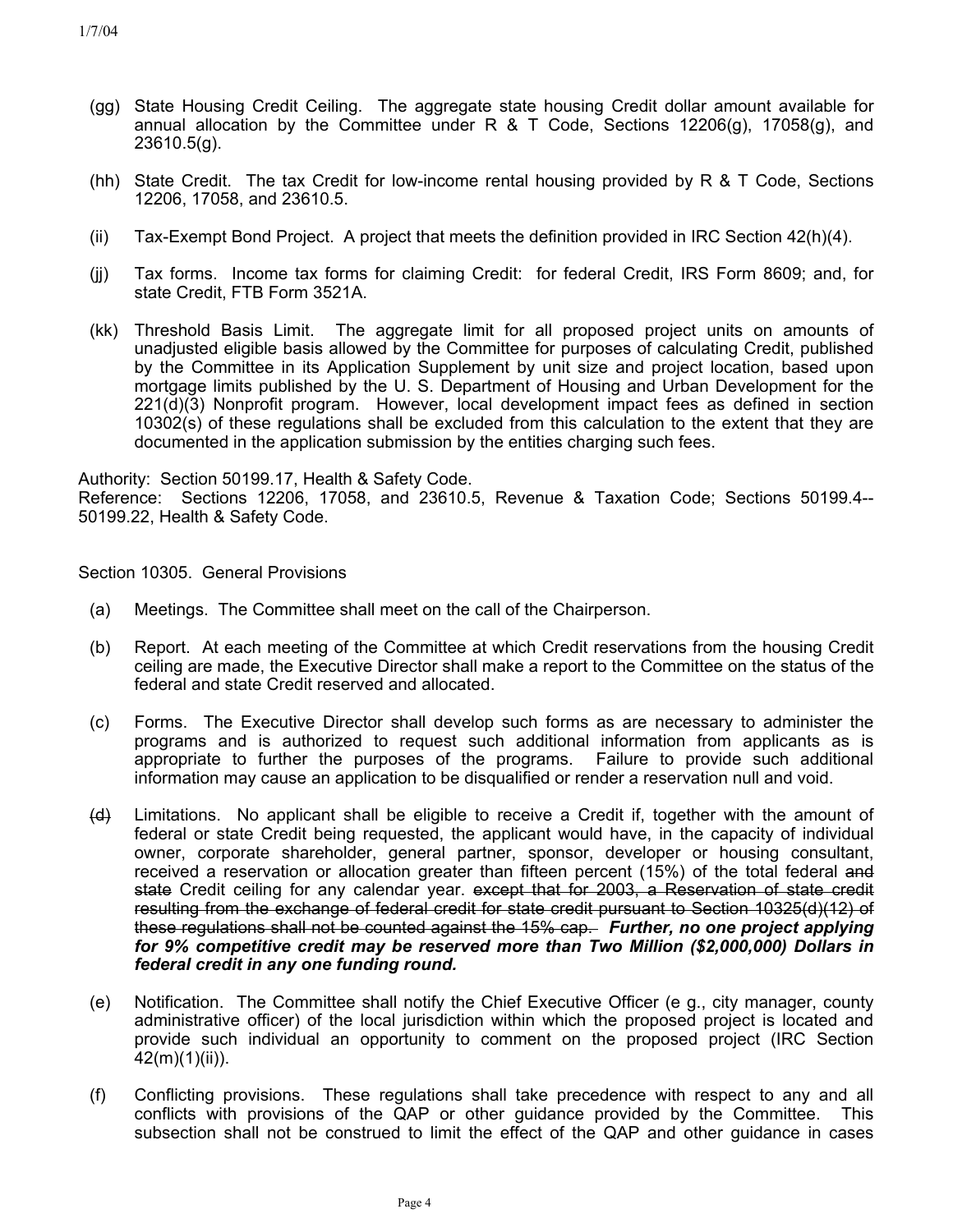(gg) State Housing Credit Ceiling. The aggregate state housing Credit dollar amount available for annual allocation by the Committee under R & T Code, Sections 12206(g), 17058(g), and 23610.5(g).

(hh) State Credit. The tax Credit for low-income rental housing provided by R & T Code, Sections 12206, 17058, and 23610.5.

(ii) Tax-Exempt Bond Project. A project that meets the definition provided in IRC Section 42(h)(4).

(jj) Tax forms. Income tax forms for claiming Credit: for federal Credit, IRS Form 8609; and, for state Credit, FTB Form 3521A.

(kk) Threshold Basis Limit. The aggregate limit for all proposed project units on amounts of unadjusted eligible basis allowed by the Committee for purposes of calculating Credit, published by the Committee in its Application Supplement by unit size and project location, based upon mortgage limits published by the U. S. Department of Housing and Urban Development for the 221(d)(3) Nonprofit program. However, local development impact fees as defined in section 10302(s) of these regulations shall be excluded from this calculation to the extent that they are documented in the application submission by the entities charging such fees.

Authority: Section 50199.17, Health & Safety Code.
Reference: Sections 12206, 17058, and 23610.5, Revenue & Taxation Code; Sections 50199.4--50199.22, Health & Safety Code.

Section 10305. General Provisions

(a) Meetings. The Committee shall meet on the call of the Chairperson.

(b) Report. At each meeting of the Committee at which Credit reservations from the housing Credit ceiling are made, the Executive Director shall make a report to the Committee on the status of the federal and state Credit reserved and allocated.

(c) Forms. The Executive Director shall develop such forms as are necessary to administer the programs and is authorized to request such additional information from applicants as is appropriate to further the purposes of the programs. Failure to provide such additional information may cause an application to be disqualified or render a reservation null and void.

~~(d)~~ Limitations. No applicant shall be eligible to receive a Credit if, together with the amount of federal or state Credit being requested, the applicant would have, in the capacity of individual owner, corporate shareholder, general partner, sponsor, developer or housing consultant, received a reservation or allocation greater than fifteen percent (15%) of the total federal ~~and state~~ Credit ceiling for any calendar year. ~~except that for 2003, a Reservation of state credit resulting from the exchange of federal credit for state credit pursuant to Section 10325(d)(12) of these regulations shall not be counted against the 15% cap.~~ ***Further, no one project applying for 9% competitive credit may be reserved more than Two Million ($2,000,000) Dollars in federal credit in any one funding round.***

(e) Notification. The Committee shall notify the Chief Executive Officer (e g., city manager, county administrative officer) of the local jurisdiction within which the proposed project is located and provide such individual an opportunity to comment on the proposed project (IRC Section 42(m)(1)(ii)).

(f) Conflicting provisions. These regulations shall take precedence with respect to any and all conflicts with provisions of the QAP or other guidance provided by the Committee. This subsection shall not be construed to limit the effect of the QAP and other guidance in cases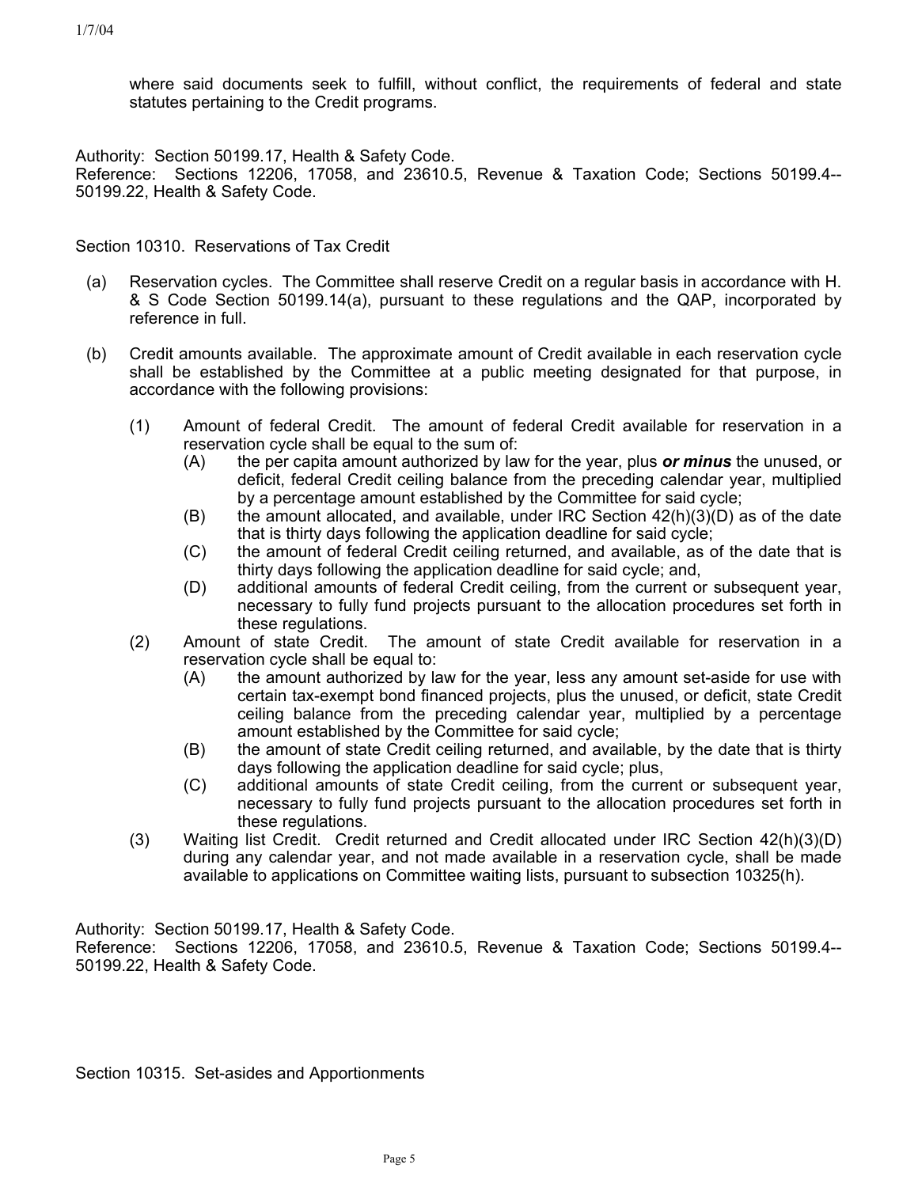where said documents seek to fulfill, without conflict, the requirements of federal and state statutes pertaining to the Credit programs.

Authority: Section 50199.17, Health & Safety Code.
Reference: Sections 12206, 17058, and 23610.5, Revenue & Taxation Code; Sections 50199.4--50199.22, Health & Safety Code.

## Section 10310. Reservations of Tax Credit

(a) Reservation cycles. The Committee shall reserve Credit on a regular basis in accordance with H. & S Code Section 50199.14(a), pursuant to these regulations and the QAP, incorporated by reference in full.

(b) Credit amounts available. The approximate amount of Credit available in each reservation cycle shall be established by the Committee at a public meeting designated for that purpose, in accordance with the following provisions:

   (1) Amount of federal Credit. The amount of federal Credit available for reservation in a reservation cycle shall be equal to the sum of:
      (A) the per capita amount authorized by law for the year, plus ***or minus*** the unused, or deficit, federal Credit ceiling balance from the preceding calendar year, multiplied by a percentage amount established by the Committee for said cycle;
      (B) the amount allocated, and available, under IRC Section 42(h)(3)(D) as of the date that is thirty days following the application deadline for said cycle;
      (C) the amount of federal Credit ceiling returned, and available, as of the date that is thirty days following the application deadline for said cycle; and,
      (D) additional amounts of federal Credit ceiling, from the current or subsequent year, necessary to fully fund projects pursuant to the allocation procedures set forth in these regulations.

   (2) Amount of state Credit. The amount of state Credit available for reservation in a reservation cycle shall be equal to:
      (A) the amount authorized by law for the year, less any amount set-aside for use with certain tax-exempt bond financed projects, plus the unused, or deficit, state Credit ceiling balance from the preceding calendar year, multiplied by a percentage amount established by the Committee for said cycle;
      (B) the amount of state Credit ceiling returned, and available, by the date that is thirty days following the application deadline for said cycle; plus,
      (C) additional amounts of state Credit ceiling, from the current or subsequent year, necessary to fully fund projects pursuant to the allocation procedures set forth in these regulations.

   (3) Waiting list Credit. Credit returned and Credit allocated under IRC Section 42(h)(3)(D) during any calendar year, and not made available in a reservation cycle, shall be made available to applications on Committee waiting lists, pursuant to subsection 10325(h).

Authority: Section 50199.17, Health & Safety Code.
Reference: Sections 12206, 17058, and 23610.5, Revenue & Taxation Code; Sections 50199.4--50199.22, Health & Safety Code.

## Section 10315. Set-asides and Apportionments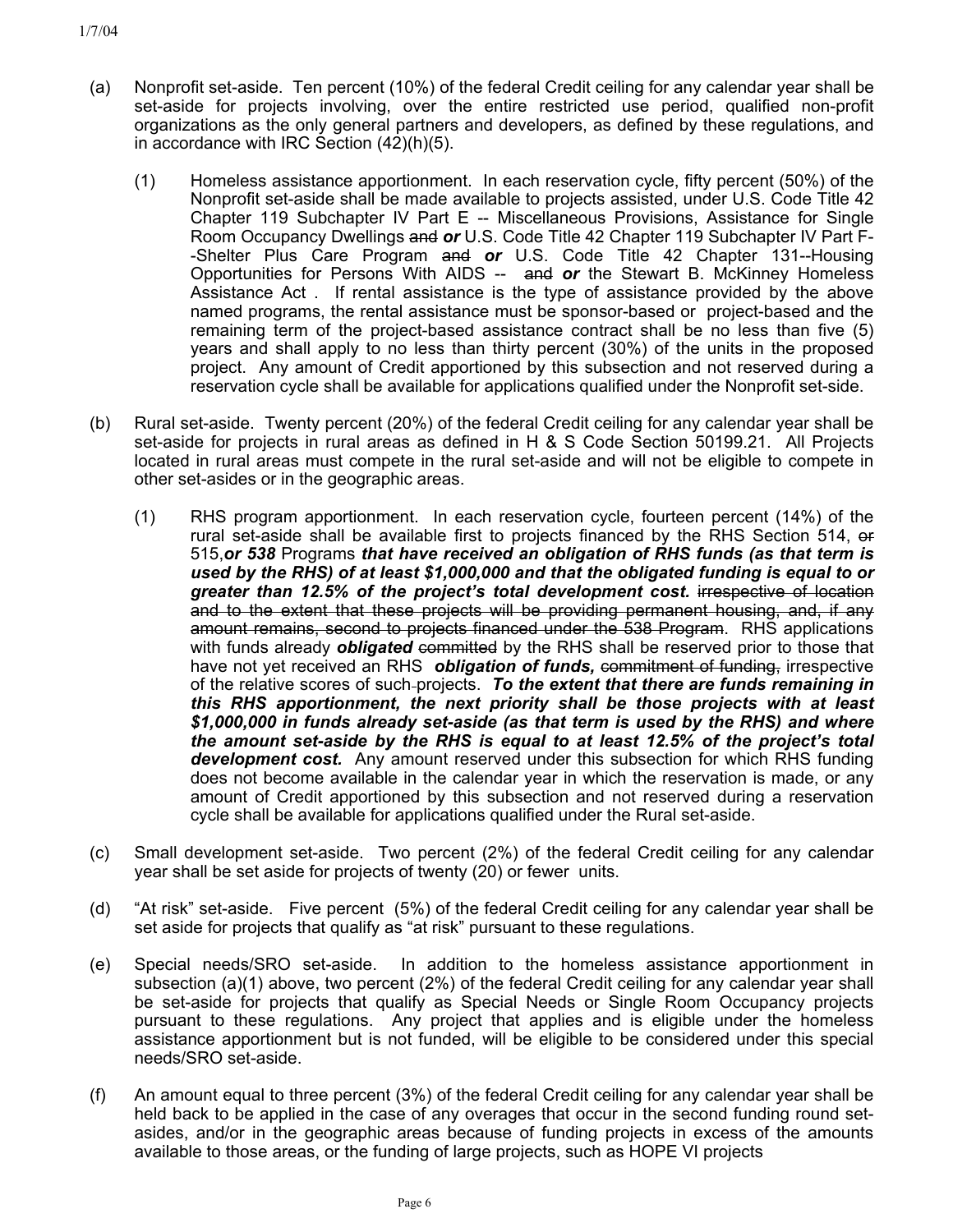(a) Nonprofit set-aside. Ten percent (10%) of the federal Credit ceiling for any calendar year shall be set-aside for projects involving, over the entire restricted use period, qualified non-profit organizations as the only general partners and developers, as defined by these regulations, and in accordance with IRC Section (42)(h)(5).

   (1) Homeless assistance apportionment. In each reservation cycle, fifty percent (50%) of the Nonprofit set-aside shall be made available to projects assisted, under U.S. Code Title 42 Chapter 119 Subchapter IV Part E -- Miscellaneous Provisions, Assistance for Single Room Occupancy Dwellings ~~and~~ ***or*** U.S. Code Title 42 Chapter 119 Subchapter IV Part F--Shelter Plus Care Program ~~and~~ ***or*** U.S. Code Title 42 Chapter 131--Housing Opportunities for Persons With AIDS -- ~~and~~ ***or*** the Stewart B. McKinney Homeless Assistance Act . If rental assistance is the type of assistance provided by the above named programs, the rental assistance must be sponsor-based or project-based and the remaining term of the project-based assistance contract shall be no less than five (5) years and shall apply to no less than thirty percent (30%) of the units in the proposed project. Any amount of Credit apportioned by this subsection and not reserved during a reservation cycle shall be available for applications qualified under the Nonprofit set-side.

(b) Rural set-aside. Twenty percent (20%) of the federal Credit ceiling for any calendar year shall be set-aside for projects in rural areas as defined in H & S Code Section 50199.21. All Projects located in rural areas must compete in the rural set-aside and will not be eligible to compete in other set-asides or in the geographic areas.

   (1) RHS program apportionment. In each reservation cycle, fourteen percent (14%) of the rural set-aside shall be available first to projects financed by the RHS Section 514, ~~or~~ 515,***or 538*** Programs ***that have received an obligation of RHS funds (as that term is used by the RHS) of at least $1,000,000 and that the obligated funding is equal to or greater than 12.5% of the project's total development cost.*** ~~irrespective of location and to the extent that these projects will be providing permanent housing, and, if any amount remains, second to projects financed under the 538 Program~~. RHS applications with funds already ***obligated*** ~~committed~~ by the RHS shall be reserved prior to those that have not yet received an RHS ***obligation of funds,*** ~~commitment of funding,~~ irrespective of the relative scores of such projects. ***To the extent that there are funds remaining in this RHS apportionment, the next priority shall be those projects with at least $1,000,000 in funds already set-aside (as that term is used by the RHS) and where the amount set-aside by the RHS is equal to at least 12.5% of the project's total development cost.*** Any amount reserved under this subsection for which RHS funding does not become available in the calendar year in which the reservation is made, or any amount of Credit apportioned by this subsection and not reserved during a reservation cycle shall be available for applications qualified under the Rural set-aside.

(c) Small development set-aside. Two percent (2%) of the federal Credit ceiling for any calendar year shall be set aside for projects of twenty (20) or fewer units.

(d) "At risk" set-aside. Five percent (5%) of the federal Credit ceiling for any calendar year shall be set aside for projects that qualify as "at risk" pursuant to these regulations.

(e) Special needs/SRO set-aside. In addition to the homeless assistance apportionment in subsection (a)(1) above, two percent (2%) of the federal Credit ceiling for any calendar year shall be set-aside for projects that qualify as Special Needs or Single Room Occupancy projects pursuant to these regulations. Any project that applies and is eligible under the homeless assistance apportionment but is not funded, will be eligible to be considered under this special needs/SRO set-aside.

(f) An amount equal to three percent (3%) of the federal Credit ceiling for any calendar year shall be held back to be applied in the case of any overages that occur in the second funding round set-asides, and/or in the geographic areas because of funding projects in excess of the amounts available to those areas, or the funding of large projects, such as HOPE VI projects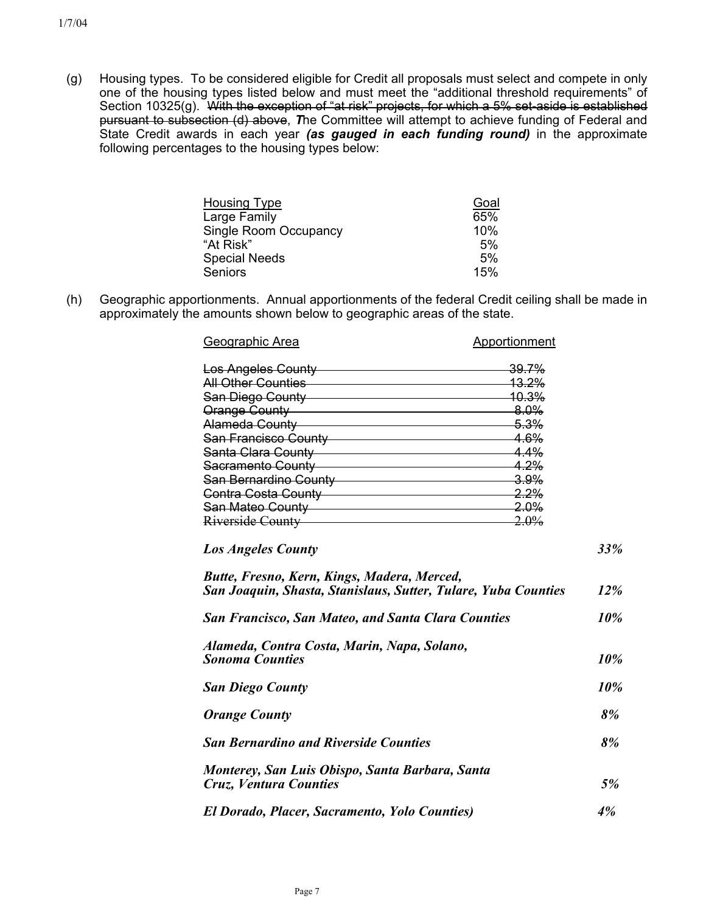(g) Housing types. To be considered eligible for Credit all proposals must select and compete in only one of the housing types listed below and must meet the "additional threshold requirements" of Section 10325(g). ~~With the exception of "at risk" projects, for which a 5% set-aside is established pursuant to subsection (d) above~~, ***T***he Committee will attempt to achieve funding of Federal and State Credit awards in each year ***(as gauged in each funding round)*** in the approximate following percentages to the housing types below:

| Housing Type | Goal |
|---|---|
| Large Family | 65% |
| Single Room Occupancy | 10% |
| "At Risk" | 5% |
| Special Needs | 5% |
| Seniors | 15% |

(h) Geographic apportionments. Annual apportionments of the federal Credit ceiling shall be made in approximately the amounts shown below to geographic areas of the state.

| Geographic Area | Apportionment |
|---|---|
| ~~Los Angeles County~~ | ~~39.7%~~ |
| ~~All Other Counties~~ | ~~13.2%~~ |
| ~~San Diego County~~ | ~~10.3%~~ |
| ~~Orange County~~ | ~~8.0%~~ |
| ~~Alameda County~~ | ~~5.3%~~ |
| ~~San Francisco County~~ | ~~4.6%~~ |
| ~~Santa Clara County~~ | ~~4.4%~~ |
| ~~Sacramento County~~ | ~~4.2%~~ |
| ~~San Bernardino County~~ | ~~3.9%~~ |
| ~~Contra Costa County~~ | ~~2.2%~~ |
| ~~San Mateo County~~ | ~~2.0%~~ |
| ~~Riverside County~~ | ~~2.0%~~ |
| ***Los Angeles County*** | ***33%*** |
| ***Butte, Fresno, Kern, Kings, Madera, Merced, San Joaquin, Shasta, Stanislaus, Sutter, Tulare, Yuba Counties*** | ***12%*** |
| ***San Francisco, San Mateo, and Santa Clara Counties*** | ***10%*** |
| ***Alameda, Contra Costa, Marin, Napa, Solano, Sonoma Counties*** | ***10%*** |
| ***San Diego County*** | ***10%*** |
| ***Orange County*** | ***8%*** |
| ***San Bernardino and Riverside Counties*** | ***8%*** |
| ***Monterey, San Luis Obispo, Santa Barbara, Santa Cruz, Ventura Counties*** | ***5%*** |
| ***El Dorado, Placer, Sacramento, Yolo Counties)*** | ***4%*** |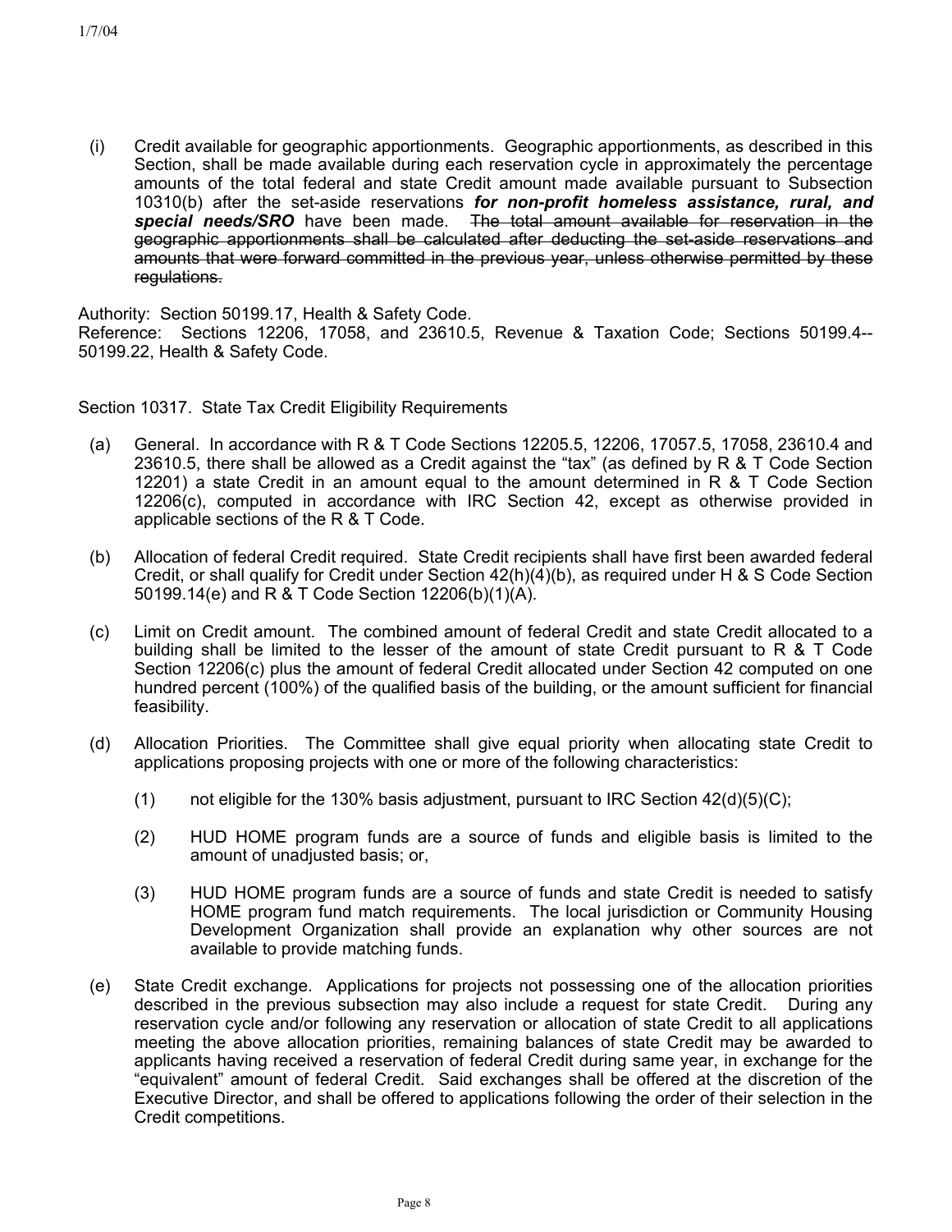(i) Credit available for geographic apportionments. Geographic apportionments, as described in this Section, shall be made available during each reservation cycle in approximately the percentage amounts of the total federal and state Credit amount made available pursuant to Subsection 10310(b) after the set-aside reservations ***for non-profit homeless assistance, rural, and special needs/SRO*** have been made. ~~The total amount available for reservation in the geographic apportionments shall be calculated after deducting the set-aside reservations and amounts that were forward committed in the previous year, unless otherwise permitted by these regulations.~~

Authority: Section 50199.17, Health & Safety Code.
Reference: Sections 12206, 17058, and 23610.5, Revenue & Taxation Code; Sections 50199.4--50199.22, Health & Safety Code.

Section 10317. State Tax Credit Eligibility Requirements

(a) General. In accordance with R & T Code Sections 12205.5, 12206, 17057.5, 17058, 23610.4 and 23610.5, there shall be allowed as a Credit against the "tax" (as defined by R & T Code Section 12201) a state Credit in an amount equal to the amount determined in R & T Code Section 12206(c), computed in accordance with IRC Section 42, except as otherwise provided in applicable sections of the R & T Code.

(b) Allocation of federal Credit required. State Credit recipients shall have first been awarded federal Credit, or shall qualify for Credit under Section 42(h)(4)(b), as required under H & S Code Section 50199.14(e) and R & T Code Section 12206(b)(1)(A).

(c) Limit on Credit amount. The combined amount of federal Credit and state Credit allocated to a building shall be limited to the lesser of the amount of state Credit pursuant to R & T Code Section 12206(c) plus the amount of federal Credit allocated under Section 42 computed on one hundred percent (100%) of the qualified basis of the building, or the amount sufficient for financial feasibility.

(d) Allocation Priorities. The Committee shall give equal priority when allocating state Credit to applications proposing projects with one or more of the following characteristics:

(1) not eligible for the 130% basis adjustment, pursuant to IRC Section 42(d)(5)(C);

(2) HUD HOME program funds are a source of funds and eligible basis is limited to the amount of unadjusted basis; or,

(3) HUD HOME program funds are a source of funds and state Credit is needed to satisfy HOME program fund match requirements. The local jurisdiction or Community Housing Development Organization shall provide an explanation why other sources are not available to provide matching funds.

(e) State Credit exchange. Applications for projects not possessing one of the allocation priorities described in the previous subsection may also include a request for state Credit. During any reservation cycle and/or following any reservation or allocation of state Credit to all applications meeting the above allocation priorities, remaining balances of state Credit may be awarded to applicants having received a reservation of federal Credit during same year, in exchange for the "equivalent" amount of federal Credit. Said exchanges shall be offered at the discretion of the Executive Director, and shall be offered to applications following the order of their selection in the Credit competitions.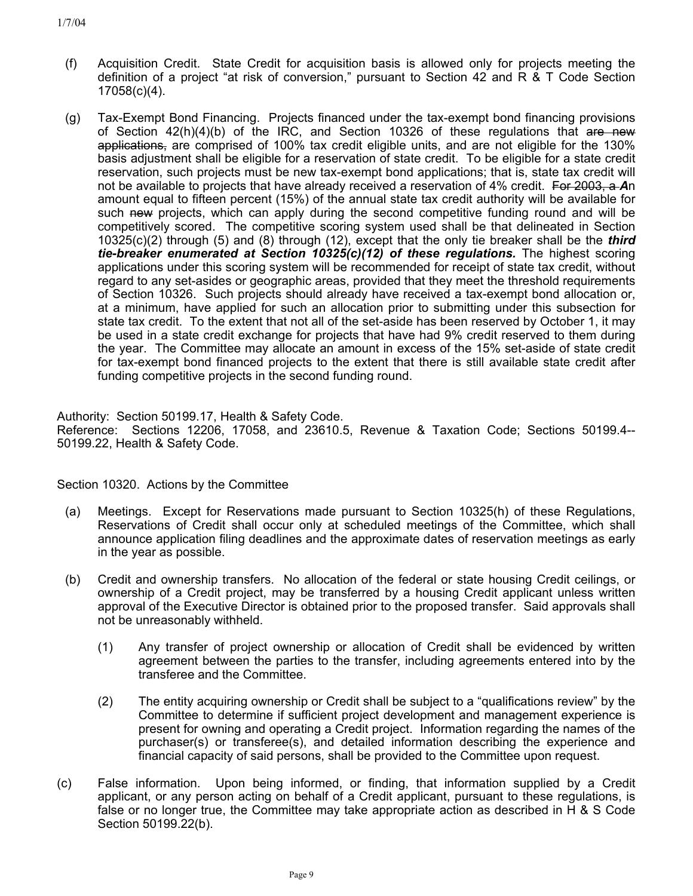(f) Acquisition Credit. State Credit for acquisition basis is allowed only for projects meeting the definition of a project "at risk of conversion," pursuant to Section 42 and R & T Code Section 17058(c)(4).

(g) Tax-Exempt Bond Financing. Projects financed under the tax-exempt bond financing provisions of Section 42(h)(4)(b) of the IRC, and Section 10326 of these regulations that ~~are new applications,~~ are comprised of 100% tax credit eligible units, and are not eligible for the 130% basis adjustment shall be eligible for a reservation of state credit. To be eligible for a state credit reservation, such projects must be new tax-exempt bond applications; that is, state tax credit will not be available to projects that have already received a reservation of 4% credit. ~~For 2003, a~~ ***A***n amount equal to fifteen percent (15%) of the annual state tax credit authority will be available for such ~~new~~ projects, which can apply during the second competitive funding round and will be competitively scored. The competitive scoring system used shall be that delineated in Section 10325(c)(2) through (5) and (8) through (12), except that the only tie breaker shall be the ***third tie-breaker enumerated at Section 10325(c)(12) of these regulations.*** The highest scoring applications under this scoring system will be recommended for receipt of state tax credit, without regard to any set-asides or geographic areas, provided that they meet the threshold requirements of Section 10326. Such projects should already have received a tax-exempt bond allocation or, at a minimum, have applied for such an allocation prior to submitting under this subsection for state tax credit. To the extent that not all of the set-aside has been reserved by October 1, it may be used in a state credit exchange for projects that have had 9% credit reserved to them during the year. The Committee may allocate an amount in excess of the 15% set-aside of state credit for tax-exempt bond financed projects to the extent that there is still available state credit after funding competitive projects in the second funding round.

Authority: Section 50199.17, Health & Safety Code.
Reference: Sections 12206, 17058, and 23610.5, Revenue & Taxation Code; Sections 50199.4--50199.22, Health & Safety Code.

## Section 10320. Actions by the Committee

(a) Meetings. Except for Reservations made pursuant to Section 10325(h) of these Regulations, Reservations of Credit shall occur only at scheduled meetings of the Committee, which shall announce application filing deadlines and the approximate dates of reservation meetings as early in the year as possible.

(b) Credit and ownership transfers. No allocation of the federal or state housing Credit ceilings, or ownership of a Credit project, may be transferred by a housing Credit applicant unless written approval of the Executive Director is obtained prior to the proposed transfer. Said approvals shall not be unreasonably withheld.

(1) Any transfer of project ownership or allocation of Credit shall be evidenced by written agreement between the parties to the transfer, including agreements entered into by the transferee and the Committee.

(2) The entity acquiring ownership or Credit shall be subject to a "qualifications review" by the Committee to determine if sufficient project development and management experience is present for owning and operating a Credit project. Information regarding the names of the purchaser(s) or transferee(s), and detailed information describing the experience and financial capacity of said persons, shall be provided to the Committee upon request.

(c) False information. Upon being informed, or finding, that information supplied by a Credit applicant, or any person acting on behalf of a Credit applicant, pursuant to these regulations, is false or no longer true, the Committee may take appropriate action as described in H & S Code Section 50199.22(b).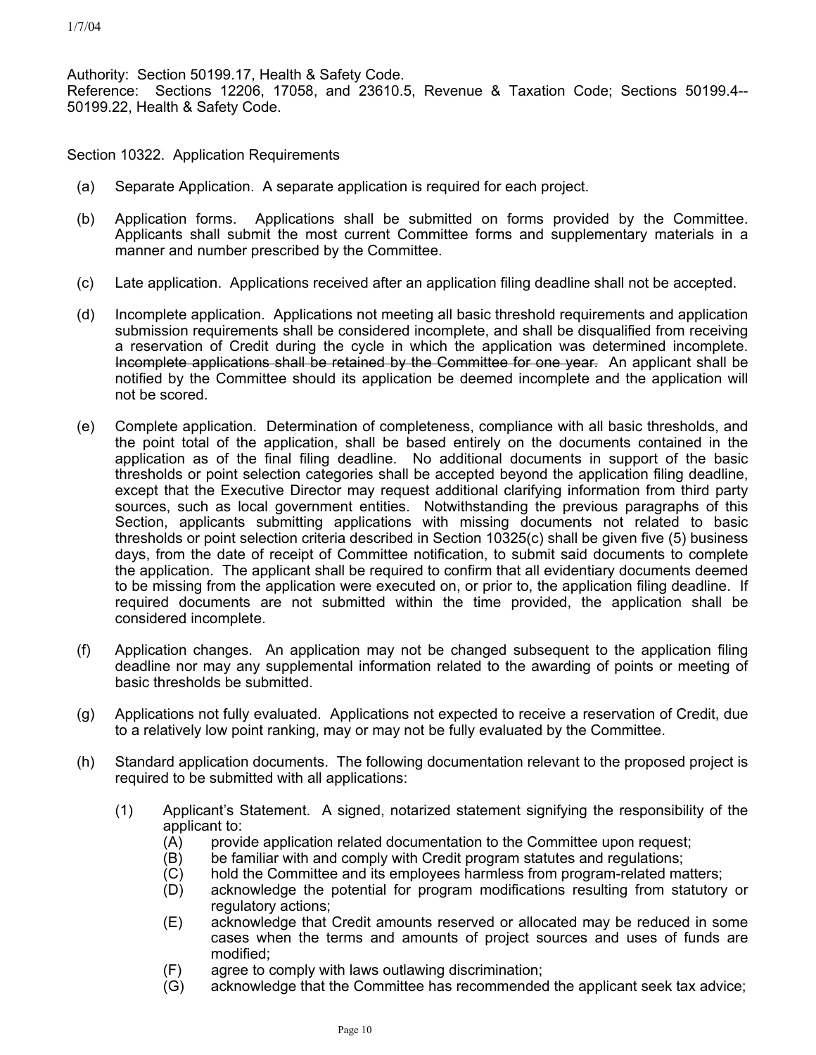Authority: Section 50199.17, Health & Safety Code.
Reference: Sections 12206, 17058, and 23610.5, Revenue & Taxation Code; Sections 50199.4--50199.22, Health & Safety Code.

Section 10322. Application Requirements

(a) Separate Application. A separate application is required for each project.

(b) Application forms. Applications shall be submitted on forms provided by the Committee. Applicants shall submit the most current Committee forms and supplementary materials in a manner and number prescribed by the Committee.

(c) Late application. Applications received after an application filing deadline shall not be accepted.

(d) Incomplete application. Applications not meeting all basic threshold requirements and application submission requirements shall be considered incomplete, and shall be disqualified from receiving a reservation of Credit during the cycle in which the application was determined incomplete. ~~Incomplete applications shall be retained by the Committee for one year.~~ An applicant shall be notified by the Committee should its application be deemed incomplete and the application will not be scored.

(e) Complete application. Determination of completeness, compliance with all basic thresholds, and the point total of the application, shall be based entirely on the documents contained in the application as of the final filing deadline. No additional documents in support of the basic thresholds or point selection categories shall be accepted beyond the application filing deadline, except that the Executive Director may request additional clarifying information from third party sources, such as local government entities. Notwithstanding the previous paragraphs of this Section, applicants submitting applications with missing documents not related to basic thresholds or point selection criteria described in Section 10325(c) shall be given five (5) business days, from the date of receipt of Committee notification, to submit said documents to complete the application. The applicant shall be required to confirm that all evidentiary documents deemed to be missing from the application were executed on, or prior to, the application filing deadline. If required documents are not submitted within the time provided, the application shall be considered incomplete.

(f) Application changes. An application may not be changed subsequent to the application filing deadline nor may any supplemental information related to the awarding of points or meeting of basic thresholds be submitted.

(g) Applications not fully evaluated. Applications not expected to receive a reservation of Credit, due to a relatively low point ranking, may or may not be fully evaluated by the Committee.

(h) Standard application documents. The following documentation relevant to the proposed project is required to be submitted with all applications:

(1) Applicant's Statement. A signed, notarized statement signifying the responsibility of the applicant to:
  (A) provide application related documentation to the Committee upon request;
  (B) be familiar with and comply with Credit program statutes and regulations;
  (C) hold the Committee and its employees harmless from program-related matters;
  (D) acknowledge the potential for program modifications resulting from statutory or regulatory actions;
  (E) acknowledge that Credit amounts reserved or allocated may be reduced in some cases when the terms and amounts of project sources and uses of funds are modified;
  (F) agree to comply with laws outlawing discrimination;
  (G) acknowledge that the Committee has recommended the applicant seek tax advice;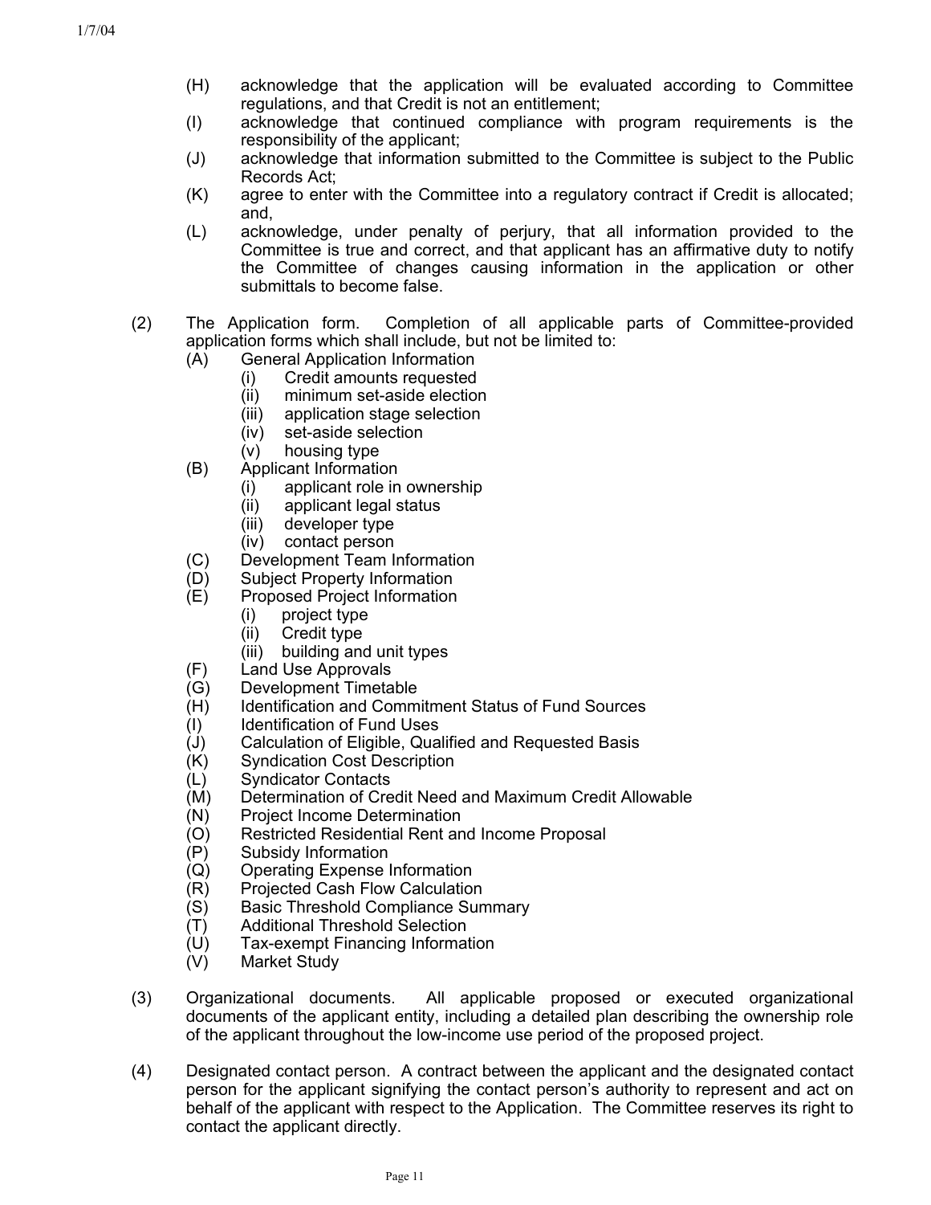(H) acknowledge that the application will be evaluated according to Committee regulations, and that Credit is not an entitlement;

(I) acknowledge that continued compliance with program requirements is the responsibility of the applicant;

(J) acknowledge that information submitted to the Committee is subject to the Public Records Act;

(K) agree to enter with the Committee into a regulatory contract if Credit is allocated; and,

(L) acknowledge, under penalty of perjury, that all information provided to the Committee is true and correct, and that applicant has an affirmative duty to notify the Committee of changes causing information in the application or other submittals to become false.

(2) The Application form. Completion of all applicable parts of Committee-provided application forms which shall include, but not be limited to:

- (A) General Application Information
  - (i) Credit amounts requested
  - (ii) minimum set-aside election
  - (iii) application stage selection
  - (iv) set-aside selection
  - (v) housing type
- (B) Applicant Information
  - (i) applicant role in ownership
  - (ii) applicant legal status
  - (iii) developer type
  - (iv) contact person
- (C) Development Team Information
- (D) Subject Property Information
- (E) Proposed Project Information
  - (i) project type
  - (ii) Credit type
  - (iii) building and unit types
- (F) Land Use Approvals
- (G) Development Timetable
- (H) Identification and Commitment Status of Fund Sources
- (I) Identification of Fund Uses
- (J) Calculation of Eligible, Qualified and Requested Basis
- (K) Syndication Cost Description
- (L) Syndicator Contacts
- (M) Determination of Credit Need and Maximum Credit Allowable
- (N) Project Income Determination
- (O) Restricted Residential Rent and Income Proposal
- (P) Subsidy Information
- (Q) Operating Expense Information
- (R) Projected Cash Flow Calculation
- (S) Basic Threshold Compliance Summary
- (T) Additional Threshold Selection
- (U) Tax-exempt Financing Information
- (V) Market Study

(3) Organizational documents. All applicable proposed or executed organizational documents of the applicant entity, including a detailed plan describing the ownership role of the applicant throughout the low-income use period of the proposed project.

(4) Designated contact person. A contract between the applicant and the designated contact person for the applicant signifying the contact person's authority to represent and act on behalf of the applicant with respect to the Application. The Committee reserves its right to contact the applicant directly.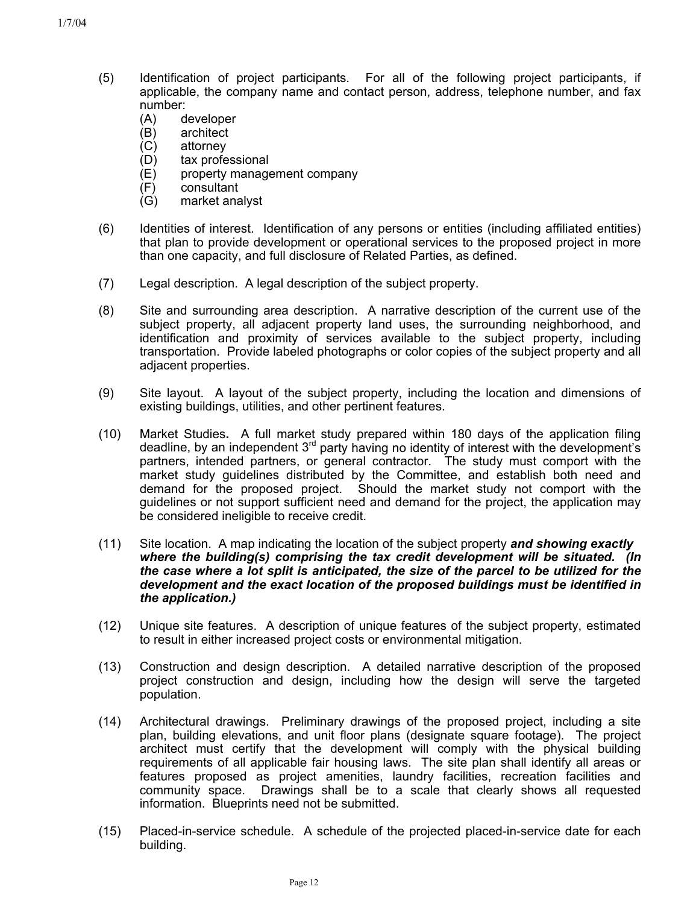(5) Identification of project participants. For all of the following project participants, if applicable, the company name and contact person, address, telephone number, and fax number:

- (A) developer
- (B) architect
- (C) attorney
- (D) tax professional
- (E) property management company
- (F) consultant
- (G) market analyst

(6) Identities of interest. Identification of any persons or entities (including affiliated entities) that plan to provide development or operational services to the proposed project in more than one capacity, and full disclosure of Related Parties, as defined.

(7) Legal description. A legal description of the subject property.

(8) Site and surrounding area description. A narrative description of the current use of the subject property, all adjacent property land uses, the surrounding neighborhood, and identification and proximity of services available to the subject property, including transportation. Provide labeled photographs or color copies of the subject property and all adjacent properties.

(9) Site layout. A layout of the subject property, including the location and dimensions of existing buildings, utilities, and other pertinent features.

(10) Market Studies**.** A full market study prepared within 180 days of the application filing deadline, by an independent 3rd party having no identity of interest with the development's partners, intended partners, or general contractor. The study must comport with the market study guidelines distributed by the Committee, and establish both need and demand for the proposed project. Should the market study not comport with the guidelines or not support sufficient need and demand for the project, the application may be considered ineligible to receive credit.

(11) Site location. A map indicating the location of the subject property ***and showing exactly where the building(s) comprising the tax credit development will be situated. (In the case where a lot split is anticipated, the size of the parcel to be utilized for the development and the exact location of the proposed buildings must be identified in the application.)***

(12) Unique site features. A description of unique features of the subject property, estimated to result in either increased project costs or environmental mitigation.

(13) Construction and design description. A detailed narrative description of the proposed project construction and design, including how the design will serve the targeted population.

(14) Architectural drawings. Preliminary drawings of the proposed project, including a site plan, building elevations, and unit floor plans (designate square footage). The project architect must certify that the development will comply with the physical building requirements of all applicable fair housing laws. The site plan shall identify all areas or features proposed as project amenities, laundry facilities, recreation facilities and community space. Drawings shall be to a scale that clearly shows all requested information. Blueprints need not be submitted.

(15) Placed-in-service schedule. A schedule of the projected placed-in-service date for each building.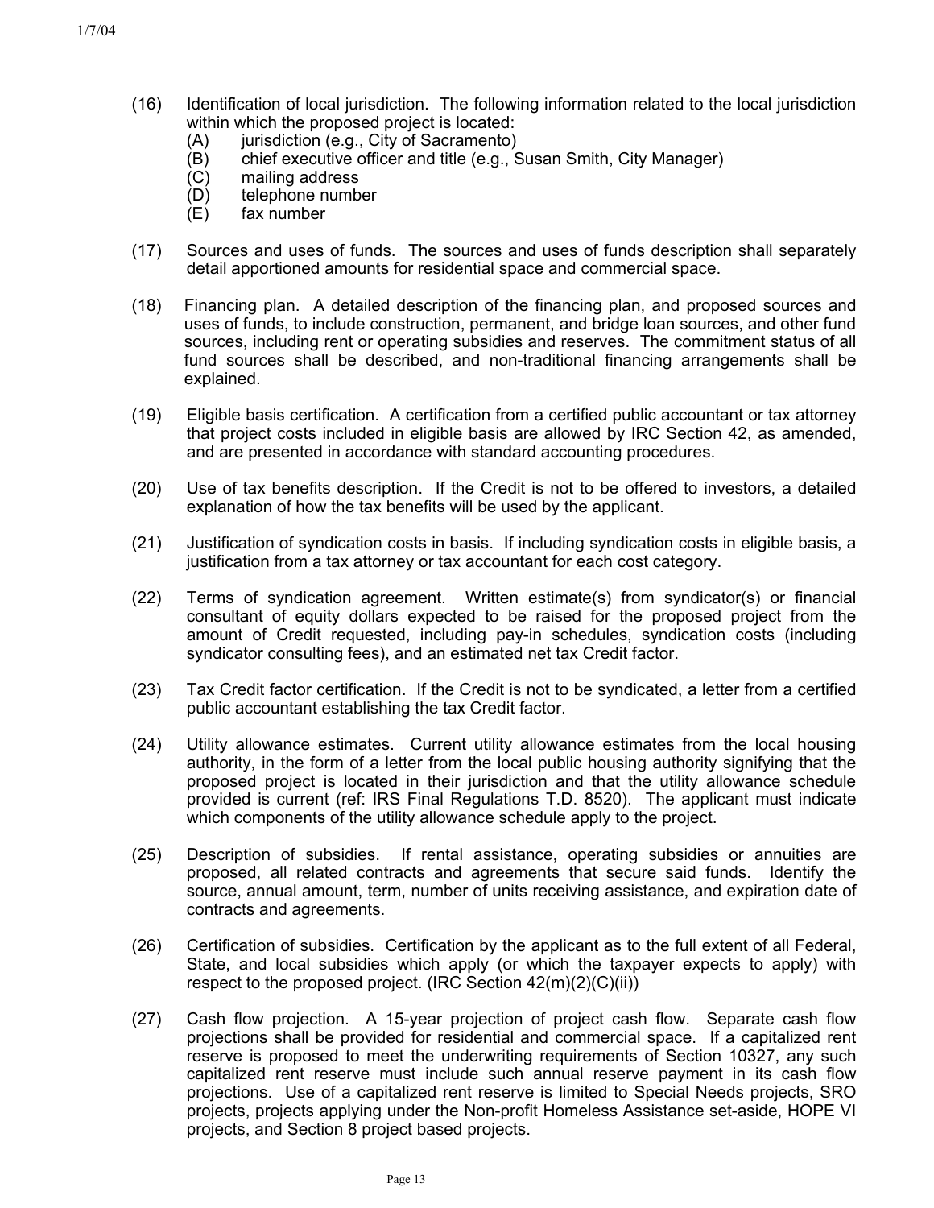(16) Identification of local jurisdiction. The following information related to the local jurisdiction within which the proposed project is located:
   (A) jurisdiction (e.g., City of Sacramento)
   (B) chief executive officer and title (e.g., Susan Smith, City Manager)
   (C) mailing address
   (D) telephone number
   (E) fax number

(17) Sources and uses of funds. The sources and uses of funds description shall separately detail apportioned amounts for residential space and commercial space.

(18) Financing plan. A detailed description of the financing plan, and proposed sources and uses of funds, to include construction, permanent, and bridge loan sources, and other fund sources, including rent or operating subsidies and reserves. The commitment status of all fund sources shall be described, and non-traditional financing arrangements shall be explained.

(19) Eligible basis certification. A certification from a certified public accountant or tax attorney that project costs included in eligible basis are allowed by IRC Section 42, as amended, and are presented in accordance with standard accounting procedures.

(20) Use of tax benefits description. If the Credit is not to be offered to investors, a detailed explanation of how the tax benefits will be used by the applicant.

(21) Justification of syndication costs in basis. If including syndication costs in eligible basis, a justification from a tax attorney or tax accountant for each cost category.

(22) Terms of syndication agreement. Written estimate(s) from syndicator(s) or financial consultant of equity dollars expected to be raised for the proposed project from the amount of Credit requested, including pay-in schedules, syndication costs (including syndicator consulting fees), and an estimated net tax Credit factor.

(23) Tax Credit factor certification. If the Credit is not to be syndicated, a letter from a certified public accountant establishing the tax Credit factor.

(24) Utility allowance estimates. Current utility allowance estimates from the local housing authority, in the form of a letter from the local public housing authority signifying that the proposed project is located in their jurisdiction and that the utility allowance schedule provided is current (ref: IRS Final Regulations T.D. 8520). The applicant must indicate which components of the utility allowance schedule apply to the project.

(25) Description of subsidies. If rental assistance, operating subsidies or annuities are proposed, all related contracts and agreements that secure said funds. Identify the source, annual amount, term, number of units receiving assistance, and expiration date of contracts and agreements.

(26) Certification of subsidies. Certification by the applicant as to the full extent of all Federal, State, and local subsidies which apply (or which the taxpayer expects to apply) with respect to the proposed project. (IRC Section 42(m)(2)(C)(ii))

(27) Cash flow projection. A 15-year projection of project cash flow. Separate cash flow projections shall be provided for residential and commercial space. If a capitalized rent reserve is proposed to meet the underwriting requirements of Section 10327, any such capitalized rent reserve must include such annual reserve payment in its cash flow projections. Use of a capitalized rent reserve is limited to Special Needs projects, SRO projects, projects applying under the Non-profit Homeless Assistance set-aside, HOPE VI projects, and Section 8 project based projects.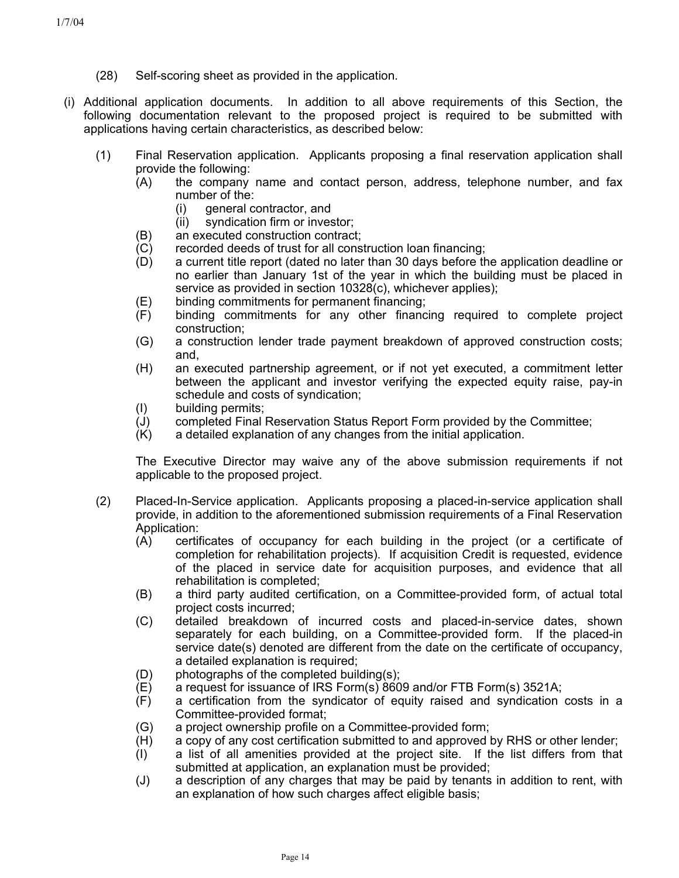(28) Self-scoring sheet as provided in the application.

(i) Additional application documents. In addition to all above requirements of this Section, the following documentation relevant to the proposed project is required to be submitted with applications having certain characteristics, as described below:

(1) Final Reservation application. Applicants proposing a final reservation application shall provide the following:

(A) the company name and contact person, address, telephone number, and fax number of the:

(i) general contractor, and

(ii) syndication firm or investor;

(B) an executed construction contract;

(C) recorded deeds of trust for all construction loan financing;

(D) a current title report (dated no later than 30 days before the application deadline or no earlier than January 1st of the year in which the building must be placed in service as provided in section 10328(c), whichever applies);

(E) binding commitments for permanent financing;

(F) binding commitments for any other financing required to complete project construction;

(G) a construction lender trade payment breakdown of approved construction costs; and,

(H) an executed partnership agreement, or if not yet executed, a commitment letter between the applicant and investor verifying the expected equity raise, pay-in schedule and costs of syndication;

(I) building permits;

(J) completed Final Reservation Status Report Form provided by the Committee;

(K) a detailed explanation of any changes from the initial application.

The Executive Director may waive any of the above submission requirements if not applicable to the proposed project.

(2) Placed-In-Service application. Applicants proposing a placed-in-service application shall provide, in addition to the aforementioned submission requirements of a Final Reservation Application:

(A) certificates of occupancy for each building in the project (or a certificate of completion for rehabilitation projects). If acquisition Credit is requested, evidence of the placed in service date for acquisition purposes, and evidence that all rehabilitation is completed;

(B) a third party audited certification, on a Committee-provided form, of actual total project costs incurred;

(C) detailed breakdown of incurred costs and placed-in-service dates, shown separately for each building, on a Committee-provided form. If the placed-in service date(s) denoted are different from the date on the certificate of occupancy, a detailed explanation is required;

(D) photographs of the completed building(s);

(E) a request for issuance of IRS Form(s) 8609 and/or FTB Form(s) 3521A;

(F) a certification from the syndicator of equity raised and syndication costs in a Committee-provided format;

(G) a project ownership profile on a Committee-provided form;

(H) a copy of any cost certification submitted to and approved by RHS or other lender;

(I) a list of all amenities provided at the project site. If the list differs from that submitted at application, an explanation must be provided;

(J) a description of any charges that may be paid by tenants in addition to rent, with an explanation of how such charges affect eligible basis;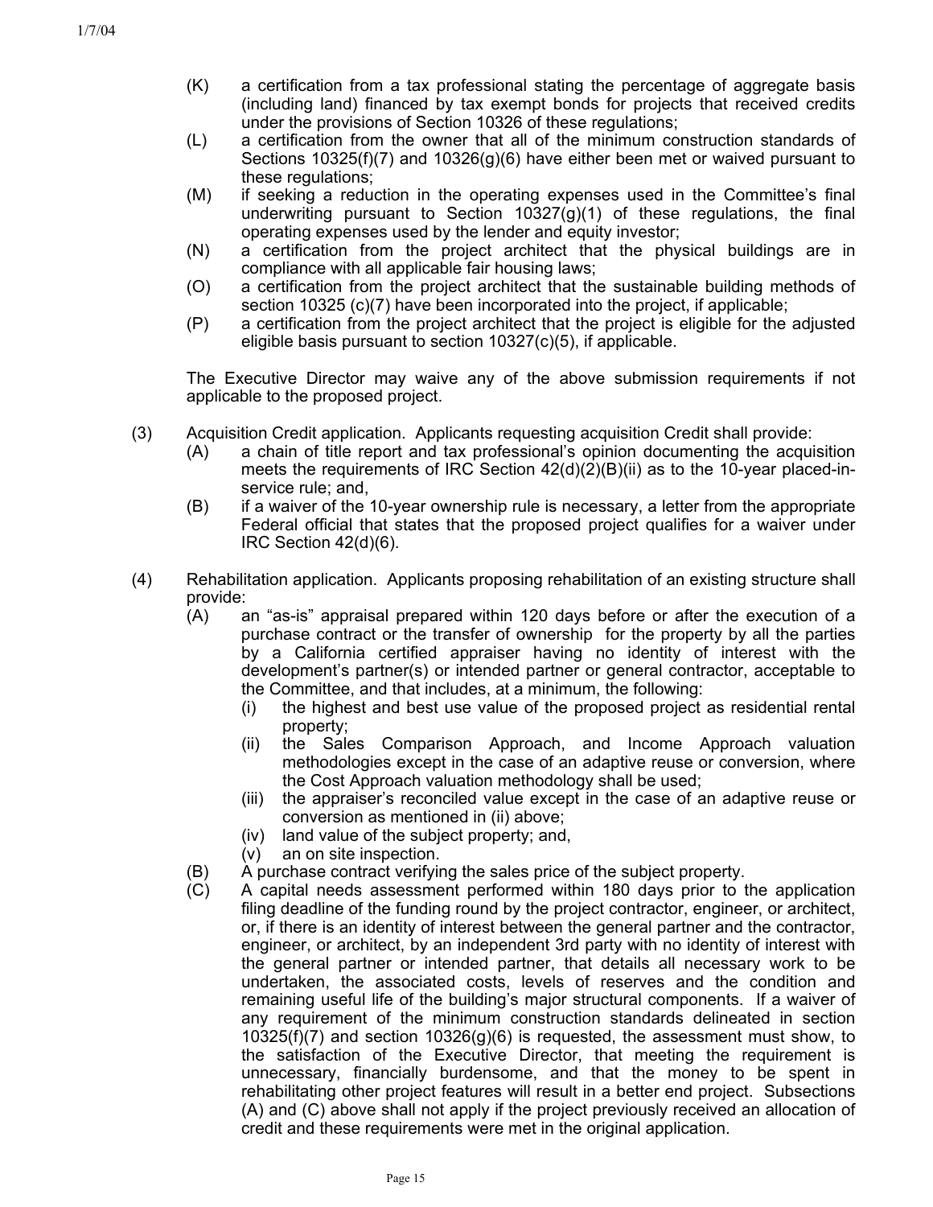(K) a certification from a tax professional stating the percentage of aggregate basis (including land) financed by tax exempt bonds for projects that received credits under the provisions of Section 10326 of these regulations;

(L) a certification from the owner that all of the minimum construction standards of Sections 10325(f)(7) and 10326(g)(6) have either been met or waived pursuant to these regulations;

(M) if seeking a reduction in the operating expenses used in the Committee's final underwriting pursuant to Section 10327(g)(1) of these regulations, the final operating expenses used by the lender and equity investor;

(N) a certification from the project architect that the physical buildings are in compliance with all applicable fair housing laws;

(O) a certification from the project architect that the sustainable building methods of section 10325 (c)(7) have been incorporated into the project, if applicable;

(P) a certification from the project architect that the project is eligible for the adjusted eligible basis pursuant to section 10327(c)(5), if applicable.

The Executive Director may waive any of the above submission requirements if not applicable to the proposed project.

(3) Acquisition Credit application. Applicants requesting acquisition Credit shall provide:

(A) a chain of title report and tax professional's opinion documenting the acquisition meets the requirements of IRC Section 42(d)(2)(B)(ii) as to the 10-year placed-in-service rule; and,

(B) if a waiver of the 10-year ownership rule is necessary, a letter from the appropriate Federal official that states that the proposed project qualifies for a waiver under IRC Section 42(d)(6).

(4) Rehabilitation application. Applicants proposing rehabilitation of an existing structure shall provide:

(A) an "as-is" appraisal prepared within 120 days before or after the execution of a purchase contract or the transfer of ownership for the property by all the parties by a California certified appraiser having no identity of interest with the development's partner(s) or intended partner or general contractor, acceptable to the Committee, and that includes, at a minimum, the following:

(i) the highest and best use value of the proposed project as residential rental property;

(ii) the Sales Comparison Approach, and Income Approach valuation methodologies except in the case of an adaptive reuse or conversion, where the Cost Approach valuation methodology shall be used;

(iii) the appraiser's reconciled value except in the case of an adaptive reuse or conversion as mentioned in (ii) above;

(iv) land value of the subject property; and,

(v) an on site inspection.

(B) A purchase contract verifying the sales price of the subject property.

(C) A capital needs assessment performed within 180 days prior to the application filing deadline of the funding round by the project contractor, engineer, or architect, or, if there is an identity of interest between the general partner and the contractor, engineer, or architect, by an independent 3rd party with no identity of interest with the general partner or intended partner, that details all necessary work to be undertaken, the associated costs, levels of reserves and the condition and remaining useful life of the building's major structural components. If a waiver of any requirement of the minimum construction standards delineated in section 10325(f)(7) and section 10326(g)(6) is requested, the assessment must show, to the satisfaction of the Executive Director, that meeting the requirement is unnecessary, financially burdensome, and that the money to be spent in rehabilitating other project features will result in a better end project. Subsections (A) and (C) above shall not apply if the project previously received an allocation of credit and these requirements were met in the original application.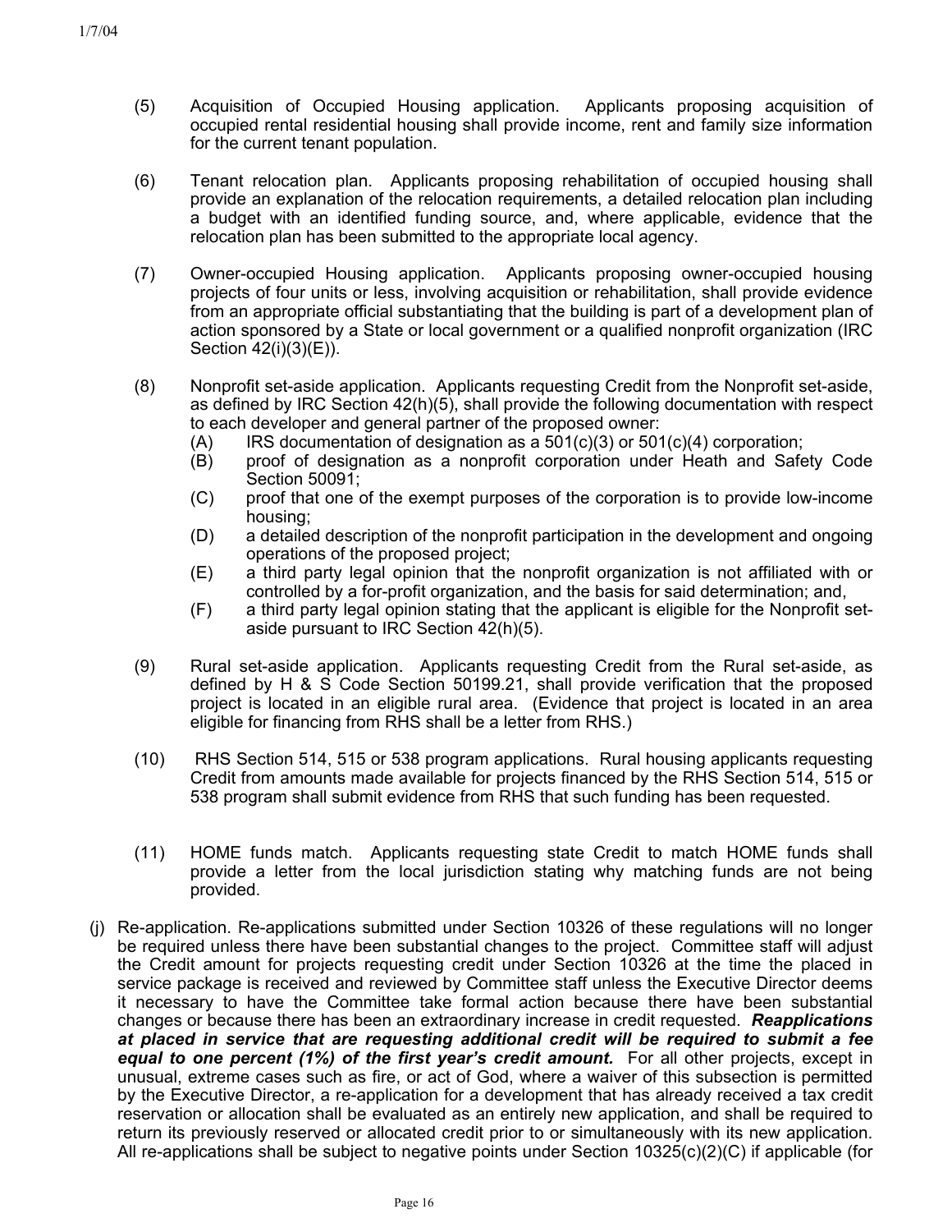(5) Acquisition of Occupied Housing application. Applicants proposing acquisition of occupied rental residential housing shall provide income, rent and family size information for the current tenant population.

(6) Tenant relocation plan. Applicants proposing rehabilitation of occupied housing shall provide an explanation of the relocation requirements, a detailed relocation plan including a budget with an identified funding source, and, where applicable, evidence that the relocation plan has been submitted to the appropriate local agency.

(7) Owner-occupied Housing application. Applicants proposing owner-occupied housing projects of four units or less, involving acquisition or rehabilitation, shall provide evidence from an appropriate official substantiating that the building is part of a development plan of action sponsored by a State or local government or a qualified nonprofit organization (IRC Section 42(i)(3)(E)).

(8) Nonprofit set-aside application. Applicants requesting Credit from the Nonprofit set-aside, as defined by IRC Section 42(h)(5), shall provide the following documentation with respect to each developer and general partner of the proposed owner:
   - (A) IRS documentation of designation as a 501(c)(3) or 501(c)(4) corporation;
   - (B) proof of designation as a nonprofit corporation under Heath and Safety Code Section 50091;
   - (C) proof that one of the exempt purposes of the corporation is to provide low-income housing;
   - (D) a detailed description of the nonprofit participation in the development and ongoing operations of the proposed project;
   - (E) a third party legal opinion that the nonprofit organization is not affiliated with or controlled by a for-profit organization, and the basis for said determination; and,
   - (F) a third party legal opinion stating that the applicant is eligible for the Nonprofit set-aside pursuant to IRC Section 42(h)(5).

(9) Rural set-aside application. Applicants requesting Credit from the Rural set-aside, as defined by H & S Code Section 50199.21, shall provide verification that the proposed project is located in an eligible rural area. (Evidence that project is located in an area eligible for financing from RHS shall be a letter from RHS.)

(10) RHS Section 514, 515 or 538 program applications. Rural housing applicants requesting Credit from amounts made available for projects financed by the RHS Section 514, 515 or 538 program shall submit evidence from RHS that such funding has been requested.

(11) HOME funds match. Applicants requesting state Credit to match HOME funds shall provide a letter from the local jurisdiction stating why matching funds are not being provided.

(j) Re-application. Re-applications submitted under Section 10326 of these regulations will no longer be required unless there have been substantial changes to the project. Committee staff will adjust the Credit amount for projects requesting credit under Section 10326 at the time the placed in service package is received and reviewed by Committee staff unless the Executive Director deems it necessary to have the Committee take formal action because there have been substantial changes or because there has been an extraordinary increase in credit requested. ***Reapplications at placed in service that are requesting additional credit will be required to submit a fee equal to one percent (1%) of the first year's credit amount.*** For all other projects, except in unusual, extreme cases such as fire, or act of God, where a waiver of this subsection is permitted by the Executive Director, a re-application for a development that has already received a tax credit reservation or allocation shall be evaluated as an entirely new application, and shall be required to return its previously reserved or allocated credit prior to or simultaneously with its new application. All re-applications shall be subject to negative points under Section 10325(c)(2)(C) if applicable (for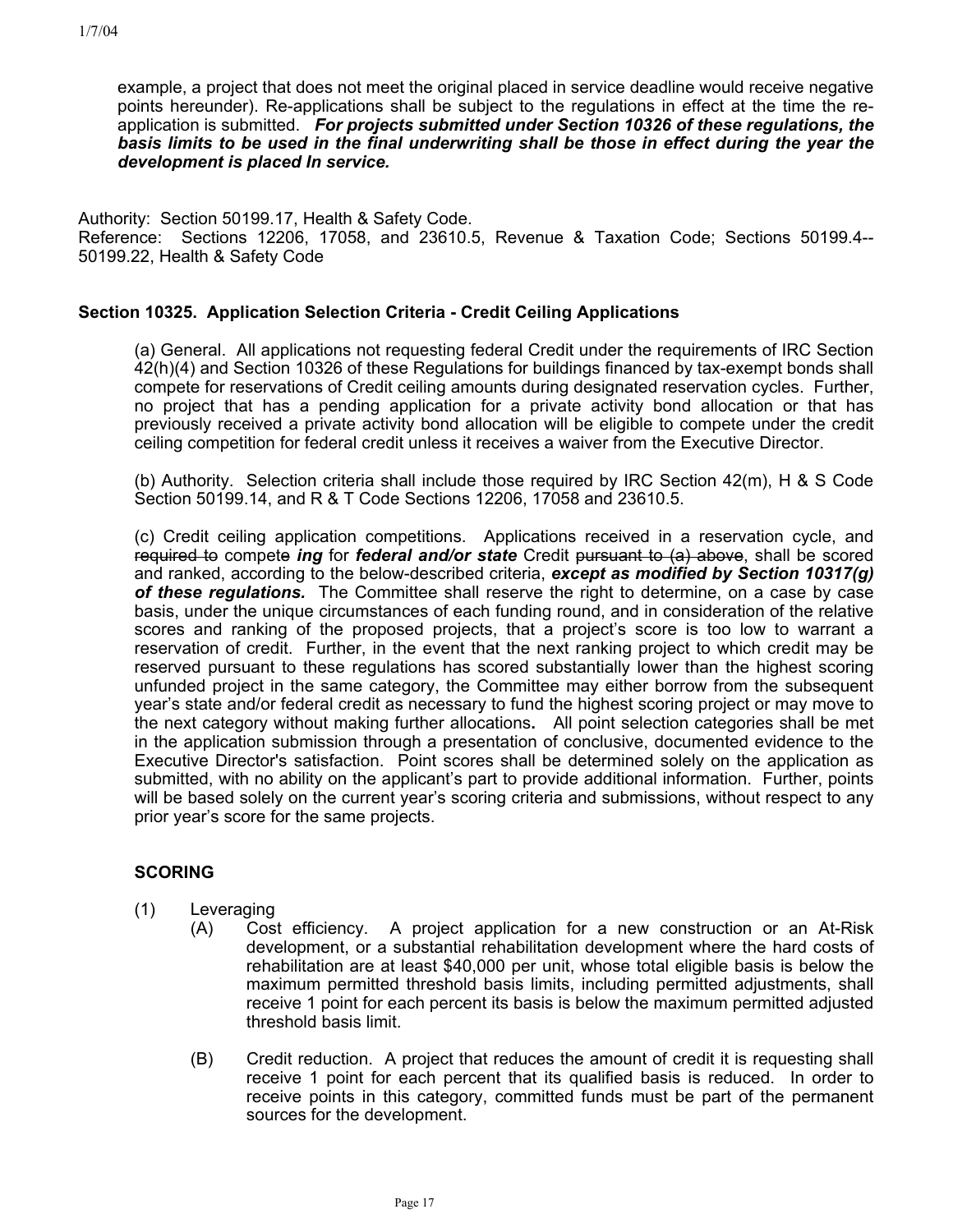example, a project that does not meet the original placed in service deadline would receive negative points hereunder). Re-applications shall be subject to the regulations in effect at the time the re-application is submitted. ***For projects submitted under Section 10326 of these regulations, the basis limits to be used in the final underwriting shall be those in effect during the year the development is placed In service.***

Authority: Section 50199.17, Health & Safety Code.
Reference: Sections 12206, 17058, and 23610.5, Revenue & Taxation Code; Sections 50199.4--50199.22, Health & Safety Code

### Section 10325. Application Selection Criteria - Credit Ceiling Applications

(a) General. All applications not requesting federal Credit under the requirements of IRC Section 42(h)(4) and Section 10326 of these Regulations for buildings financed by tax-exempt bonds shall compete for reservations of Credit ceiling amounts during designated reservation cycles. Further, no project that has a pending application for a private activity bond allocation or that has previously received a private activity bond allocation will be eligible to compete under the credit ceiling competition for federal credit unless it receives a waiver from the Executive Director.

(b) Authority. Selection criteria shall include those required by IRC Section 42(m), H & S Code Section 50199.14, and R & T Code Sections 12206, 17058 and 23610.5.

(c) Credit ceiling application competitions. Applications received in a reservation cycle, and ~~required to~~ compete~~e~~ ***ing*** for ***federal and/or state*** Credit ~~pursuant to (a) above~~, shall be scored and ranked, according to the below-described criteria, ***except as modified by Section 10317(g) of these regulations.*** The Committee shall reserve the right to determine, on a case by case basis, under the unique circumstances of each funding round, and in consideration of the relative scores and ranking of the proposed projects, that a project's score is too low to warrant a reservation of credit. Further, in the event that the next ranking project to which credit may be reserved pursuant to these regulations has scored substantially lower than the highest scoring unfunded project in the same category, the Committee may either borrow from the subsequent year's state and/or federal credit as necessary to fund the highest scoring project or may move to the next category without making further allocations**.** All point selection categories shall be met in the application submission through a presentation of conclusive, documented evidence to the Executive Director's satisfaction. Point scores shall be determined solely on the application as submitted, with no ability on the applicant's part to provide additional information. Further, points will be based solely on the current year's scoring criteria and submissions, without respect to any prior year's score for the same projects.

#### SCORING

(1) Leveraging

(A) Cost efficiency. A project application for a new construction or an At-Risk development, or a substantial rehabilitation development where the hard costs of rehabilitation are at least $40,000 per unit, whose total eligible basis is below the maximum permitted threshold basis limits, including permitted adjustments, shall receive 1 point for each percent its basis is below the maximum permitted adjusted threshold basis limit.

(B) Credit reduction. A project that reduces the amount of credit it is requesting shall receive 1 point for each percent that its qualified basis is reduced. In order to receive points in this category, committed funds must be part of the permanent sources for the development.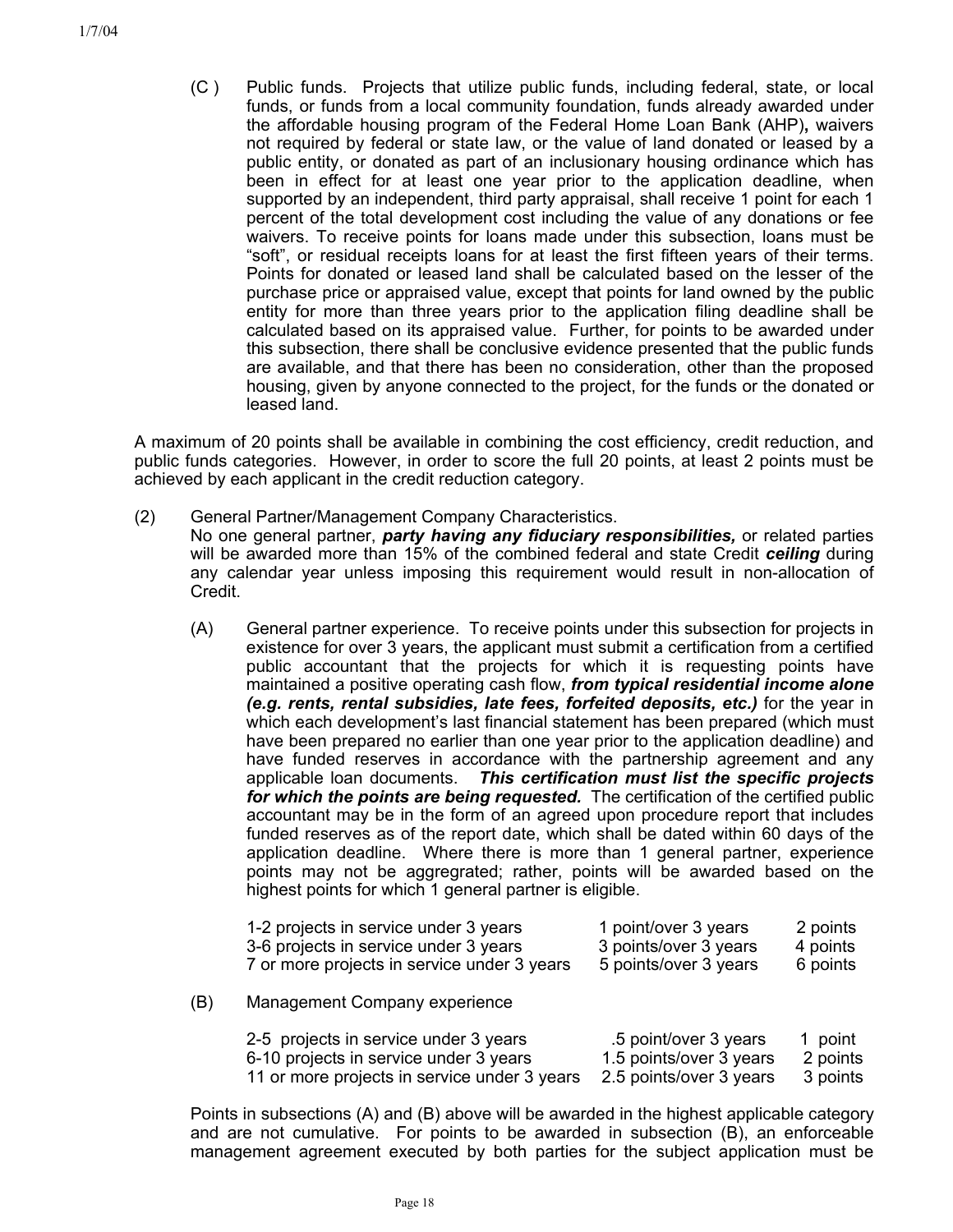(C ) Public funds. Projects that utilize public funds, including federal, state, or local funds, or funds from a local community foundation, funds already awarded under the affordable housing program of the Federal Home Loan Bank (AHP)**,** waivers not required by federal or state law, or the value of land donated or leased by a public entity, or donated as part of an inclusionary housing ordinance which has been in effect for at least one year prior to the application deadline, when supported by an independent, third party appraisal, shall receive 1 point for each 1 percent of the total development cost including the value of any donations or fee waivers. To receive points for loans made under this subsection, loans must be "soft", or residual receipts loans for at least the first fifteen years of their terms. Points for donated or leased land shall be calculated based on the lesser of the purchase price or appraised value, except that points for land owned by the public entity for more than three years prior to the application filing deadline shall be calculated based on its appraised value. Further, for points to be awarded under this subsection, there shall be conclusive evidence presented that the public funds are available, and that there has been no consideration, other than the proposed housing, given by anyone connected to the project, for the funds or the donated or leased land.

A maximum of 20 points shall be available in combining the cost efficiency, credit reduction, and public funds categories. However, in order to score the full 20 points, at least 2 points must be achieved by each applicant in the credit reduction category.

(2) General Partner/Management Company Characteristics.
No one general partner, ***party having any fiduciary responsibilities,*** or related parties will be awarded more than 15% of the combined federal and state Credit ***ceiling*** during any calendar year unless imposing this requirement would result in non-allocation of Credit.

(A) General partner experience. To receive points under this subsection for projects in existence for over 3 years, the applicant must submit a certification from a certified public accountant that the projects for which it is requesting points have maintained a positive operating cash flow, ***from typical residential income alone (e.g. rents, rental subsidies, late fees, forfeited deposits, etc.)*** for the year in which each development's last financial statement has been prepared (which must have been prepared no earlier than one year prior to the application deadline) and have funded reserves in accordance with the partnership agreement and any applicable loan documents. ***This certification must list the specific projects for which the points are being requested.*** The certification of the certified public accountant may be in the form of an agreed upon procedure report that includes funded reserves as of the report date, which shall be dated within 60 days of the application deadline. Where there is more than 1 general partner, experience points may not be aggregrated; rather, points will be awarded based on the highest points for which 1 general partner is eligible.

| | | |
|---|---|---|
| 1-2 projects in service under 3 years | 1 point/over 3 years | 2 points |
| 3-6 projects in service under 3 years | 3 points/over 3 years | 4 points |
| 7 or more projects in service under 3 years | 5 points/over 3 years | 6 points |

(B) Management Company experience

| | | |
|---|---|---|
| 2-5 projects in service under 3 years | .5 point/over 3 years | 1 point |
| 6-10 projects in service under 3 years | 1.5 points/over 3 years | 2 points |
| 11 or more projects in service under 3 years | 2.5 points/over 3 years | 3 points |

Points in subsections (A) and (B) above will be awarded in the highest applicable category and are not cumulative. For points to be awarded in subsection (B), an enforceable management agreement executed by both parties for the subject application must be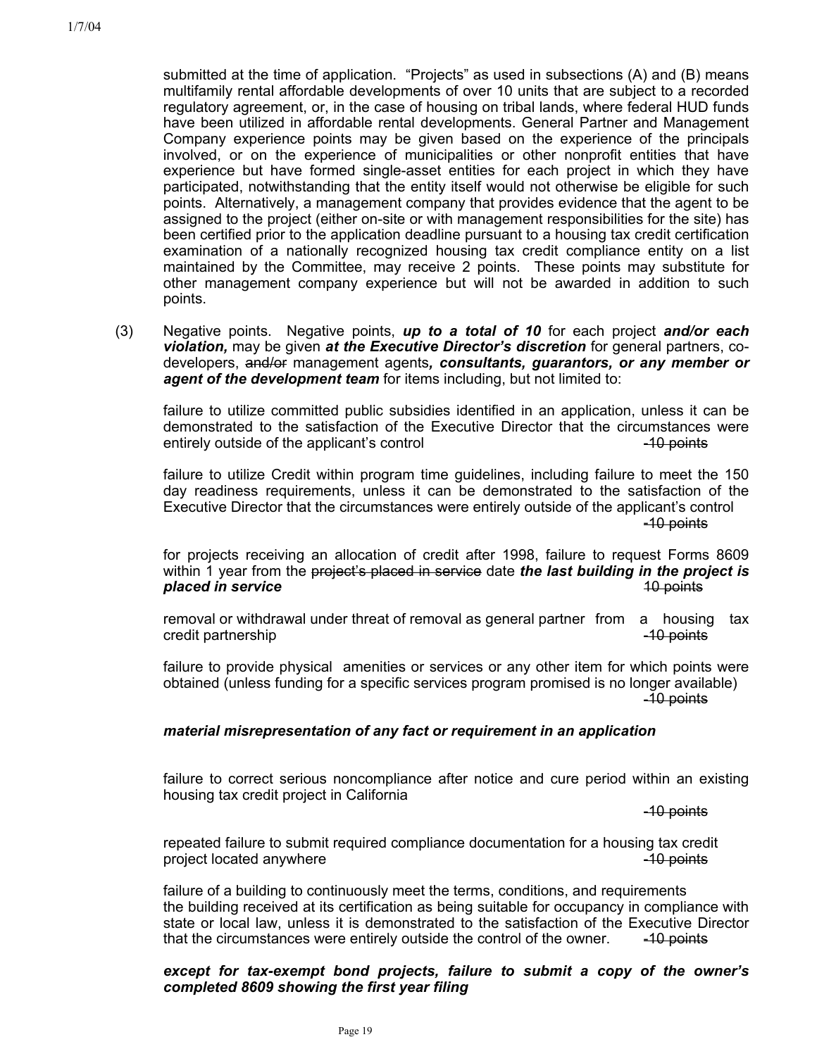submitted at the time of application. "Projects" as used in subsections (A) and (B) means multifamily rental affordable developments of over 10 units that are subject to a recorded regulatory agreement, or, in the case of housing on tribal lands, where federal HUD funds have been utilized in affordable rental developments. General Partner and Management Company experience points may be given based on the experience of the principals involved, or on the experience of municipalities or other nonprofit entities that have experience but have formed single-asset entities for each project in which they have participated, notwithstanding that the entity itself would not otherwise be eligible for such points. Alternatively, a management company that provides evidence that the agent to be assigned to the project (either on-site or with management responsibilities for the site) has been certified prior to the application deadline pursuant to a housing tax credit certification examination of a nationally recognized housing tax credit compliance entity on a list maintained by the Committee, may receive 2 points. These points may substitute for other management company experience but will not be awarded in addition to such points.

(3) Negative points. Negative points, ***up to a total of 10*** for each project ***and/or each violation,*** may be given ***at the Executive Director's discretion*** for general partners, co-developers, ~~and/or~~ management agents***, consultants, guarantors, or any member or agent of the development team*** for items including, but not limited to:

failure to utilize committed public subsidies identified in an application, unless it can be demonstrated to the satisfaction of the Executive Director that the circumstances were entirely outside of the applicant's control ~~-10 points~~

failure to utilize Credit within program time guidelines, including failure to meet the 150 day readiness requirements, unless it can be demonstrated to the satisfaction of the Executive Director that the circumstances were entirely outside of the applicant's control ~~-10 points~~

for projects receiving an allocation of credit after 1998, failure to request Forms 8609 within 1 year from the ~~project's placed in service~~ date ***the last building in the project is placed in service*** ~~10 points~~

removal or withdrawal under threat of removal as general partner from a housing tax credit partnership ~~-10 points~~

failure to provide physical amenities or services or any other item for which points were obtained (unless funding for a specific services program promised is no longer available) ~~-10 points~~

***material misrepresentation of any fact or requirement in an application***

failure to correct serious noncompliance after notice and cure period within an existing housing tax credit project in California ~~-10 points~~

repeated failure to submit required compliance documentation for a housing tax credit project located anywhere ~~-10 points~~

failure of a building to continuously meet the terms, conditions, and requirements the building received at its certification as being suitable for occupancy in compliance with state or local law, unless it is demonstrated to the satisfaction of the Executive Director that the circumstances were entirely outside the control of the owner. ~~-10 points~~

***except for tax-exempt bond projects, failure to submit a copy of the owner's completed 8609 showing the first year filing***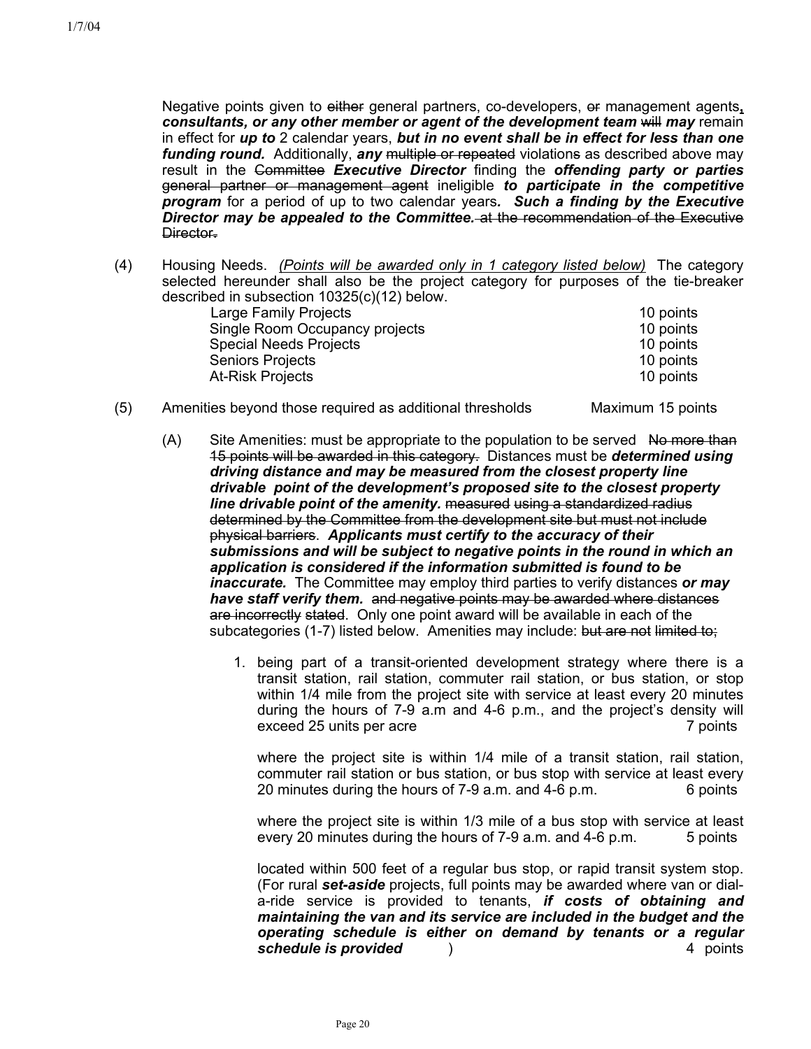Negative points given to ~~either~~ general partners, co-developers, ~~or~~ management agents***,*** ***consultants, or any other member or agent of the development team*** ~~will~~ ***may*** remain in effect for ***up to*** 2 calendar years, ***but in no event shall be in effect for less than one funding round.*** Additionally, ***any*** ~~multiple or repeated~~ violation~~s~~ as described above may result in the ~~Committee~~ ***Executive Director*** finding the ***offending party or parties*** ~~general partner or management agent~~ ineligible ***to participate in the competitive program*** for a period of up to two calendar years***. Such a finding by the Executive Director may be appealed to the Committee.*** ~~at the recommendation of the Executive Director.~~

(4) Housing Needs. *(Points will be awarded only in 1 category listed below)* The category selected hereunder shall also be the project category for purposes of the tie-breaker described in subsection 10325(c)(12) below.

| | |
|---|---|
| Large Family Projects | 10 points |
| Single Room Occupancy projects | 10 points |
| Special Needs Projects | 10 points |
| Seniors Projects | 10 points |
| At-Risk Projects | 10 points |

(5) Amenities beyond those required as additional thresholds — Maximum 15 points

(A) Site Amenities: must be appropriate to the population to be served ~~No more than 15 points will be awarded in this category.~~ Distances must be ***determined using driving distance and may be measured from the closest property line drivable point of the development's proposed site to the closest property line drivable point of the amenity.*** ~~measured using a standardized radius determined by the Committee from the development site but must not include physical barriers~~. ***Applicants must certify to the accuracy of their submissions and will be subject to negative points in the round in which an application is considered if the information submitted is found to be inaccurate.*** The Committee may employ third parties to verify distances ***or may have staff verify them.*** ~~and negative points may be awarded where distances are incorrectly stated~~. Only one point award will be available in each of the subcategories (1-7) listed below. Amenities may include: ~~but are not limited to;~~

1. being part of a transit-oriented development strategy where there is a transit station, rail station, commuter rail station, or bus station, or stop within 1/4 mile from the project site with service at least every 20 minutes during the hours of 7-9 a.m and 4-6 p.m., and the project's density will exceed 25 units per acre — 7 points

   where the project site is within 1/4 mile of a transit station, rail station, commuter rail station or bus station, or bus stop with service at least every 20 minutes during the hours of 7-9 a.m. and 4-6 p.m. — 6 points

   where the project site is within 1/3 mile of a bus stop with service at least every 20 minutes during the hours of 7-9 a.m. and 4-6 p.m. — 5 points

   located within 500 feet of a regular bus stop, or rapid transit system stop. (For rural ***set-aside*** projects, full points may be awarded where van or dial-a-ride service is provided to tenants, ***if costs of obtaining and maintaining the van and its service are included in the budget and the operating schedule is either on demand by tenants or a regular schedule is provided*** ) — 4 points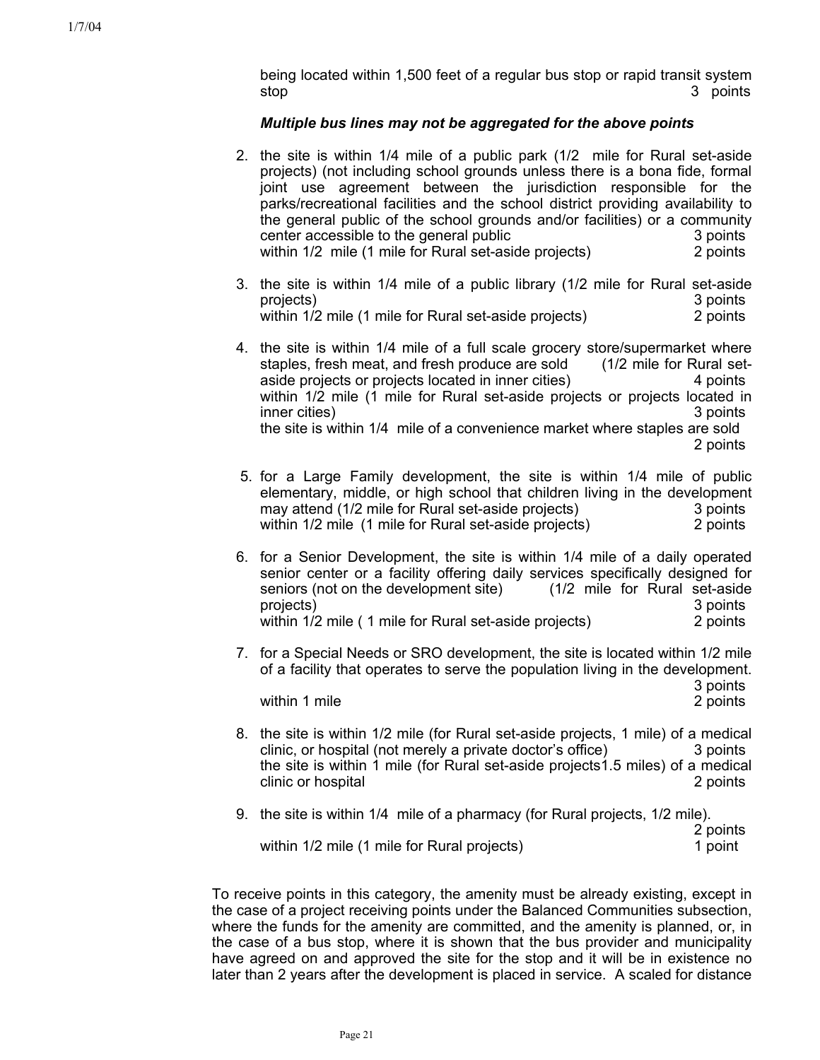being located within 1,500 feet of a regular bus stop or rapid transit system stop 3 points

***Multiple bus lines may not be aggregated for the above points***

2. the site is within 1/4 mile of a public park (1/2 mile for Rural set-aside projects) (not including school grounds unless there is a bona fide, formal joint use agreement between the jurisdiction responsible for the parks/recreational facilities and the school district providing availability to the general public of the school grounds and/or facilities) or a community center accessible to the general public 3 points
   within 1/2 mile (1 mile for Rural set-aside projects) 2 points

3. the site is within 1/4 mile of a public library (1/2 mile for Rural set-aside projects) 3 points
   within 1/2 mile (1 mile for Rural set-aside projects) 2 points

4. the site is within 1/4 mile of a full scale grocery store/supermarket where staples, fresh meat, and fresh produce are sold (1/2 mile for Rural set-aside projects or projects located in inner cities) 4 points
   within 1/2 mile (1 mile for Rural set-aside projects or projects located in inner cities) 3 points
   the site is within 1/4 mile of a convenience market where staples are sold 2 points

5. for a Large Family development, the site is within 1/4 mile of public elementary, middle, or high school that children living in the development may attend (1/2 mile for Rural set-aside projects) 3 points
   within 1/2 mile (1 mile for Rural set-aside projects) 2 points

6. for a Senior Development, the site is within 1/4 mile of a daily operated senior center or a facility offering daily services specifically designed for seniors (not on the development site) (1/2 mile for Rural set-aside projects) 3 points
   within 1/2 mile ( 1 mile for Rural set-aside projects) 2 points

7. for a Special Needs or SRO development, the site is located within 1/2 mile of a facility that operates to serve the population living in the development. 3 points
   within 1 mile 2 points

8. the site is within 1/2 mile (for Rural set-aside projects, 1 mile) of a medical clinic, or hospital (not merely a private doctor's office) 3 points
   the site is within 1 mile (for Rural set-aside projects1.5 miles) of a medical clinic or hospital 2 points

9. the site is within 1/4 mile of a pharmacy (for Rural projects, 1/2 mile). 2 points
   within 1/2 mile (1 mile for Rural projects) 1 point

To receive points in this category, the amenity must be already existing, except in the case of a project receiving points under the Balanced Communities subsection, where the funds for the amenity are committed, and the amenity is planned, or, in the case of a bus stop, where it is shown that the bus provider and municipality have agreed on and approved the site for the stop and it will be in existence no later than 2 years after the development is placed in service. A scaled for distance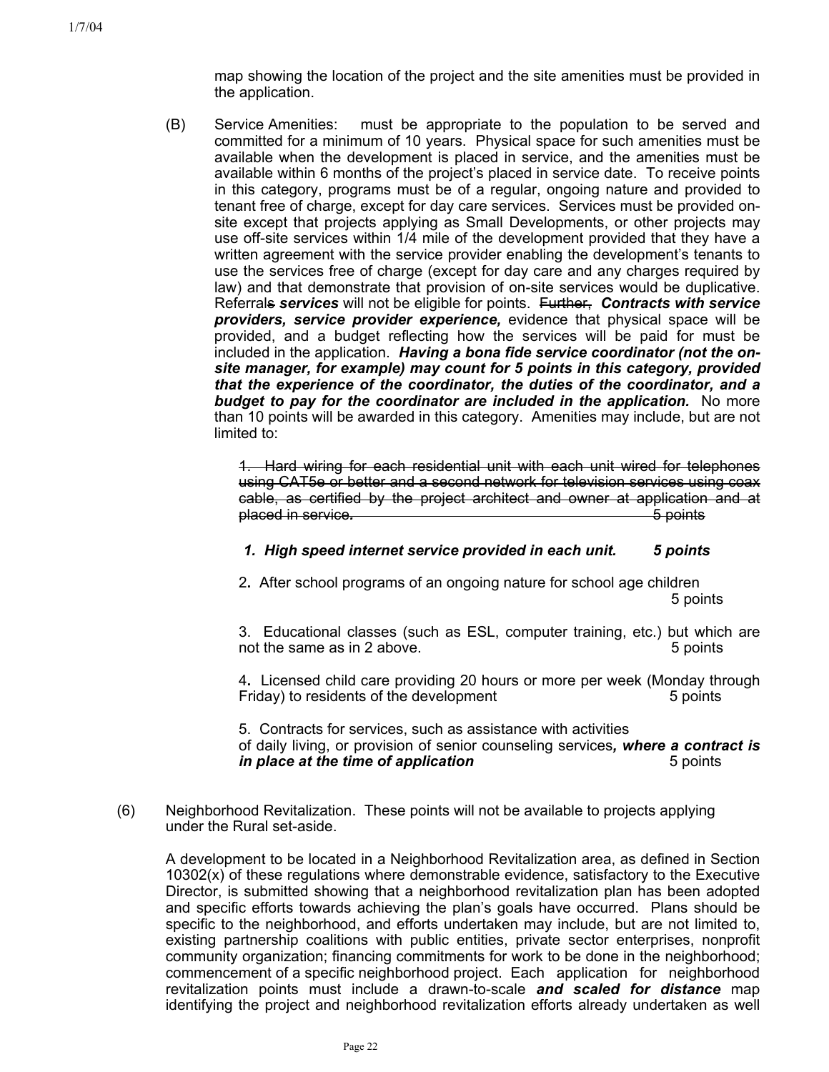map showing the location of the project and the site amenities must be provided in the application.

(B) Service Amenities: must be appropriate to the population to be served and committed for a minimum of 10 years. Physical space for such amenities must be available when the development is placed in service, and the amenities must be available within 6 months of the project's placed in service date. To receive points in this category, programs must be of a regular, ongoing nature and provided to tenant free of charge, except for day care services. Services must be provided on-site except that projects applying as Small Developments, or other projects may use off-site services within 1/4 mile of the development provided that they have a written agreement with the service provider enabling the development's tenants to use the services free of charge (except for day care and any charges required by law) and that demonstrate that provision of on-site services would be duplicative. Referral~~s~~ ***services*** will not be eligible for points. ~~Further,~~ ***Contracts with service providers, service provider experience,*** evidence that physical space will be provided, and a budget reflecting how the services will be paid for must be included in the application. ***Having a bona fide service coordinator (not the on-site manager, for example) may count for 5 points in this category, provided that the experience of the coordinator, the duties of the coordinator, and a budget to pay for the coordinator are included in the application.*** No more than 10 points will be awarded in this category. Amenities may include, but are not limited to:

~~1. Hard wiring for each residential unit with each unit wired for telephones using CAT5e or better and a second network for television services using coax cable, as certified by the project architect and owner at application and at placed in service. 5 points~~

***1. High speed internet service provided in each unit. 5 points***

2. After school programs of an ongoing nature for school age children 5 points

3. Educational classes (such as ESL, computer training, etc.) but which are not the same as in 2 above. 5 points

4. Licensed child care providing 20 hours or more per week (Monday through Friday) to residents of the development 5 points

5. Contracts for services, such as assistance with activities of daily living, or provision of senior counseling services***, where a contract is in place at the time of application*** 5 points

(6) Neighborhood Revitalization. These points will not be available to projects applying under the Rural set-aside.

A development to be located in a Neighborhood Revitalization area, as defined in Section 10302(x) of these regulations where demonstrable evidence, satisfactory to the Executive Director, is submitted showing that a neighborhood revitalization plan has been adopted and specific efforts towards achieving the plan's goals have occurred. Plans should be specific to the neighborhood, and efforts undertaken may include, but are not limited to, existing partnership coalitions with public entities, private sector enterprises, nonprofit community organization; financing commitments for work to be done in the neighborhood; commencement of a specific neighborhood project. Each application for neighborhood revitalization points must include a drawn-to-scale ***and scaled for distance*** map identifying the project and neighborhood revitalization efforts already undertaken as well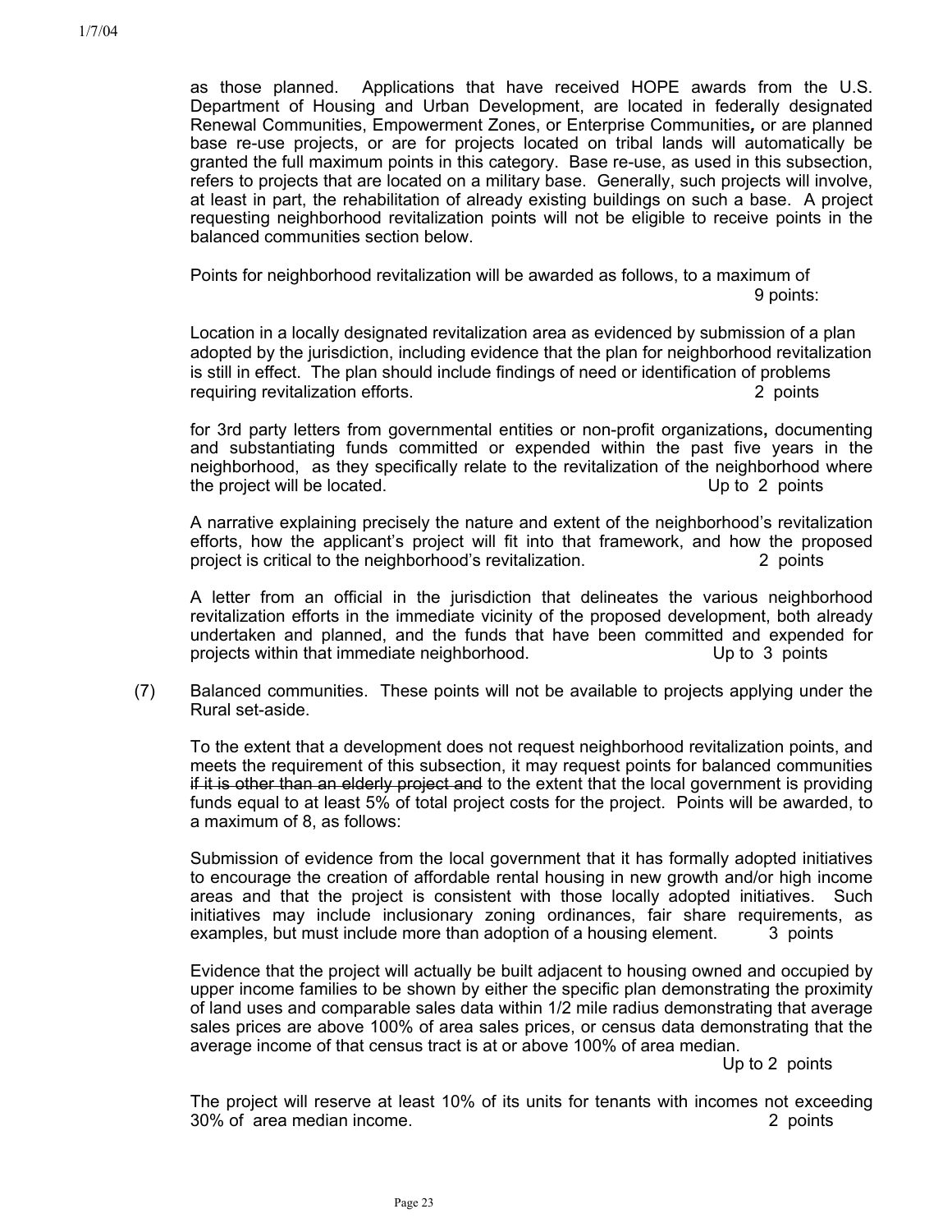as those planned. Applications that have received HOPE awards from the U.S. Department of Housing and Urban Development, are located in federally designated Renewal Communities, Empowerment Zones, or Enterprise Communities**,** or are planned base re-use projects, or are for projects located on tribal lands will automatically be granted the full maximum points in this category. Base re-use, as used in this subsection, refers to projects that are located on a military base. Generally, such projects will involve, at least in part, the rehabilitation of already existing buildings on such a base. A project requesting neighborhood revitalization points will not be eligible to receive points in the balanced communities section below.

Points for neighborhood revitalization will be awarded as follows, to a maximum of 9 points:

Location in a locally designated revitalization area as evidenced by submission of a plan adopted by the jurisdiction, including evidence that the plan for neighborhood revitalization is still in effect. The plan should include findings of need or identification of problems requiring revitalization efforts. 2 points

for 3rd party letters from governmental entities or non-profit organizations**,** documenting and substantiating funds committed or expended within the past five years in the neighborhood, as they specifically relate to the revitalization of the neighborhood where the project will be located. Up to 2 points

A narrative explaining precisely the nature and extent of the neighborhood's revitalization efforts, how the applicant's project will fit into that framework, and how the proposed project is critical to the neighborhood's revitalization. 2 points

A letter from an official in the jurisdiction that delineates the various neighborhood revitalization efforts in the immediate vicinity of the proposed development, both already undertaken and planned, and the funds that have been committed and expended for projects within that immediate neighborhood. Up to 3 points

(7) Balanced communities. These points will not be available to projects applying under the Rural set-aside.

To the extent that a development does not request neighborhood revitalization points, and meets the requirement of this subsection, it may request points for balanced communities ~~if it is other than an elderly project and~~ to the extent that the local government is providing funds equal to at least 5% of total project costs for the project. Points will be awarded, to a maximum of 8, as follows:

Submission of evidence from the local government that it has formally adopted initiatives to encourage the creation of affordable rental housing in new growth and/or high income areas and that the project is consistent with those locally adopted initiatives. Such initiatives may include inclusionary zoning ordinances, fair share requirements, as examples, but must include more than adoption of a housing element. 3 points

Evidence that the project will actually be built adjacent to housing owned and occupied by upper income families to be shown by either the specific plan demonstrating the proximity of land uses and comparable sales data within 1/2 mile radius demonstrating that average sales prices are above 100% of area sales prices, or census data demonstrating that the average income of that census tract is at or above 100% of area median. Up to 2 points

The project will reserve at least 10% of its units for tenants with incomes not exceeding 30% of area median income. 2 points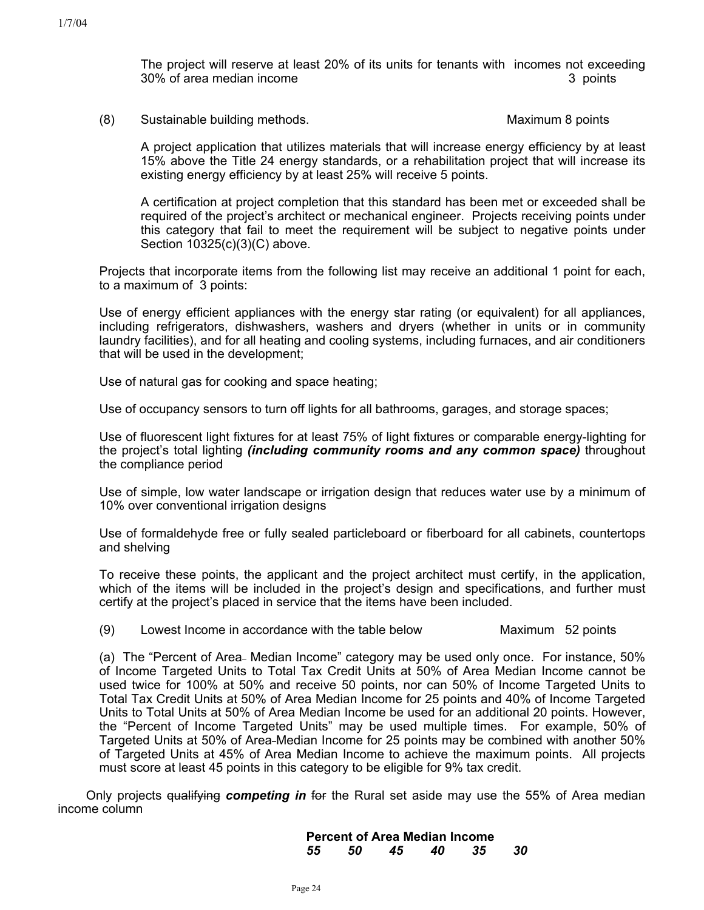The project will reserve at least 20% of its units for tenants with incomes not exceeding 30% of area median income 3 points

(8) Sustainable building methods. Maximum 8 points

A project application that utilizes materials that will increase energy efficiency by at least 15% above the Title 24 energy standards, or a rehabilitation project that will increase its existing energy efficiency by at least 25% will receive 5 points.

A certification at project completion that this standard has been met or exceeded shall be required of the project's architect or mechanical engineer. Projects receiving points under this category that fail to meet the requirement will be subject to negative points under Section 10325(c)(3)(C) above.

Projects that incorporate items from the following list may receive an additional 1 point for each, to a maximum of 3 points:

Use of energy efficient appliances with the energy star rating (or equivalent) for all appliances, including refrigerators, dishwashers, washers and dryers (whether in units or in community laundry facilities), and for all heating and cooling systems, including furnaces, and air conditioners that will be used in the development;

Use of natural gas for cooking and space heating;

Use of occupancy sensors to turn off lights for all bathrooms, garages, and storage spaces;

Use of fluorescent light fixtures for at least 75% of light fixtures or comparable energy-lighting for the project's total lighting ***(including community rooms and any common space)*** throughout the compliance period

Use of simple, low water landscape or irrigation design that reduces water use by a minimum of 10% over conventional irrigation designs

Use of formaldehyde free or fully sealed particleboard or fiberboard for all cabinets, countertops and shelving

To receive these points, the applicant and the project architect must certify, in the application, which of the items will be included in the project's design and specifications, and further must certify at the project's placed in service that the items have been included.

(9) Lowest Income in accordance with the table below Maximum 52 points

(a) The "Percent of Area Median Income" category may be used only once. For instance, 50% of Income Targeted Units to Total Tax Credit Units at 50% of Area Median Income cannot be used twice for 100% at 50% and receive 50 points, nor can 50% of Income Targeted Units to Total Tax Credit Units at 50% of Area Median Income for 25 points and 40% of Income Targeted Units to Total Units at 50% of Area Median Income be used for an additional 20 points. However, the "Percent of Income Targeted Units" may be used multiple times. For example, 50% of Targeted Units at 50% of Area Median Income for 25 points may be combined with another 50% of Targeted Units at 45% of Area Median Income to achieve the maximum points. All projects must score at least 45 points in this category to be eligible for 9% tax credit.

Only projects ~~qualifying~~ ***competing in*** ~~for~~ the Rural set aside may use the 55% of Area median income column

**Percent of Area Median Income**

***55 50 45 40 35 30***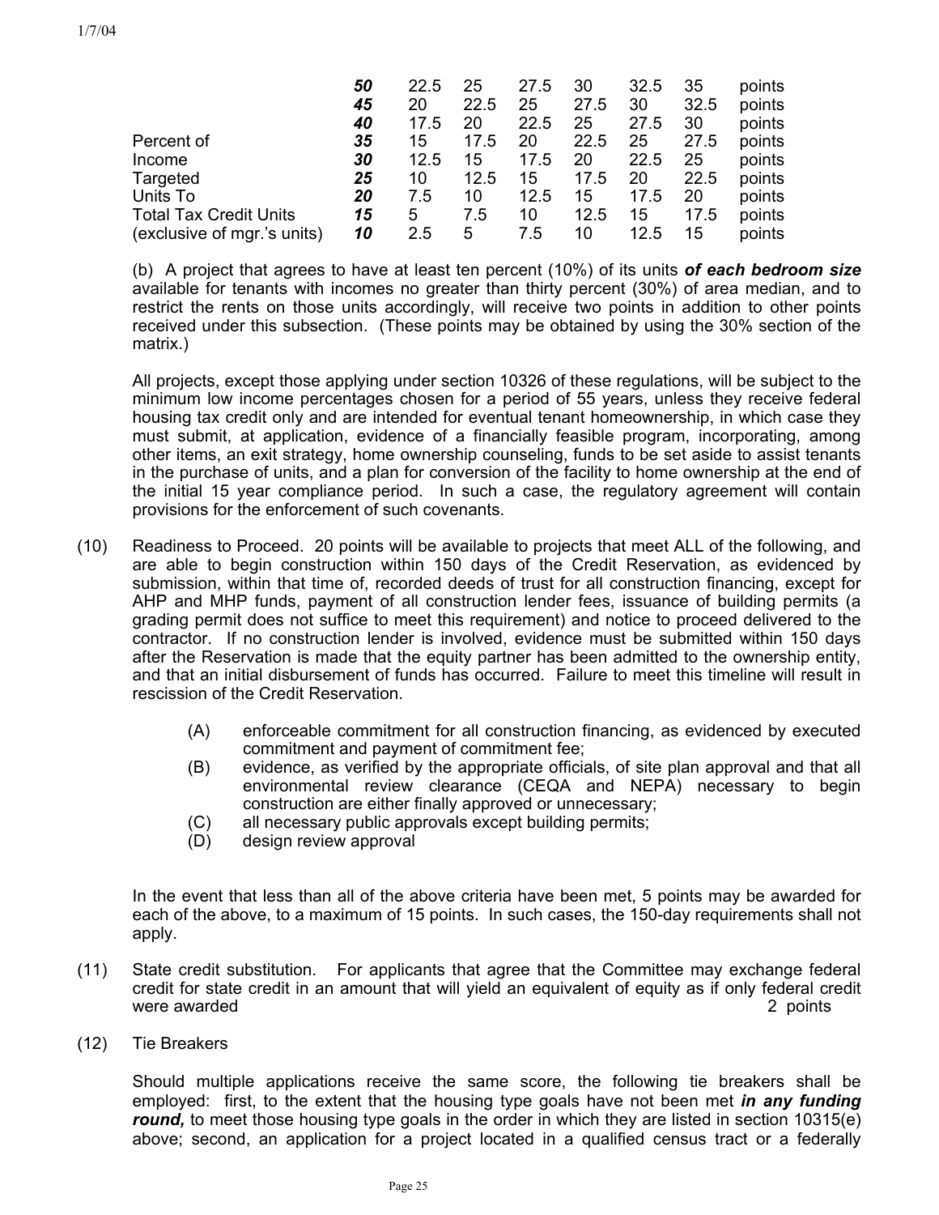| | | | | | | | | |
|---|---|---|---|---|---|---|---|---|
| | ***50*** | 22.5 | 25 | 27.5 | 30 | 32.5 | 35 | points |
| | ***45*** | 20 | 22.5 | 25 | 27.5 | 30 | 32.5 | points |
| | ***40*** | 17.5 | 20 | 22.5 | 25 | 27.5 | 30 | points |
| Percent of | ***35*** | 15 | 17.5 | 20 | 22.5 | 25 | 27.5 | points |
| Income | ***30*** | 12.5 | 15 | 17.5 | 20 | 22.5 | 25 | points |
| Targeted | ***25*** | 10 | 12.5 | 15 | 17.5 | 20 | 22.5 | points |
| Units To | ***20*** | 7.5 | 10 | 12.5 | 15 | 17.5 | 20 | points |
| Total Tax Credit Units | ***15*** | 5 | 7.5 | 10 | 12.5 | 15 | 17.5 | points |
| (exclusive of mgr.'s units) | ***10*** | 2.5 | 5 | 7.5 | 10 | 12.5 | 15 | points |

(b) A project that agrees to have at least ten percent (10%) of its units ***of each bedroom size*** available for tenants with incomes no greater than thirty percent (30%) of area median, and to restrict the rents on those units accordingly, will receive two points in addition to other points received under this subsection. (These points may be obtained by using the 30% section of the matrix.)

All projects, except those applying under section 10326 of these regulations, will be subject to the minimum low income percentages chosen for a period of 55 years, unless they receive federal housing tax credit only and are intended for eventual tenant homeownership, in which case they must submit, at application, evidence of a financially feasible program, incorporating, among other items, an exit strategy, home ownership counseling, funds to be set aside to assist tenants in the purchase of units, and a plan for conversion of the facility to home ownership at the end of the initial 15 year compliance period. In such a case, the regulatory agreement will contain provisions for the enforcement of such covenants.

(10) Readiness to Proceed. 20 points will be available to projects that meet ALL of the following, and are able to begin construction within 150 days of the Credit Reservation, as evidenced by submission, within that time of, recorded deeds of trust for all construction financing, except for AHP and MHP funds, payment of all construction lender fees, issuance of building permits (a grading permit does not suffice to meet this requirement) and notice to proceed delivered to the contractor. If no construction lender is involved, evidence must be submitted within 150 days after the Reservation is made that the equity partner has been admitted to the ownership entity, and that an initial disbursement of funds has occurred. Failure to meet this timeline will result in rescission of the Credit Reservation.

- (A) enforceable commitment for all construction financing, as evidenced by executed commitment and payment of commitment fee;
- (B) evidence, as verified by the appropriate officials, of site plan approval and that all environmental review clearance (CEQA and NEPA) necessary to begin construction are either finally approved or unnecessary;
- (C) all necessary public approvals except building permits;
- (D) design review approval

In the event that less than all of the above criteria have been met, 5 points may be awarded for each of the above, to a maximum of 15 points. In such cases, the 150-day requirements shall not apply.

(11) State credit substitution. For applicants that agree that the Committee may exchange federal credit for state credit in an amount that will yield an equivalent of equity as if only federal credit were awarded 2 points

(12) Tie Breakers

Should multiple applications receive the same score, the following tie breakers shall be employed: first, to the extent that the housing type goals have not been met ***in any funding round,*** to meet those housing type goals in the order in which they are listed in section 10315(e) above; second, an application for a project located in a qualified census tract or a federally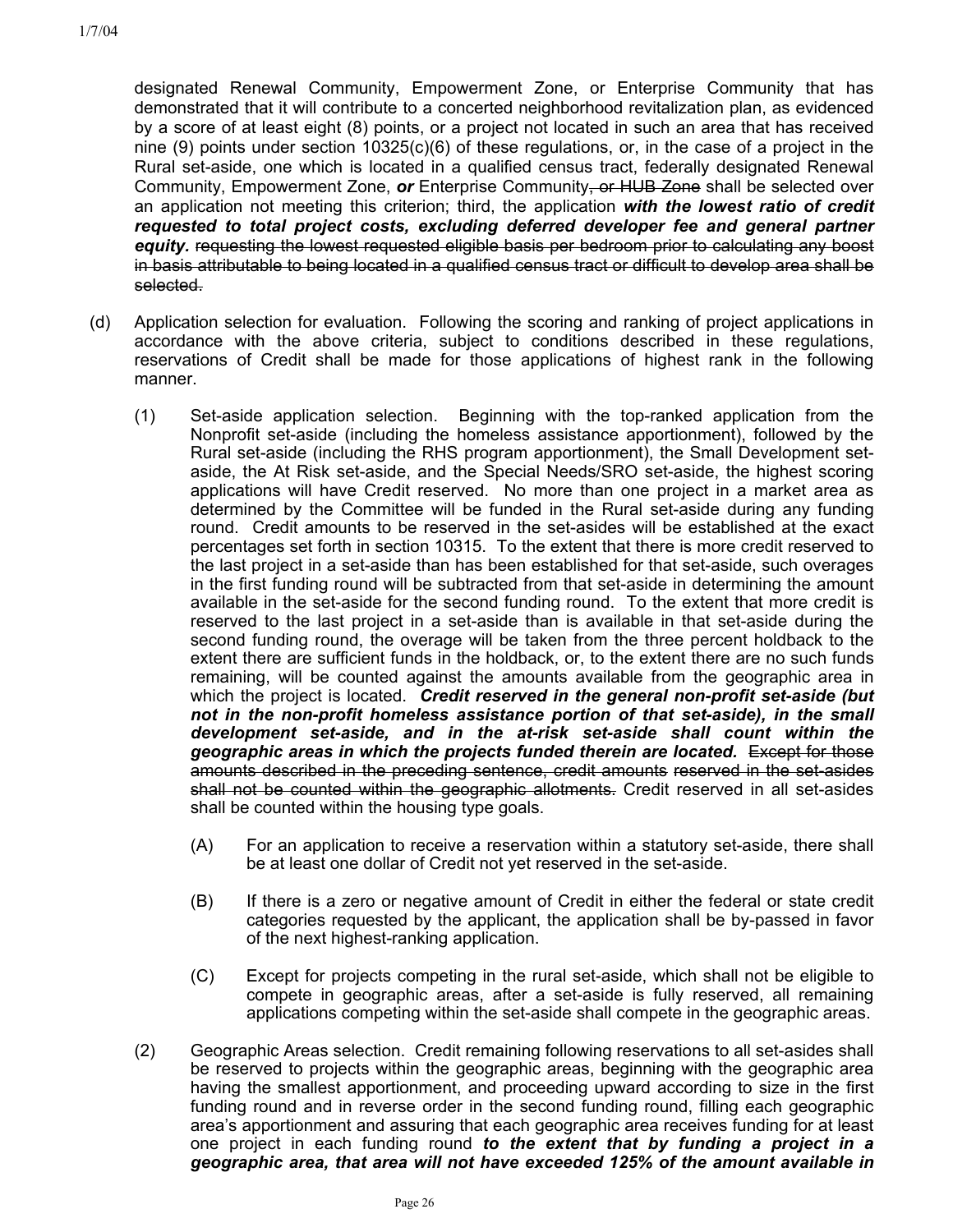designated Renewal Community, Empowerment Zone, or Enterprise Community that has demonstrated that it will contribute to a concerted neighborhood revitalization plan, as evidenced by a score of at least eight (8) points, or a project not located in such an area that has received nine (9) points under section 10325(c)(6) of these regulations, or, in the case of a project in the Rural set-aside, one which is located in a qualified census tract, federally designated Renewal Community, Empowerment Zone, ***or*** Enterprise Community~~, or HUB Zone~~ shall be selected over an application not meeting this criterion; third, the application ***with the lowest ratio of credit requested to total project costs, excluding deferred developer fee and general partner equity.*** ~~requesting the lowest requested eligible basis per bedroom prior to calculating any boost in basis attributable to being located in a qualified census tract or difficult to develop area shall be selected.~~

(d) Application selection for evaluation. Following the scoring and ranking of project applications in accordance with the above criteria, subject to conditions described in these regulations, reservations of Credit shall be made for those applications of highest rank in the following manner.

(1) Set-aside application selection. Beginning with the top-ranked application from the Nonprofit set-aside (including the homeless assistance apportionment), followed by the Rural set-aside (including the RHS program apportionment), the Small Development set-aside, the At Risk set-aside, and the Special Needs/SRO set-aside, the highest scoring applications will have Credit reserved. No more than one project in a market area as determined by the Committee will be funded in the Rural set-aside during any funding round. Credit amounts to be reserved in the set-asides will be established at the exact percentages set forth in section 10315. To the extent that there is more credit reserved to the last project in a set-aside than has been established for that set-aside, such overages in the first funding round will be subtracted from that set-aside in determining the amount available in the set-aside for the second funding round. To the extent that more credit is reserved to the last project in a set-aside than is available in that set-aside during the second funding round, the overage will be taken from the three percent holdback to the extent there are sufficient funds in the holdback, or, to the extent there are no such funds remaining, will be counted against the amounts available from the geographic area in which the project is located. ***Credit reserved in the general non-profit set-aside (but not in the non-profit homeless assistance portion of that set-aside), in the small development set-aside, and in the at-risk set-aside shall count within the geographic areas in which the projects funded therein are located.*** ~~Except for those amounts described in the preceding sentence, credit amounts reserved in the set-asides shall not be counted within the geographic allotments.~~ Credit reserved in all set-asides shall be counted within the housing type goals.

(A) For an application to receive a reservation within a statutory set-aside, there shall be at least one dollar of Credit not yet reserved in the set-aside.

(B) If there is a zero or negative amount of Credit in either the federal or state credit categories requested by the applicant, the application shall be by-passed in favor of the next highest-ranking application.

(C) Except for projects competing in the rural set-aside, which shall not be eligible to compete in geographic areas, after a set-aside is fully reserved, all remaining applications competing within the set-aside shall compete in the geographic areas.

(2) Geographic Areas selection. Credit remaining following reservations to all set-asides shall be reserved to projects within the geographic areas, beginning with the geographic area having the smallest apportionment, and proceeding upward according to size in the first funding round and in reverse order in the second funding round, filling each geographic area's apportionment and assuring that each geographic area receives funding for at least one project in each funding round ***to the extent that by funding a project in a geographic area, that area will not have exceeded 125% of the amount available in***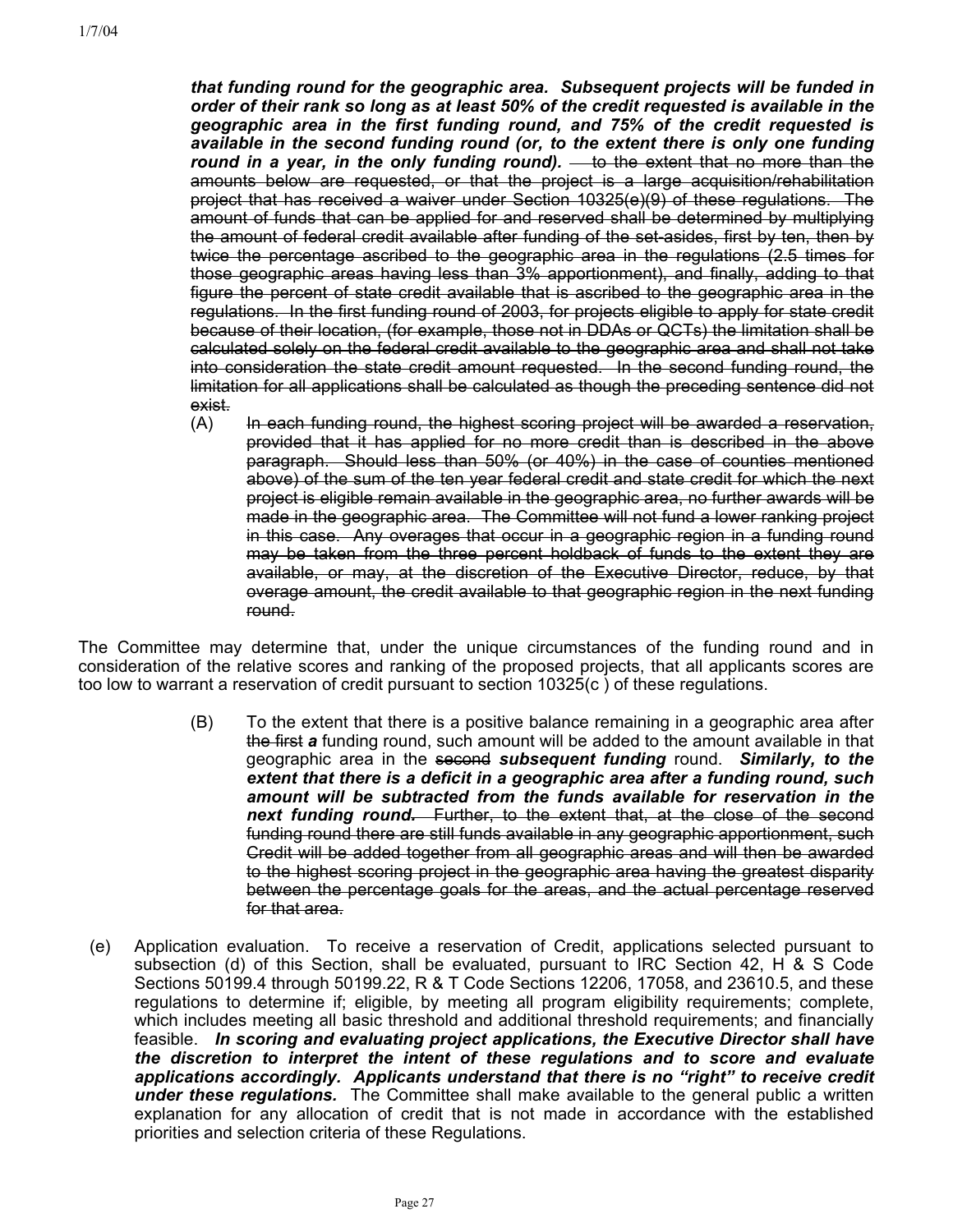***that funding round for the geographic area. Subsequent projects will be funded in order of their rank so long as at least 50% of the credit requested is available in the geographic area in the first funding round, and 75% of the credit requested is available in the second funding round (or, to the extent there is only one funding round in a year, in the only funding round).*** ~~— to the extent that no more than the amounts below are requested, or that the project is a large acquisition/rehabilitation project that has received a waiver under Section 10325(e)(9) of these regulations. The amount of funds that can be applied for and reserved shall be determined by multiplying the amount of federal credit available after funding of the set-asides, first by ten, then by twice the percentage ascribed to the geographic area in the regulations (2.5 times for those geographic areas having less than 3% apportionment), and finally, adding to that figure the percent of state credit available that is ascribed to the geographic area in the regulations. In the first funding round of 2003, for projects eligible to apply for state credit because of their location, (for example, those not in DDAs or QCTs) the limitation shall be calculated solely on the federal credit available to the geographic area and shall not take into consideration the state credit amount requested. In the second funding round, the limitation for all applications shall be calculated as though the preceding sentence did not exist.~~

(A) ~~In each funding round, the highest scoring project will be awarded a reservation, provided that it has applied for no more credit than is described in the above paragraph. Should less than 50% (or 40%) in the case of counties mentioned above) of the sum of the ten year federal credit and state credit for which the next project is eligible remain available in the geographic area, no further awards will be made in the geographic area. The Committee will not fund a lower ranking project in this case. Any overages that occur in a geographic region in a funding round may be taken from the three percent holdback of funds to the extent they are available, or may, at the discretion of the Executive Director, reduce, by that overage amount, the credit available to that geographic region in the next funding round.~~

The Committee may determine that, under the unique circumstances of the funding round and in consideration of the relative scores and ranking of the proposed projects, that all applicants scores are too low to warrant a reservation of credit pursuant to section 10325(c ) of these regulations.

(B) To the extent that there is a positive balance remaining in a geographic area after ~~the first~~ ***a*** funding round, such amount will be added to the amount available in that geographic area in the ~~second~~ ***subsequent funding*** round. ***Similarly, to the extent that there is a deficit in a geographic area after a funding round, such amount will be subtracted from the funds available for reservation in the next funding round.*** ~~Further, to the extent that, at the close of the second funding round there are still funds available in any geographic apportionment, such Credit will be added together from all geographic areas and will then be awarded to the highest scoring project in the geographic area having the greatest disparity between the percentage goals for the areas, and the actual percentage reserved for that area.~~

(e) Application evaluation. To receive a reservation of Credit, applications selected pursuant to subsection (d) of this Section, shall be evaluated, pursuant to IRC Section 42, H & S Code Sections 50199.4 through 50199.22, R & T Code Sections 12206, 17058, and 23610.5, and these regulations to determine if; eligible, by meeting all program eligibility requirements; complete, which includes meeting all basic threshold and additional threshold requirements; and financially feasible. ***In scoring and evaluating project applications, the Executive Director shall have the discretion to interpret the intent of these regulations and to score and evaluate applications accordingly. Applicants understand that there is no "right" to receive credit under these regulations.*** The Committee shall make available to the general public a written explanation for any allocation of credit that is not made in accordance with the established priorities and selection criteria of these Regulations.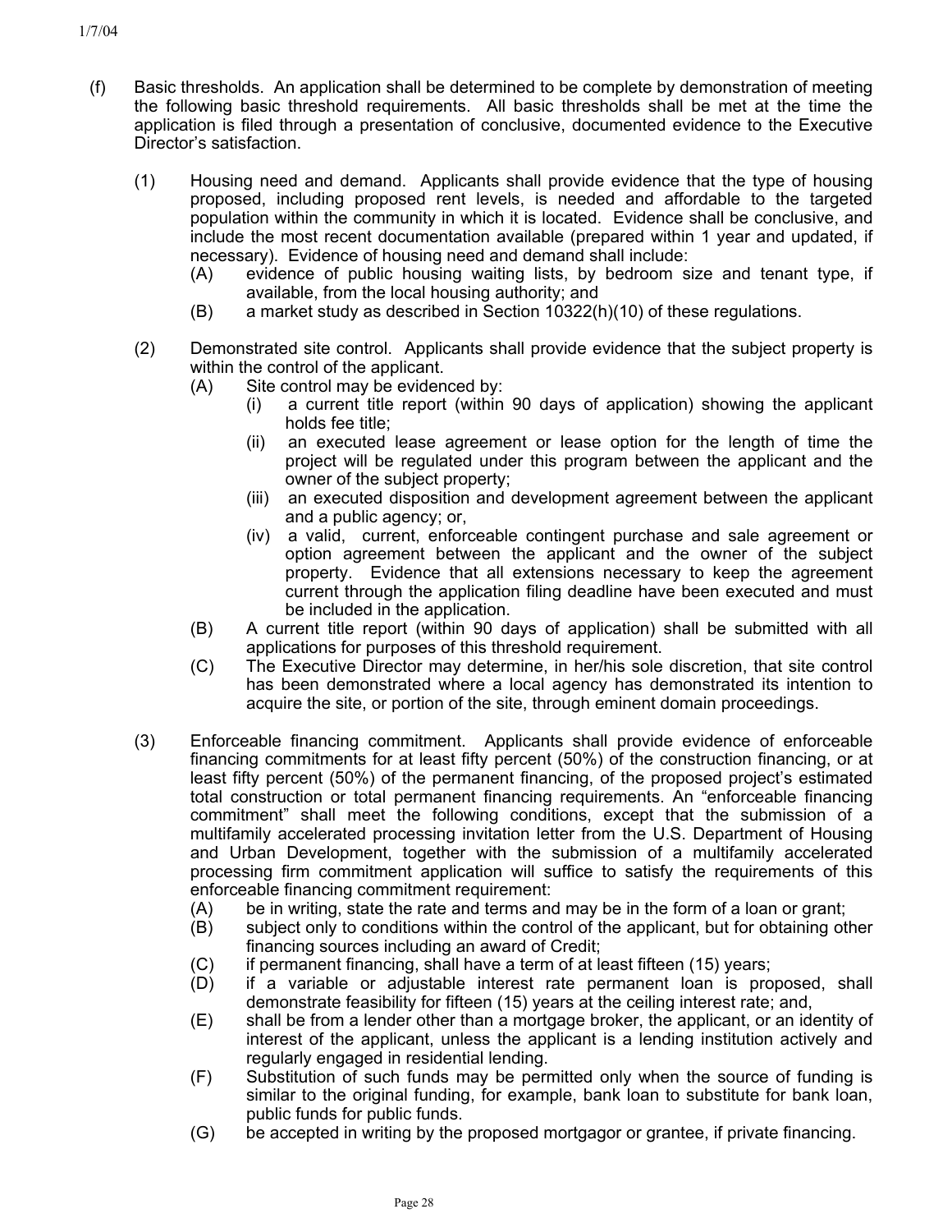(f) Basic thresholds. An application shall be determined to be complete by demonstration of meeting the following basic threshold requirements. All basic thresholds shall be met at the time the application is filed through a presentation of conclusive, documented evidence to the Executive Director's satisfaction.

(1) Housing need and demand. Applicants shall provide evidence that the type of housing proposed, including proposed rent levels, is needed and affordable to the targeted population within the community in which it is located. Evidence shall be conclusive, and include the most recent documentation available (prepared within 1 year and updated, if necessary). Evidence of housing need and demand shall include:

(A) evidence of public housing waiting lists, by bedroom size and tenant type, if available, from the local housing authority; and

(B) a market study as described in Section 10322(h)(10) of these regulations.

(2) Demonstrated site control. Applicants shall provide evidence that the subject property is within the control of the applicant.

(A) Site control may be evidenced by:

(i) a current title report (within 90 days of application) showing the applicant holds fee title;

(ii) an executed lease agreement or lease option for the length of time the project will be regulated under this program between the applicant and the owner of the subject property;

(iii) an executed disposition and development agreement between the applicant and a public agency; or,

(iv) a valid, current, enforceable contingent purchase and sale agreement or option agreement between the applicant and the owner of the subject property. Evidence that all extensions necessary to keep the agreement current through the application filing deadline have been executed and must be included in the application.

(B) A current title report (within 90 days of application) shall be submitted with all applications for purposes of this threshold requirement.

(C) The Executive Director may determine, in her/his sole discretion, that site control has been demonstrated where a local agency has demonstrated its intention to acquire the site, or portion of the site, through eminent domain proceedings.

(3) Enforceable financing commitment. Applicants shall provide evidence of enforceable financing commitments for at least fifty percent (50%) of the construction financing, or at least fifty percent (50%) of the permanent financing, of the proposed project's estimated total construction or total permanent financing requirements. An "enforceable financing commitment" shall meet the following conditions, except that the submission of a multifamily accelerated processing invitation letter from the U.S. Department of Housing and Urban Development, together with the submission of a multifamily accelerated processing firm commitment application will suffice to satisfy the requirements of this enforceable financing commitment requirement:

(A) be in writing, state the rate and terms and may be in the form of a loan or grant;

(B) subject only to conditions within the control of the applicant, but for obtaining other financing sources including an award of Credit;

(C) if permanent financing, shall have a term of at least fifteen (15) years;

(D) if a variable or adjustable interest rate permanent loan is proposed, shall demonstrate feasibility for fifteen (15) years at the ceiling interest rate; and,

(E) shall be from a lender other than a mortgage broker, the applicant, or an identity of interest of the applicant, unless the applicant is a lending institution actively and regularly engaged in residential lending.

(F) Substitution of such funds may be permitted only when the source of funding is similar to the original funding, for example, bank loan to substitute for bank loan, public funds for public funds.

(G) be accepted in writing by the proposed mortgagor or grantee, if private financing.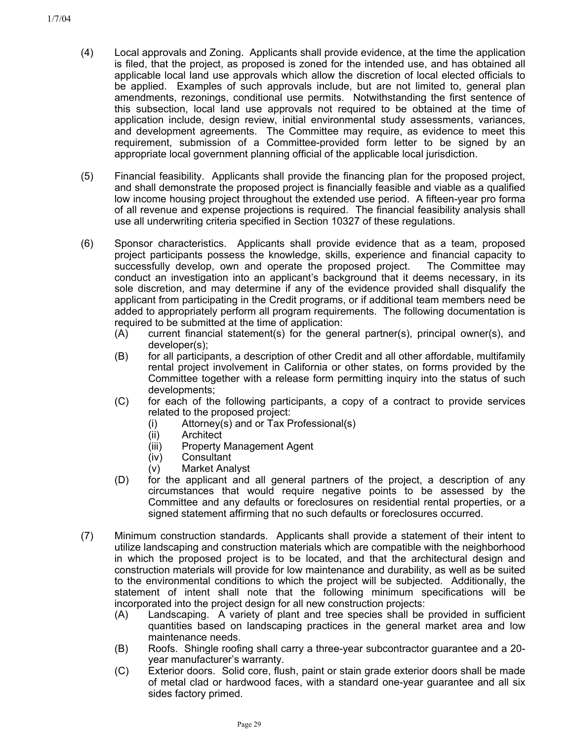(4) Local approvals and Zoning. Applicants shall provide evidence, at the time the application is filed, that the project, as proposed is zoned for the intended use, and has obtained all applicable local land use approvals which allow the discretion of local elected officials to be applied. Examples of such approvals include, but are not limited to, general plan amendments, rezonings, conditional use permits. Notwithstanding the first sentence of this subsection, local land use approvals not required to be obtained at the time of application include, design review, initial environmental study assessments, variances, and development agreements. The Committee may require, as evidence to meet this requirement, submission of a Committee-provided form letter to be signed by an appropriate local government planning official of the applicable local jurisdiction.

(5) Financial feasibility. Applicants shall provide the financing plan for the proposed project, and shall demonstrate the proposed project is financially feasible and viable as a qualified low income housing project throughout the extended use period. A fifteen-year pro forma of all revenue and expense projections is required. The financial feasibility analysis shall use all underwriting criteria specified in Section 10327 of these regulations.

(6) Sponsor characteristics. Applicants shall provide evidence that as a team, proposed project participants possess the knowledge, skills, experience and financial capacity to successfully develop, own and operate the proposed project. The Committee may conduct an investigation into an applicant's background that it deems necessary, in its sole discretion, and may determine if any of the evidence provided shall disqualify the applicant from participating in the Credit programs, or if additional team members need be added to appropriately perform all program requirements. The following documentation is required to be submitted at the time of application:

- (A) current financial statement(s) for the general partner(s), principal owner(s), and developer(s);
- (B) for all participants, a description of other Credit and all other affordable, multifamily rental project involvement in California or other states, on forms provided by the Committee together with a release form permitting inquiry into the status of such developments;
- (C) for each of the following participants, a copy of a contract to provide services related to the proposed project:
  - (i) Attorney(s) and or Tax Professional(s)
  - (ii) Architect
  - (iii) Property Management Agent
  - (iv) Consultant
  - (v) Market Analyst
- (D) for the applicant and all general partners of the project, a description of any circumstances that would require negative points to be assessed by the Committee and any defaults or foreclosures on residential rental properties, or a signed statement affirming that no such defaults or foreclosures occurred.

(7) Minimum construction standards. Applicants shall provide a statement of their intent to utilize landscaping and construction materials which are compatible with the neighborhood in which the proposed project is to be located, and that the architectural design and construction materials will provide for low maintenance and durability, as well as be suited to the environmental conditions to which the project will be subjected. Additionally, the statement of intent shall note that the following minimum specifications will be incorporated into the project design for all new construction projects:

- (A) Landscaping. A variety of plant and tree species shall be provided in sufficient quantities based on landscaping practices in the general market area and low maintenance needs.
- (B) Roofs. Shingle roofing shall carry a three-year subcontractor guarantee and a 20-year manufacturer's warranty.
- (C) Exterior doors. Solid core, flush, paint or stain grade exterior doors shall be made of metal clad or hardwood faces, with a standard one-year guarantee and all six sides factory primed.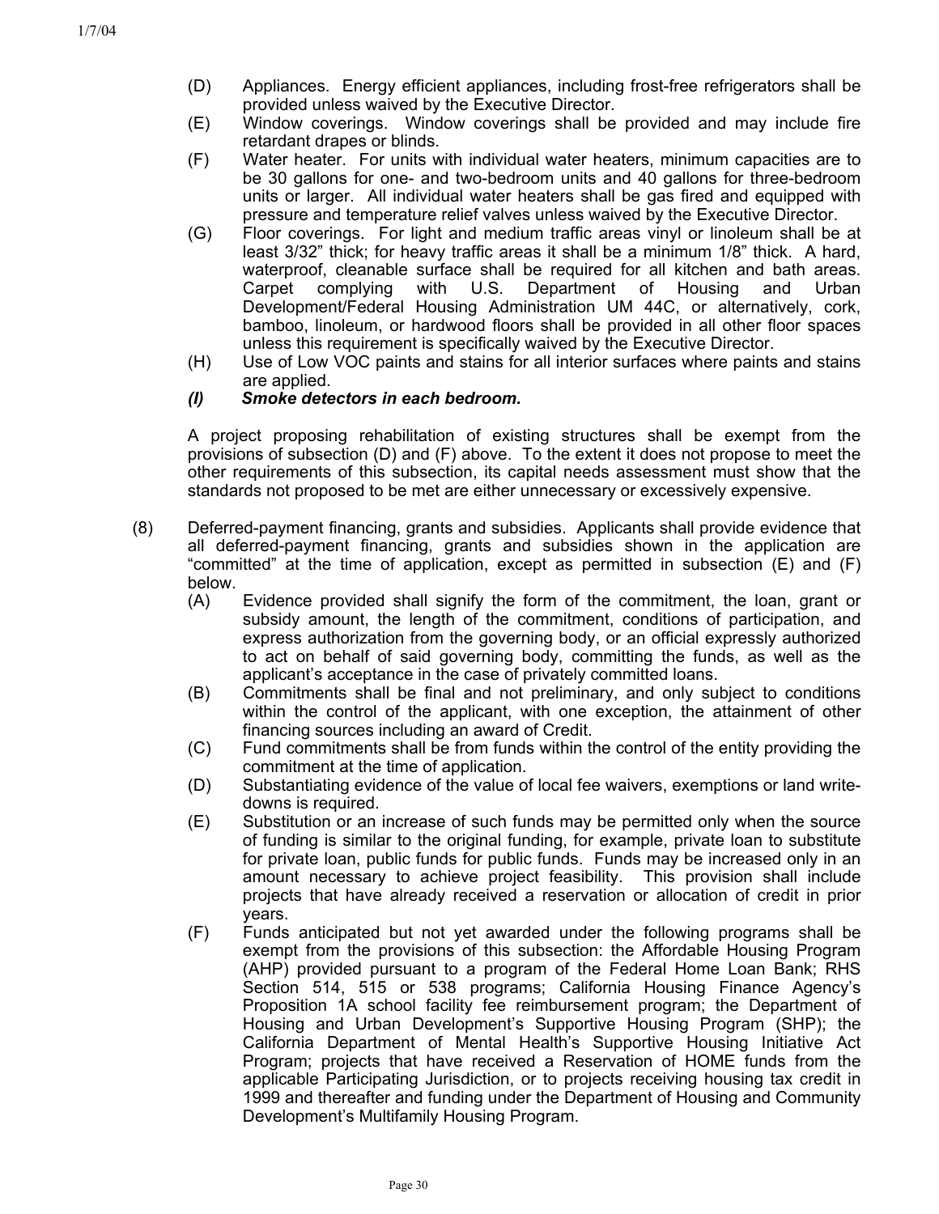(D) Appliances. Energy efficient appliances, including frost-free refrigerators shall be provided unless waived by the Executive Director.

(E) Window coverings. Window coverings shall be provided and may include fire retardant drapes or blinds.

(F) Water heater. For units with individual water heaters, minimum capacities are to be 30 gallons for one- and two-bedroom units and 40 gallons for three-bedroom units or larger. All individual water heaters shall be gas fired and equipped with pressure and temperature relief valves unless waived by the Executive Director.

(G) Floor coverings. For light and medium traffic areas vinyl or linoleum shall be at least 3/32" thick; for heavy traffic areas it shall be a minimum 1/8" thick. A hard, waterproof, cleanable surface shall be required for all kitchen and bath areas. Carpet complying with U.S. Department of Housing and Urban Development/Federal Housing Administration UM 44C, or alternatively, cork, bamboo, linoleum, or hardwood floors shall be provided in all other floor spaces unless this requirement is specifically waived by the Executive Director.

(H) Use of Low VOC paints and stains for all interior surfaces where paints and stains are applied.

***(I) Smoke detectors in each bedroom.***

A project proposing rehabilitation of existing structures shall be exempt from the provisions of subsection (D) and (F) above. To the extent it does not propose to meet the other requirements of this subsection, its capital needs assessment must show that the standards not proposed to be met are either unnecessary or excessively expensive.

(8) Deferred-payment financing, grants and subsidies. Applicants shall provide evidence that all deferred-payment financing, grants and subsidies shown in the application are "committed" at the time of application, except as permitted in subsection (E) and (F) below.

(A) Evidence provided shall signify the form of the commitment, the loan, grant or subsidy amount, the length of the commitment, conditions of participation, and express authorization from the governing body, or an official expressly authorized to act on behalf of said governing body, committing the funds, as well as the applicant's acceptance in the case of privately committed loans.

(B) Commitments shall be final and not preliminary, and only subject to conditions within the control of the applicant, with one exception, the attainment of other financing sources including an award of Credit.

(C) Fund commitments shall be from funds within the control of the entity providing the commitment at the time of application.

(D) Substantiating evidence of the value of local fee waivers, exemptions or land write-downs is required.

(E) Substitution or an increase of such funds may be permitted only when the source of funding is similar to the original funding, for example, private loan to substitute for private loan, public funds for public funds. Funds may be increased only in an amount necessary to achieve project feasibility. This provision shall include projects that have already received a reservation or allocation of credit in prior years.

(F) Funds anticipated but not yet awarded under the following programs shall be exempt from the provisions of this subsection: the Affordable Housing Program (AHP) provided pursuant to a program of the Federal Home Loan Bank; RHS Section 514, 515 or 538 programs; California Housing Finance Agency's Proposition 1A school facility fee reimbursement program; the Department of Housing and Urban Development's Supportive Housing Program (SHP); the California Department of Mental Health's Supportive Housing Initiative Act Program; projects that have received a Reservation of HOME funds from the applicable Participating Jurisdiction, or to projects receiving housing tax credit in 1999 and thereafter and funding under the Department of Housing and Community Development's Multifamily Housing Program.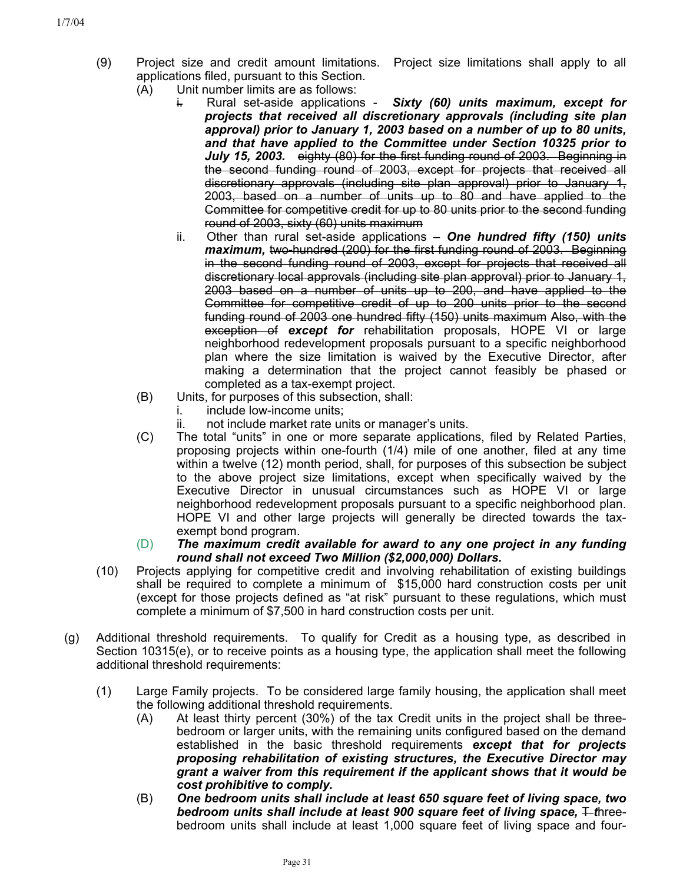(9) Project size and credit amount limitations. Project size limitations shall apply to all applications filed, pursuant to this Section.

  (A) Unit number limits are as follows:

    ~~i.~~ Rural set-aside applications - ***Sixty (60) units maximum, except for projects that received all discretionary approvals (including site plan approval) prior to January 1, 2003 based on a number of up to 80 units, and that have applied to the Committee under Section 10325 prior to July 15, 2003.*** ~~eighty (80) for the first funding round of 2003. Beginning in the second funding round of 2003, except for projects that received all discretionary approvals (including site plan approval) prior to January 1, 2003, based on a number of units up to 80 and have applied to the Committee for competitive credit for up to 80 units prior to the second funding round of 2003, sixty (60) units maximum~~

    ii. Other than rural set-aside applications – ***One hundred fifty (150) units maximum,*** ~~two-hundred (200) for the first funding round of 2003. Beginning in the second funding round of 2003, except for projects that received all discretionary local approvals (including site plan approval) prior to January 1, 2003 based on a number of units up to 200, and have applied to the Committee for competitive credit of up to 200 units prior to the second funding round of 2003 one hundred fifty (150) units maximum Also, with the exception of~~ ***except for*** rehabilitation proposals, HOPE VI or large neighborhood redevelopment proposals pursuant to a specific neighborhood plan where the size limitation is waived by the Executive Director, after making a determination that the project cannot feasibly be phased or completed as a tax-exempt project.

  (B) Units, for purposes of this subsection, shall:

    i. include low-income units;

    ii. not include market rate units or manager's units.

  (C) The total "units" in one or more separate applications, filed by Related Parties, proposing projects within one-fourth (1/4) mile of one another, filed at any time within a twelve (12) month period, shall, for purposes of this subsection be subject to the above project size limitations, except when specifically waived by the Executive Director in unusual circumstances such as HOPE VI or large neighborhood redevelopment proposals pursuant to a specific neighborhood plan. HOPE VI and other large projects will generally be directed towards the tax-exempt bond program.

  (D) ***The maximum credit available for award to any one project in any funding round shall not exceed Two Million ($2,000,000) Dollars.***

(10) Projects applying for competitive credit and involving rehabilitation of existing buildings shall be required to complete a minimum of $15,000 hard construction costs per unit (except for those projects defined as "at risk" pursuant to these regulations, which must complete a minimum of $7,500 in hard construction costs per unit.

(g) Additional threshold requirements. To qualify for Credit as a housing type, as described in Section 10315(e), or to receive points as a housing type, the application shall meet the following additional threshold requirements:

  (1) Large Family projects. To be considered large family housing, the application shall meet the following additional threshold requirements.

    (A) At least thirty percent (30%) of the tax Credit units in the project shall be three-bedroom or larger units, with the remaining units configured based on the demand established in the basic threshold requirements ***except that for projects proposing rehabilitation of existing structures, the Executive Director may grant a waiver from this requirement if the applicant shows that it would be cost prohibitive to comply.***

    (B) ***One bedroom units shall include at least 650 square feet of living space, two bedroom units shall include at least 900 square feet of living space,*** ~~T~~ ***t***hree-bedroom units shall include at least 1,000 square feet of living space and four-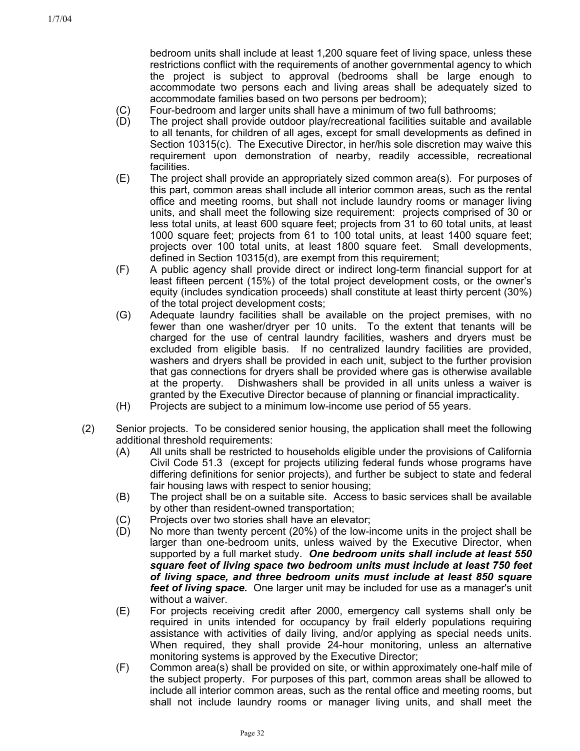bedroom units shall include at least 1,200 square feet of living space, unless these restrictions conflict with the requirements of another governmental agency to which the project is subject to approval (bedrooms shall be large enough to accommodate two persons each and living areas shall be adequately sized to accommodate families based on two persons per bedroom);

(C) Four-bedroom and larger units shall have a minimum of two full bathrooms;

(D) The project shall provide outdoor play/recreational facilities suitable and available to all tenants, for children of all ages, except for small developments as defined in Section 10315(c). The Executive Director, in her/his sole discretion may waive this requirement upon demonstration of nearby, readily accessible, recreational facilities.

(E) The project shall provide an appropriately sized common area(s). For purposes of this part, common areas shall include all interior common areas, such as the rental office and meeting rooms, but shall not include laundry rooms or manager living units, and shall meet the following size requirement: projects comprised of 30 or less total units, at least 600 square feet; projects from 31 to 60 total units, at least 1000 square feet; projects from 61 to 100 total units, at least 1400 square feet; projects over 100 total units, at least 1800 square feet. Small developments, defined in Section 10315(d), are exempt from this requirement;

(F) A public agency shall provide direct or indirect long-term financial support for at least fifteen percent (15%) of the total project development costs, or the owner's equity (includes syndication proceeds) shall constitute at least thirty percent (30%) of the total project development costs;

(G) Adequate laundry facilities shall be available on the project premises, with no fewer than one washer/dryer per 10 units. To the extent that tenants will be charged for the use of central laundry facilities, washers and dryers must be excluded from eligible basis. If no centralized laundry facilities are provided, washers and dryers shall be provided in each unit, subject to the further provision that gas connections for dryers shall be provided where gas is otherwise available at the property. Dishwashers shall be provided in all units unless a waiver is granted by the Executive Director because of planning or financial impracticality.

(H) Projects are subject to a minimum low-income use period of 55 years.

(2) Senior projects. To be considered senior housing, the application shall meet the following additional threshold requirements:

(A) All units shall be restricted to households eligible under the provisions of California Civil Code 51.3 (except for projects utilizing federal funds whose programs have differing definitions for senior projects), and further be subject to state and federal fair housing laws with respect to senior housing;

(B) The project shall be on a suitable site. Access to basic services shall be available by other than resident-owned transportation;

(C) Projects over two stories shall have an elevator;

(D) No more than twenty percent (20%) of the low-income units in the project shall be larger than one-bedroom units, unless waived by the Executive Director, when supported by a full market study. ***One bedroom units shall include at least 550 square feet of living space two bedroom units must include at least 750 feet of living space, and three bedroom units must include at least 850 square feet of living space.*** One larger unit may be included for use as a manager's unit without a waiver.

(E) For projects receiving credit after 2000, emergency call systems shall only be required in units intended for occupancy by frail elderly populations requiring assistance with activities of daily living, and/or applying as special needs units. When required, they shall provide 24-hour monitoring, unless an alternative monitoring systems is approved by the Executive Director;

(F) Common area(s) shall be provided on site, or within approximately one-half mile of the subject property. For purposes of this part, common areas shall be allowed to include all interior common areas, such as the rental office and meeting rooms, but shall not include laundry rooms or manager living units, and shall meet the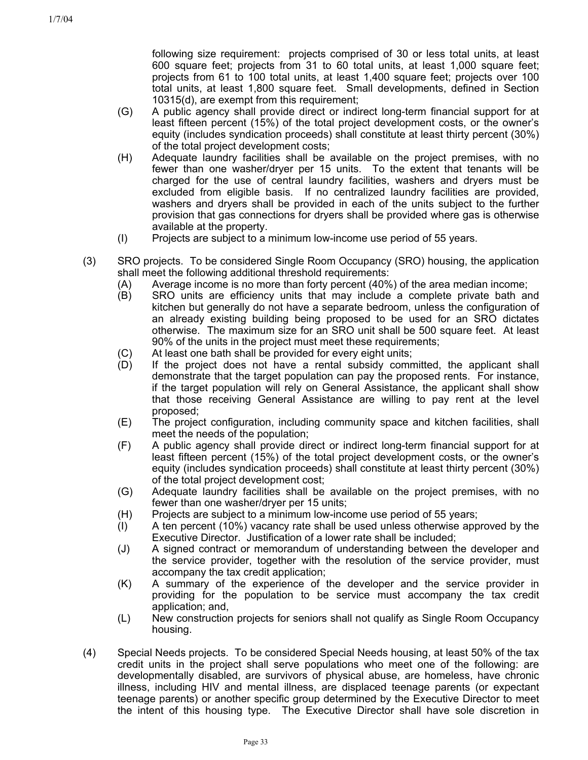following size requirement: projects comprised of 30 or less total units, at least 600 square feet; projects from 31 to 60 total units, at least 1,000 square feet; projects from 61 to 100 total units, at least 1,400 square feet; projects over 100 total units, at least 1,800 square feet. Small developments, defined in Section 10315(d), are exempt from this requirement;

(G) A public agency shall provide direct or indirect long-term financial support for at least fifteen percent (15%) of the total project development costs, or the owner's equity (includes syndication proceeds) shall constitute at least thirty percent (30%) of the total project development costs;

(H) Adequate laundry facilities shall be available on the project premises, with no fewer than one washer/dryer per 15 units. To the extent that tenants will be charged for the use of central laundry facilities, washers and dryers must be excluded from eligible basis. If no centralized laundry facilities are provided, washers and dryers shall be provided in each of the units subject to the further provision that gas connections for dryers shall be provided where gas is otherwise available at the property.

(I) Projects are subject to a minimum low-income use period of 55 years.

(3) SRO projects. To be considered Single Room Occupancy (SRO) housing, the application shall meet the following additional threshold requirements:

(A) Average income is no more than forty percent (40%) of the area median income;

(B) SRO units are efficiency units that may include a complete private bath and kitchen but generally do not have a separate bedroom, unless the configuration of an already existing building being proposed to be used for an SRO dictates otherwise. The maximum size for an SRO unit shall be 500 square feet. At least 90% of the units in the project must meet these requirements;

(C) At least one bath shall be provided for every eight units;

(D) If the project does not have a rental subsidy committed, the applicant shall demonstrate that the target population can pay the proposed rents. For instance, if the target population will rely on General Assistance, the applicant shall show that those receiving General Assistance are willing to pay rent at the level proposed;

(E) The project configuration, including community space and kitchen facilities, shall meet the needs of the population;

(F) A public agency shall provide direct or indirect long-term financial support for at least fifteen percent (15%) of the total project development costs, or the owner's equity (includes syndication proceeds) shall constitute at least thirty percent (30%) of the total project development cost;

(G) Adequate laundry facilities shall be available on the project premises, with no fewer than one washer/dryer per 15 units;

(H) Projects are subject to a minimum low-income use period of 55 years;

(I) A ten percent (10%) vacancy rate shall be used unless otherwise approved by the Executive Director. Justification of a lower rate shall be included;

(J) A signed contract or memorandum of understanding between the developer and the service provider, together with the resolution of the service provider, must accompany the tax credit application;

(K) A summary of the experience of the developer and the service provider in providing for the population to be service must accompany the tax credit application; and,

(L) New construction projects for seniors shall not qualify as Single Room Occupancy housing.

(4) Special Needs projects. To be considered Special Needs housing, at least 50% of the tax credit units in the project shall serve populations who meet one of the following: are developmentally disabled, are survivors of physical abuse, are homeless, have chronic illness, including HIV and mental illness, are displaced teenage parents (or expectant teenage parents) or another specific group determined by the Executive Director to meet the intent of this housing type. The Executive Director shall have sole discretion in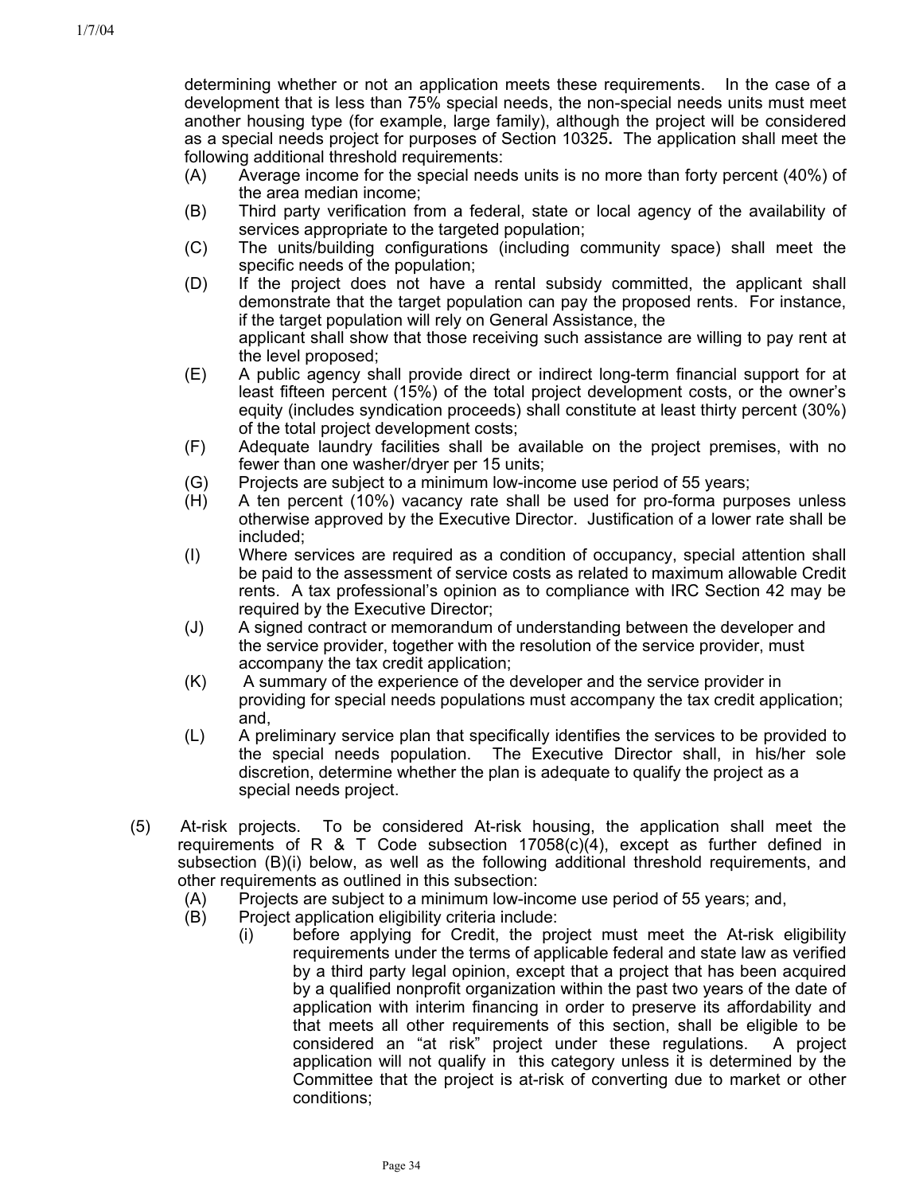determining whether or not an application meets these requirements. In the case of a development that is less than 75% special needs, the non-special needs units must meet another housing type (for example, large family), although the project will be considered as a special needs project for purposes of Section 10325**.** The application shall meet the following additional threshold requirements:

(A) Average income for the special needs units is no more than forty percent (40%) of the area median income;

(B) Third party verification from a federal, state or local agency of the availability of services appropriate to the targeted population;

(C) The units/building configurations (including community space) shall meet the specific needs of the population;

(D) If the project does not have a rental subsidy committed, the applicant shall demonstrate that the target population can pay the proposed rents. For instance, if the target population will rely on General Assistance, the applicant shall show that those receiving such assistance are willing to pay rent at the level proposed;

(E) A public agency shall provide direct or indirect long-term financial support for at least fifteen percent (15%) of the total project development costs, or the owner's equity (includes syndication proceeds) shall constitute at least thirty percent (30%) of the total project development costs;

(F) Adequate laundry facilities shall be available on the project premises, with no fewer than one washer/dryer per 15 units;

(G) Projects are subject to a minimum low-income use period of 55 years;

(H) A ten percent (10%) vacancy rate shall be used for pro-forma purposes unless otherwise approved by the Executive Director. Justification of a lower rate shall be included;

(I) Where services are required as a condition of occupancy, special attention shall be paid to the assessment of service costs as related to maximum allowable Credit rents. A tax professional's opinion as to compliance with IRC Section 42 may be required by the Executive Director;

(J) A signed contract or memorandum of understanding between the developer and the service provider, together with the resolution of the service provider, must accompany the tax credit application;

(K) A summary of the experience of the developer and the service provider in providing for special needs populations must accompany the tax credit application; and,

(L) A preliminary service plan that specifically identifies the services to be provided to the special needs population. The Executive Director shall, in his/her sole discretion, determine whether the plan is adequate to qualify the project as a special needs project.

(5) At-risk projects. To be considered At-risk housing, the application shall meet the requirements of R & T Code subsection 17058(c)(4), except as further defined in subsection (B)(i) below, as well as the following additional threshold requirements, and other requirements as outlined in this subsection:

(A) Projects are subject to a minimum low-income use period of 55 years; and,

(B) Project application eligibility criteria include:

(i) before applying for Credit, the project must meet the At-risk eligibility requirements under the terms of applicable federal and state law as verified by a third party legal opinion, except that a project that has been acquired by a qualified nonprofit organization within the past two years of the date of application with interim financing in order to preserve its affordability and that meets all other requirements of this section, shall be eligible to be considered an "at risk" project under these regulations. A project application will not qualify in this category unless it is determined by the Committee that the project is at-risk of converting due to market or other conditions;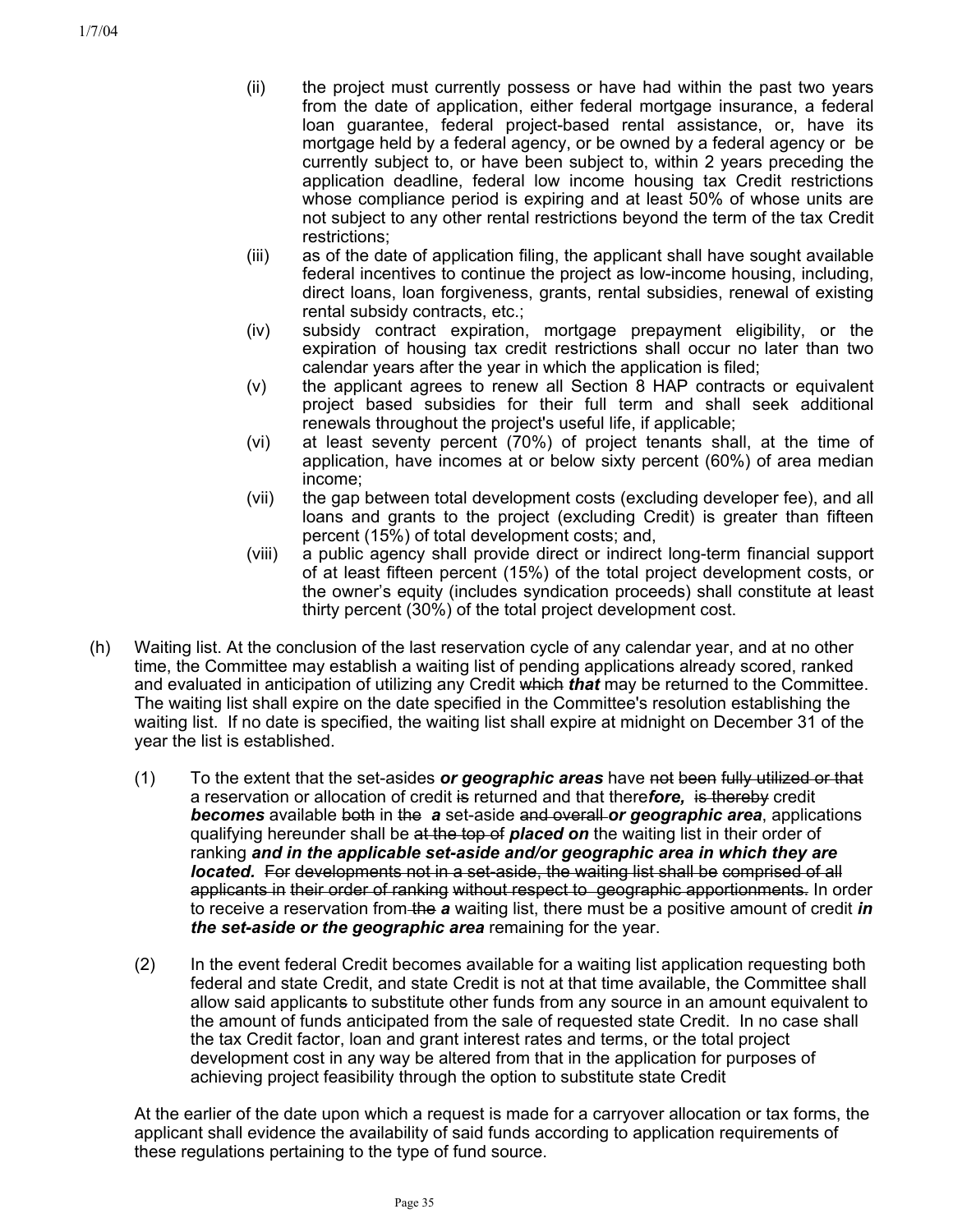(ii) the project must currently possess or have had within the past two years from the date of application, either federal mortgage insurance, a federal loan guarantee, federal project-based rental assistance, or, have its mortgage held by a federal agency, or be owned by a federal agency or be currently subject to, or have been subject to, within 2 years preceding the application deadline, federal low income housing tax Credit restrictions whose compliance period is expiring and at least 50% of whose units are not subject to any other rental restrictions beyond the term of the tax Credit restrictions;

(iii) as of the date of application filing, the applicant shall have sought available federal incentives to continue the project as low-income housing, including, direct loans, loan forgiveness, grants, rental subsidies, renewal of existing rental subsidy contracts, etc.;

(iv) subsidy contract expiration, mortgage prepayment eligibility, or the expiration of housing tax credit restrictions shall occur no later than two calendar years after the year in which the application is filed;

(v) the applicant agrees to renew all Section 8 HAP contracts or equivalent project based subsidies for their full term and shall seek additional renewals throughout the project's useful life, if applicable;

(vi) at least seventy percent (70%) of project tenants shall, at the time of application, have incomes at or below sixty percent (60%) of area median income;

(vii) the gap between total development costs (excluding developer fee), and all loans and grants to the project (excluding Credit) is greater than fifteen percent (15%) of total development costs; and,

(viii) a public agency shall provide direct or indirect long-term financial support of at least fifteen percent (15%) of the total project development costs, or the owner's equity (includes syndication proceeds) shall constitute at least thirty percent (30%) of the total project development cost.

(h) Waiting list. At the conclusion of the last reservation cycle of any calendar year, and at no other time, the Committee may establish a waiting list of pending applications already scored, ranked and evaluated in anticipation of utilizing any Credit ~~which~~ ***that*** may be returned to the Committee. The waiting list shall expire on the date specified in the Committee's resolution establishing the waiting list. If no date is specified, the waiting list shall expire at midnight on December 31 of the year the list is established.

(1) To the extent that the set-asides ***or geographic areas*** have ~~not been fully utilized or that~~ a reservation or allocation of credit ~~is~~ returned and that there***fore,*** ~~is thereby~~ credit ***becomes*** available ~~both~~ in ~~the~~ ***a*** set-aside ~~and overall~~ ***or geographic area***, applications qualifying hereunder shall be ~~at the top of~~ ***placed on*** the waiting list in their order of ranking ***and in the applicable set-aside and/or geographic area in which they are located.*** ~~For developments not in a set-aside, the waiting list shall be comprised of all applicants in their order of ranking without respect to geographic apportionments.~~ In order to receive a reservation from ~~the~~ ***a*** waiting list, there must be a positive amount of credit ***in the set-aside or the geographic area*** remaining for the year.

(2) In the event federal Credit becomes available for a waiting list application requesting both federal and state Credit, and state Credit is not at that time available, the Committee shall allow said applicant~~s~~ to substitute other funds from any source in an amount equivalent to the amount of funds anticipated from the sale of requested state Credit. In no case shall the tax Credit factor, loan and grant interest rates and terms, or the total project development cost in any way be altered from that in the application for purposes of achieving project feasibility through the option to substitute state Credit

At the earlier of the date upon which a request is made for a carryover allocation or tax forms, the applicant shall evidence the availability of said funds according to application requirements of these regulations pertaining to the type of fund source.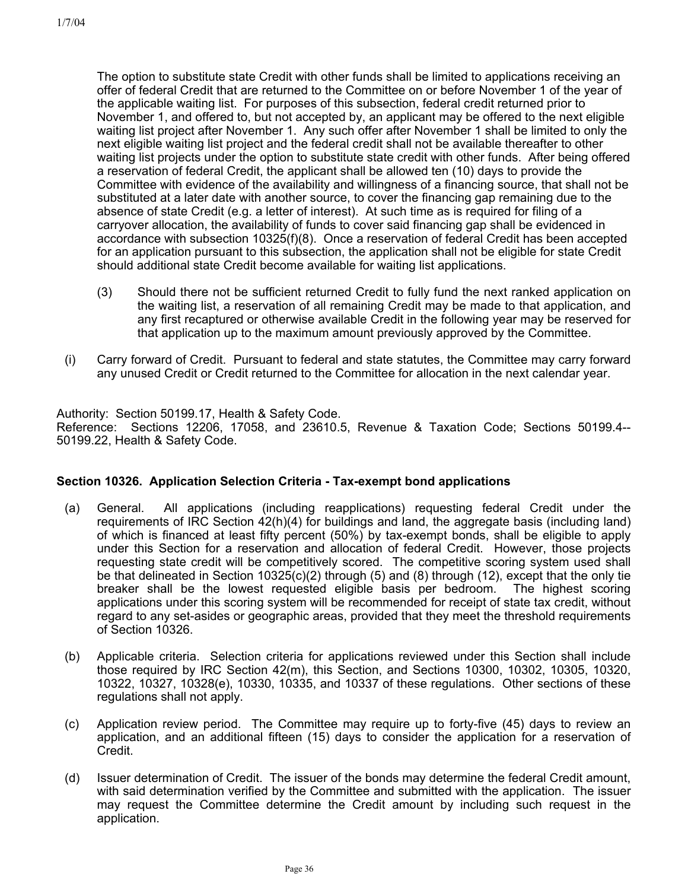The option to substitute state Credit with other funds shall be limited to applications receiving an offer of federal Credit that are returned to the Committee on or before November 1 of the year of the applicable waiting list. For purposes of this subsection, federal credit returned prior to November 1, and offered to, but not accepted by, an applicant may be offered to the next eligible waiting list project after November 1. Any such offer after November 1 shall be limited to only the next eligible waiting list project and the federal credit shall not be available thereafter to other waiting list projects under the option to substitute state credit with other funds. After being offered a reservation of federal Credit, the applicant shall be allowed ten (10) days to provide the Committee with evidence of the availability and willingness of a financing source, that shall not be substituted at a later date with another source, to cover the financing gap remaining due to the absence of state Credit (e.g. a letter of interest). At such time as is required for filing of a carryover allocation, the availability of funds to cover said financing gap shall be evidenced in accordance with subsection 10325(f)(8). Once a reservation of federal Credit has been accepted for an application pursuant to this subsection, the application shall not be eligible for state Credit should additional state Credit become available for waiting list applications.

(3) Should there not be sufficient returned Credit to fully fund the next ranked application on the waiting list, a reservation of all remaining Credit may be made to that application, and any first recaptured or otherwise available Credit in the following year may be reserved for that application up to the maximum amount previously approved by the Committee.

(i) Carry forward of Credit. Pursuant to federal and state statutes, the Committee may carry forward any unused Credit or Credit returned to the Committee for allocation in the next calendar year.

Authority: Section 50199.17, Health & Safety Code.
Reference: Sections 12206, 17058, and 23610.5, Revenue & Taxation Code; Sections 50199.4--50199.22, Health & Safety Code.

**Section 10326. Application Selection Criteria - Tax-exempt bond applications**

(a) General. All applications (including reapplications) requesting federal Credit under the requirements of IRC Section 42(h)(4) for buildings and land, the aggregate basis (including land) of which is financed at least fifty percent (50%) by tax-exempt bonds, shall be eligible to apply under this Section for a reservation and allocation of federal Credit. However, those projects requesting state credit will be competitively scored. The competitive scoring system used shall be that delineated in Section 10325(c)(2) through (5) and (8) through (12), except that the only tie breaker shall be the lowest requested eligible basis per bedroom. The highest scoring applications under this scoring system will be recommended for receipt of state tax credit, without regard to any set-asides or geographic areas, provided that they meet the threshold requirements of Section 10326.

(b) Applicable criteria. Selection criteria for applications reviewed under this Section shall include those required by IRC Section 42(m), this Section, and Sections 10300, 10302, 10305, 10320, 10322, 10327, 10328(e), 10330, 10335, and 10337 of these regulations. Other sections of these regulations shall not apply.

(c) Application review period. The Committee may require up to forty-five (45) days to review an application, and an additional fifteen (15) days to consider the application for a reservation of Credit.

(d) Issuer determination of Credit. The issuer of the bonds may determine the federal Credit amount, with said determination verified by the Committee and submitted with the application. The issuer may request the Committee determine the Credit amount by including such request in the application.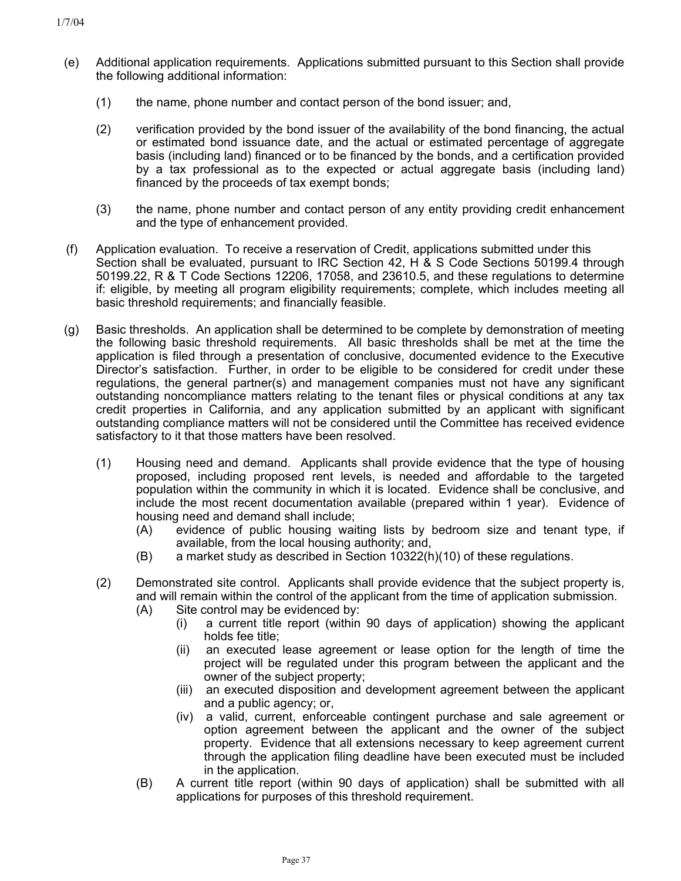(e) Additional application requirements. Applications submitted pursuant to this Section shall provide the following additional information:

(1) the name, phone number and contact person of the bond issuer; and,

(2) verification provided by the bond issuer of the availability of the bond financing, the actual or estimated bond issuance date, and the actual or estimated percentage of aggregate basis (including land) financed or to be financed by the bonds, and a certification provided by a tax professional as to the expected or actual aggregate basis (including land) financed by the proceeds of tax exempt bonds;

(3) the name, phone number and contact person of any entity providing credit enhancement and the type of enhancement provided.

(f) Application evaluation. To receive a reservation of Credit, applications submitted under this Section shall be evaluated, pursuant to IRC Section 42, H & S Code Sections 50199.4 through 50199.22, R & T Code Sections 12206, 17058, and 23610.5, and these regulations to determine if: eligible, by meeting all program eligibility requirements; complete, which includes meeting all basic threshold requirements; and financially feasible.

(g) Basic thresholds. An application shall be determined to be complete by demonstration of meeting the following basic threshold requirements. All basic thresholds shall be met at the time the application is filed through a presentation of conclusive, documented evidence to the Executive Director's satisfaction. Further, in order to be eligible to be considered for credit under these regulations, the general partner(s) and management companies must not have any significant outstanding noncompliance matters relating to the tenant files or physical conditions at any tax credit properties in California, and any application submitted by an applicant with significant outstanding compliance matters will not be considered until the Committee has received evidence satisfactory to it that those matters have been resolved.

(1) Housing need and demand. Applicants shall provide evidence that the type of housing proposed, including proposed rent levels, is needed and affordable to the targeted population within the community in which it is located. Evidence shall be conclusive, and include the most recent documentation available (prepared within 1 year). Evidence of housing need and demand shall include;

(A) evidence of public housing waiting lists by bedroom size and tenant type, if available, from the local housing authority; and,

(B) a market study as described in Section 10322(h)(10) of these regulations.

(2) Demonstrated site control. Applicants shall provide evidence that the subject property is, and will remain within the control of the applicant from the time of application submission.

(A) Site control may be evidenced by:

(i) a current title report (within 90 days of application) showing the applicant holds fee title;

(ii) an executed lease agreement or lease option for the length of time the project will be regulated under this program between the applicant and the owner of the subject property;

(iii) an executed disposition and development agreement between the applicant and a public agency; or,

(iv) a valid, current, enforceable contingent purchase and sale agreement or option agreement between the applicant and the owner of the subject property. Evidence that all extensions necessary to keep agreement current through the application filing deadline have been executed must be included in the application.

(B) A current title report (within 90 days of application) shall be submitted with all applications for purposes of this threshold requirement.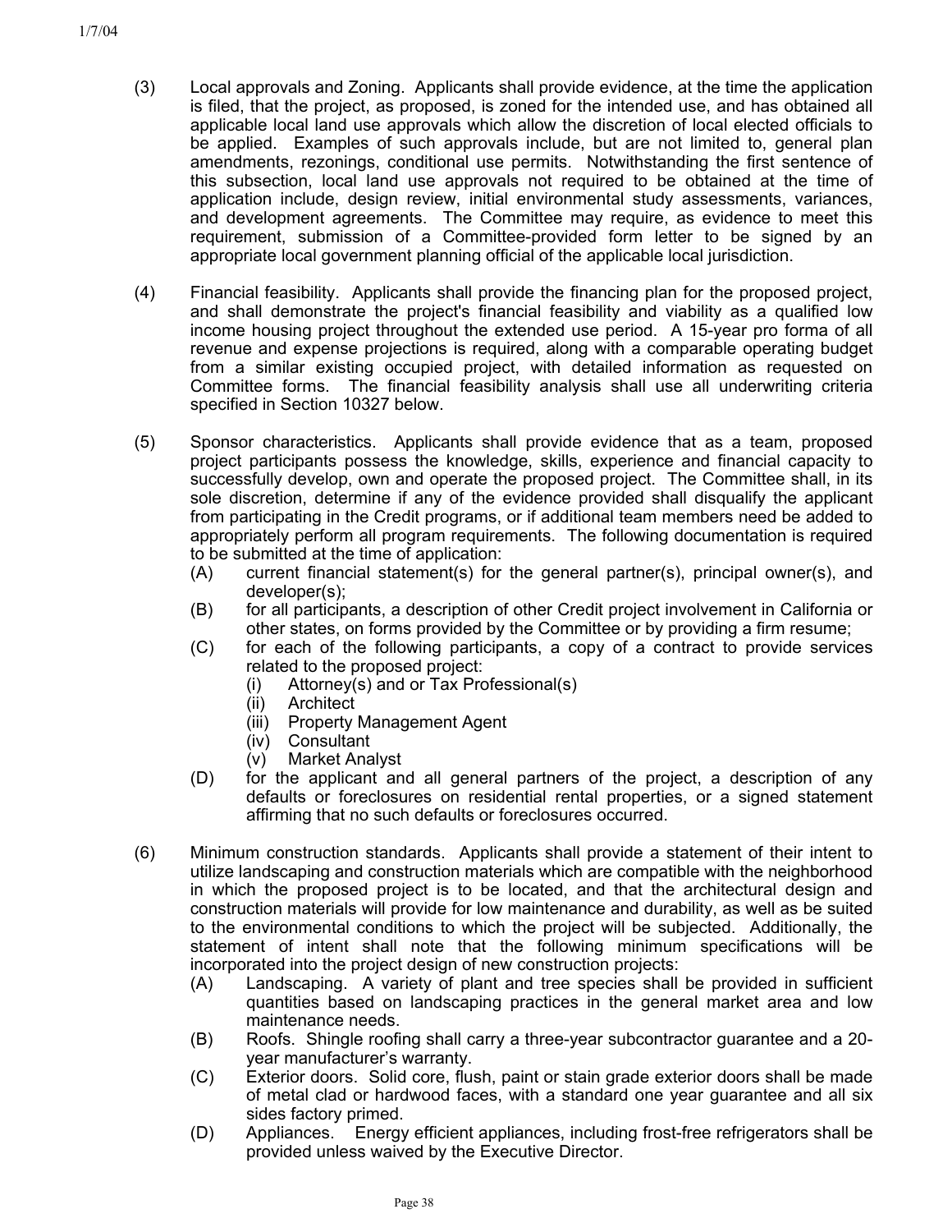(3) Local approvals and Zoning. Applicants shall provide evidence, at the time the application is filed, that the project, as proposed, is zoned for the intended use, and has obtained all applicable local land use approvals which allow the discretion of local elected officials to be applied. Examples of such approvals include, but are not limited to, general plan amendments, rezonings, conditional use permits. Notwithstanding the first sentence of this subsection, local land use approvals not required to be obtained at the time of application include, design review, initial environmental study assessments, variances, and development agreements. The Committee may require, as evidence to meet this requirement, submission of a Committee-provided form letter to be signed by an appropriate local government planning official of the applicable local jurisdiction.

(4) Financial feasibility. Applicants shall provide the financing plan for the proposed project, and shall demonstrate the project's financial feasibility and viability as a qualified low income housing project throughout the extended use period. A 15-year pro forma of all revenue and expense projections is required, along with a comparable operating budget from a similar existing occupied project, with detailed information as requested on Committee forms. The financial feasibility analysis shall use all underwriting criteria specified in Section 10327 below.

(5) Sponsor characteristics. Applicants shall provide evidence that as a team, proposed project participants possess the knowledge, skills, experience and financial capacity to successfully develop, own and operate the proposed project. The Committee shall, in its sole discretion, determine if any of the evidence provided shall disqualify the applicant from participating in the Credit programs, or if additional team members need be added to appropriately perform all program requirements. The following documentation is required to be submitted at the time of application:
   - (A) current financial statement(s) for the general partner(s), principal owner(s), and developer(s);
   - (B) for all participants, a description of other Credit project involvement in California or other states, on forms provided by the Committee or by providing a firm resume;
   - (C) for each of the following participants, a copy of a contract to provide services related to the proposed project:
     - (i) Attorney(s) and or Tax Professional(s)
     - (ii) Architect
     - (iii) Property Management Agent
     - (iv) Consultant
     - (v) Market Analyst
   - (D) for the applicant and all general partners of the project, a description of any defaults or foreclosures on residential rental properties, or a signed statement affirming that no such defaults or foreclosures occurred.

(6) Minimum construction standards. Applicants shall provide a statement of their intent to utilize landscaping and construction materials which are compatible with the neighborhood in which the proposed project is to be located, and that the architectural design and construction materials will provide for low maintenance and durability, as well as be suited to the environmental conditions to which the project will be subjected. Additionally, the statement of intent shall note that the following minimum specifications will be incorporated into the project design of new construction projects:
   - (A) Landscaping. A variety of plant and tree species shall be provided in sufficient quantities based on landscaping practices in the general market area and low maintenance needs.
   - (B) Roofs. Shingle roofing shall carry a three-year subcontractor guarantee and a 20-year manufacturer's warranty.
   - (C) Exterior doors. Solid core, flush, paint or stain grade exterior doors shall be made of metal clad or hardwood faces, with a standard one year guarantee and all six sides factory primed.
   - (D) Appliances. Energy efficient appliances, including frost-free refrigerators shall be provided unless waived by the Executive Director.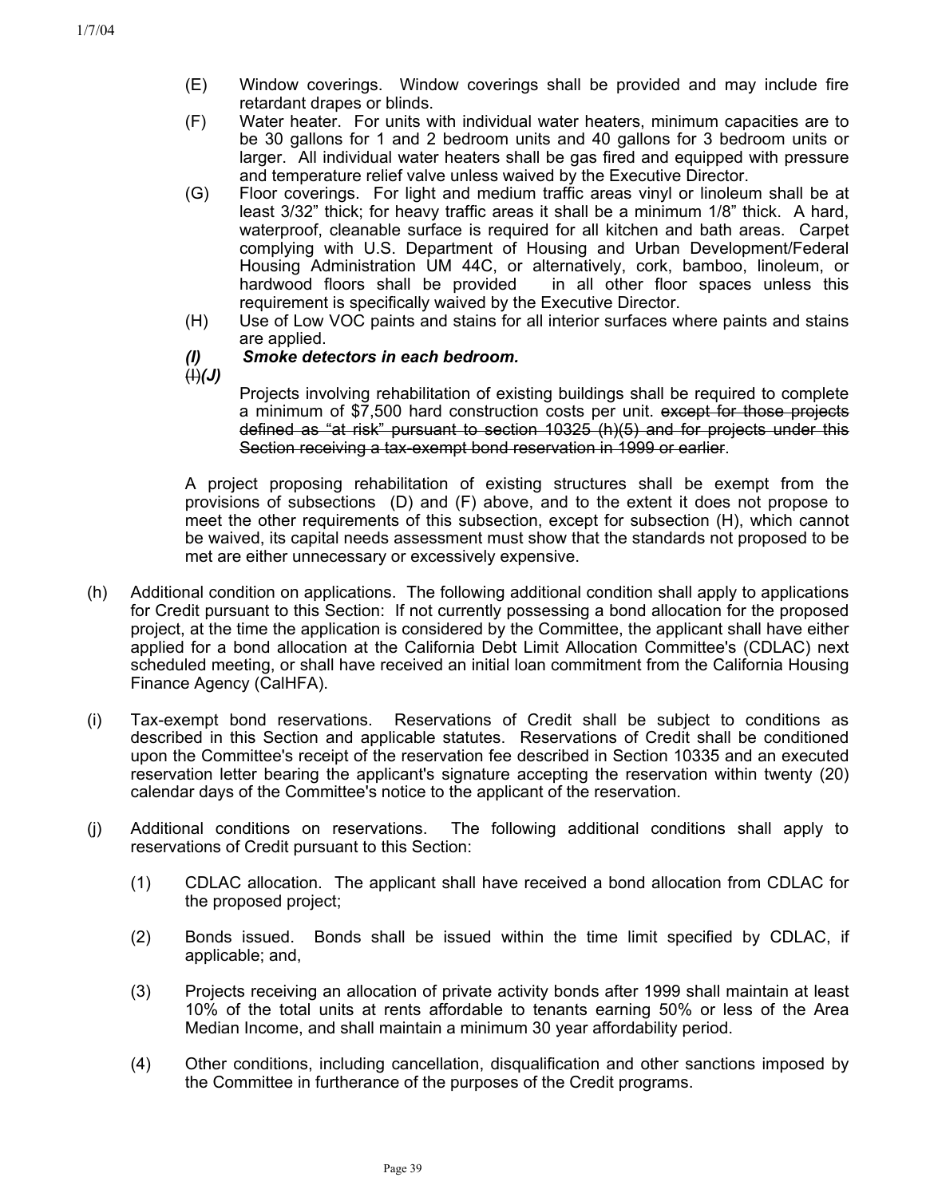(E) Window coverings. Window coverings shall be provided and may include fire retardant drapes or blinds.

(F) Water heater. For units with individual water heaters, minimum capacities are to be 30 gallons for 1 and 2 bedroom units and 40 gallons for 3 bedroom units or larger. All individual water heaters shall be gas fired and equipped with pressure and temperature relief valve unless waived by the Executive Director.

(G) Floor coverings. For light and medium traffic areas vinyl or linoleum shall be at least 3/32" thick; for heavy traffic areas it shall be a minimum 1/8" thick. A hard, waterproof, cleanable surface is required for all kitchen and bath areas. Carpet complying with U.S. Department of Housing and Urban Development/Federal Housing Administration UM 44C, or alternatively, cork, bamboo, linoleum, or hardwood floors shall be provided in all other floor spaces unless this requirement is specifically waived by the Executive Director.

(H) Use of Low VOC paints and stains for all interior surfaces where paints and stains are applied.

***(I) Smoke detectors in each bedroom.***

~~(I)~~***(J)*** Projects involving rehabilitation of existing buildings shall be required to complete a minimum of $7,500 hard construction costs per unit. ~~except for those projects defined as "at risk" pursuant to section 10325 (h)(5) and for projects under this Section receiving a tax-exempt bond reservation in 1999 or earlier~~.

A project proposing rehabilitation of existing structures shall be exempt from the provisions of subsections (D) and (F) above, and to the extent it does not propose to meet the other requirements of this subsection, except for subsection (H), which cannot be waived, its capital needs assessment must show that the standards not proposed to be met are either unnecessary or excessively expensive.

(h) Additional condition on applications. The following additional condition shall apply to applications for Credit pursuant to this Section: If not currently possessing a bond allocation for the proposed project, at the time the application is considered by the Committee, the applicant shall have either applied for a bond allocation at the California Debt Limit Allocation Committee's (CDLAC) next scheduled meeting, or shall have received an initial loan commitment from the California Housing Finance Agency (CalHFA).

(i) Tax-exempt bond reservations. Reservations of Credit shall be subject to conditions as described in this Section and applicable statutes. Reservations of Credit shall be conditioned upon the Committee's receipt of the reservation fee described in Section 10335 and an executed reservation letter bearing the applicant's signature accepting the reservation within twenty (20) calendar days of the Committee's notice to the applicant of the reservation.

(j) Additional conditions on reservations. The following additional conditions shall apply to reservations of Credit pursuant to this Section:

(1) CDLAC allocation. The applicant shall have received a bond allocation from CDLAC for the proposed project;

(2) Bonds issued. Bonds shall be issued within the time limit specified by CDLAC, if applicable; and,

(3) Projects receiving an allocation of private activity bonds after 1999 shall maintain at least 10% of the total units at rents affordable to tenants earning 50% or less of the Area Median Income, and shall maintain a minimum 30 year affordability period.

(4) Other conditions, including cancellation, disqualification and other sanctions imposed by the Committee in furtherance of the purposes of the Credit programs.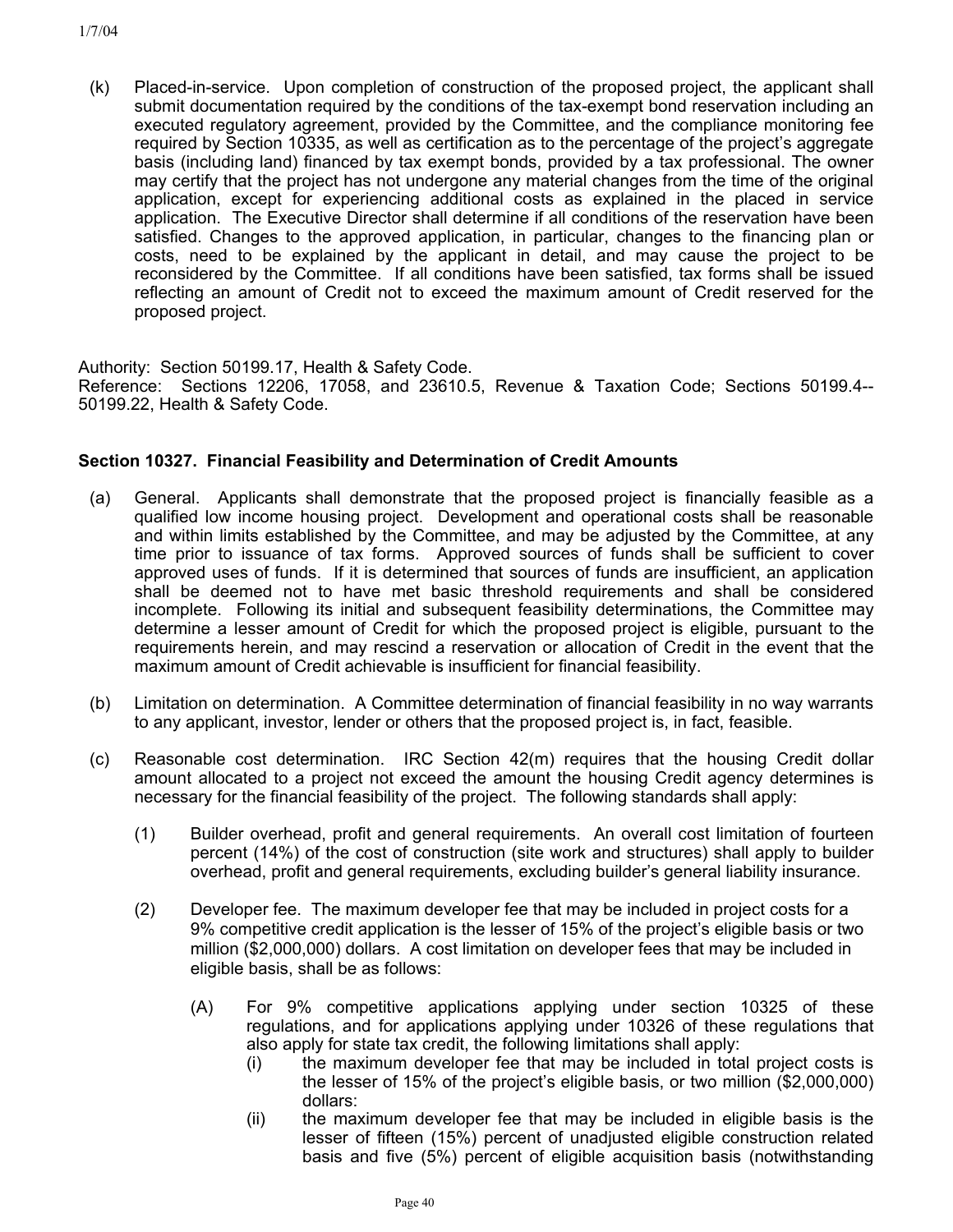(k) Placed-in-service. Upon completion of construction of the proposed project, the applicant shall submit documentation required by the conditions of the tax-exempt bond reservation including an executed regulatory agreement, provided by the Committee, and the compliance monitoring fee required by Section 10335, as well as certification as to the percentage of the project's aggregate basis (including land) financed by tax exempt bonds, provided by a tax professional. The owner may certify that the project has not undergone any material changes from the time of the original application, except for experiencing additional costs as explained in the placed in service application. The Executive Director shall determine if all conditions of the reservation have been satisfied. Changes to the approved application, in particular, changes to the financing plan or costs, need to be explained by the applicant in detail, and may cause the project to be reconsidered by the Committee. If all conditions have been satisfied, tax forms shall be issued reflecting an amount of Credit not to exceed the maximum amount of Credit reserved for the proposed project.

Authority: Section 50199.17, Health & Safety Code.
Reference: Sections 12206, 17058, and 23610.5, Revenue & Taxation Code; Sections 50199.4--50199.22, Health & Safety Code.

**Section 10327. Financial Feasibility and Determination of Credit Amounts**

(a) General. Applicants shall demonstrate that the proposed project is financially feasible as a qualified low income housing project. Development and operational costs shall be reasonable and within limits established by the Committee, and may be adjusted by the Committee, at any time prior to issuance of tax forms. Approved sources of funds shall be sufficient to cover approved uses of funds. If it is determined that sources of funds are insufficient, an application shall be deemed not to have met basic threshold requirements and shall be considered incomplete. Following its initial and subsequent feasibility determinations, the Committee may determine a lesser amount of Credit for which the proposed project is eligible, pursuant to the requirements herein, and may rescind a reservation or allocation of Credit in the event that the maximum amount of Credit achievable is insufficient for financial feasibility.

(b) Limitation on determination. A Committee determination of financial feasibility in no way warrants to any applicant, investor, lender or others that the proposed project is, in fact, feasible.

(c) Reasonable cost determination. IRC Section 42(m) requires that the housing Credit dollar amount allocated to a project not exceed the amount the housing Credit agency determines is necessary for the financial feasibility of the project. The following standards shall apply:

(1) Builder overhead, profit and general requirements. An overall cost limitation of fourteen percent (14%) of the cost of construction (site work and structures) shall apply to builder overhead, profit and general requirements, excluding builder's general liability insurance.

(2) Developer fee. The maximum developer fee that may be included in project costs for a 9% competitive credit application is the lesser of 15% of the project's eligible basis or two million ($2,000,000) dollars. A cost limitation on developer fees that may be included in eligible basis, shall be as follows:

(A) For 9% competitive applications applying under section 10325 of these regulations, and for applications applying under 10326 of these regulations that also apply for state tax credit, the following limitations shall apply:

(i) the maximum developer fee that may be included in total project costs is the lesser of 15% of the project's eligible basis, or two million ($2,000,000) dollars:

(ii) the maximum developer fee that may be included in eligible basis is the lesser of fifteen (15%) percent of unadjusted eligible construction related basis and five (5%) percent of eligible acquisition basis (notwithstanding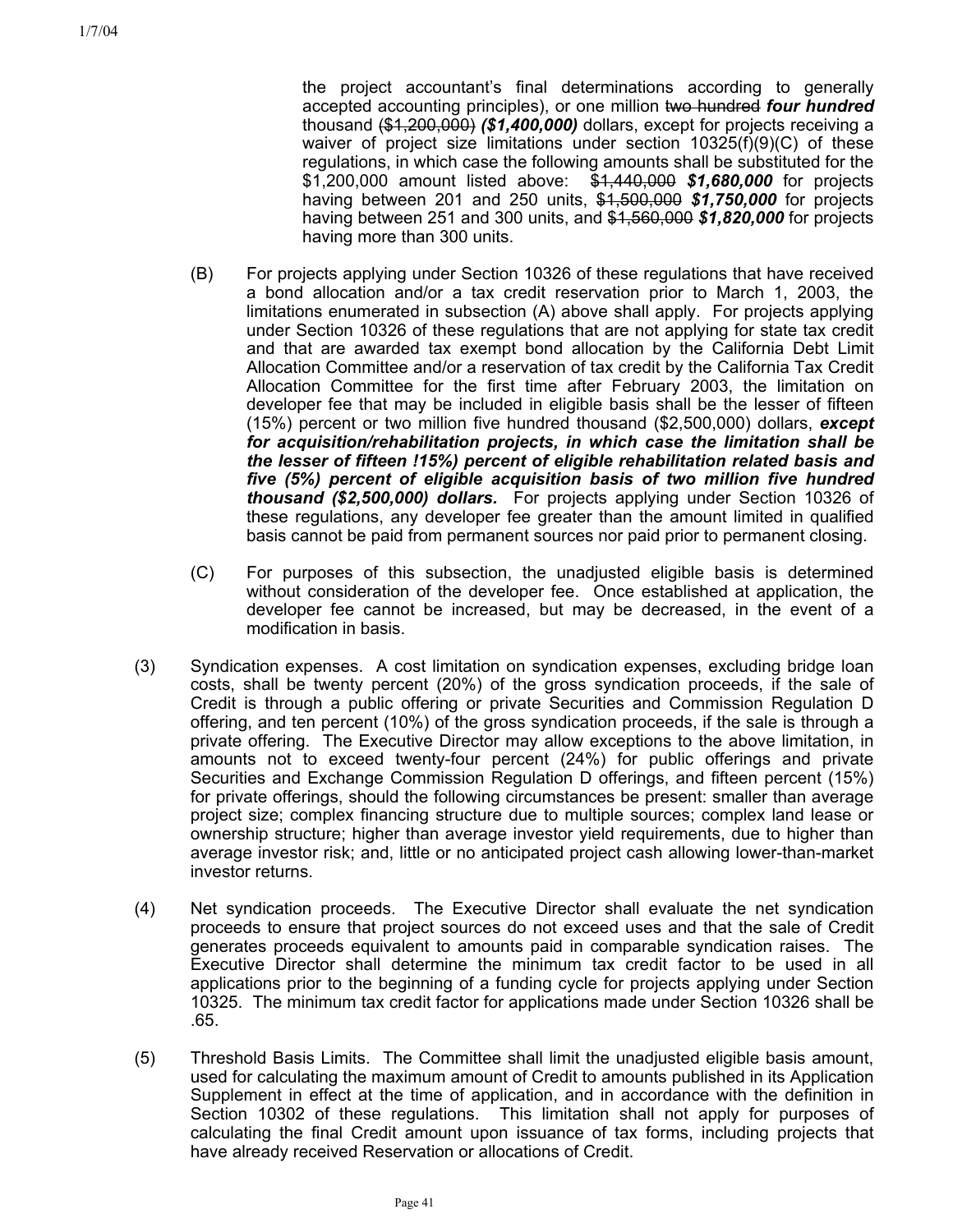the project accountant's final determinations according to generally accepted accounting principles), or one million ~~two hundred~~ ***four hundred*** thousand ~~($1,200,000)~~ ***($1,400,000)*** dollars, except for projects receiving a waiver of project size limitations under section 10325(f)(9)(C) of these regulations, in which case the following amounts shall be substituted for the $1,200,000 amount listed above: ~~$1,440,000~~ ***$1,680,000*** for projects having between 201 and 250 units, ~~$1,500,000~~ ***$1,750,000*** for projects having between 251 and 300 units, and ~~$1,560,000~~ ***$1,820,000*** for projects having more than 300 units.

(B) For projects applying under Section 10326 of these regulations that have received a bond allocation and/or a tax credit reservation prior to March 1, 2003, the limitations enumerated in subsection (A) above shall apply. For projects applying under Section 10326 of these regulations that are not applying for state tax credit and that are awarded tax exempt bond allocation by the California Debt Limit Allocation Committee and/or a reservation of tax credit by the California Tax Credit Allocation Committee for the first time after February 2003, the limitation on developer fee that may be included in eligible basis shall be the lesser of fifteen (15%) percent or two million five hundred thousand ($2,500,000) dollars, ***except for acquisition/rehabilitation projects, in which case the limitation shall be the lesser of fifteen !15%) percent of eligible rehabilitation related basis and five (5%) percent of eligible acquisition basis of two million five hundred thousand ($2,500,000) dollars.*** For projects applying under Section 10326 of these regulations, any developer fee greater than the amount limited in qualified basis cannot be paid from permanent sources nor paid prior to permanent closing.

(C) For purposes of this subsection, the unadjusted eligible basis is determined without consideration of the developer fee. Once established at application, the developer fee cannot be increased, but may be decreased, in the event of a modification in basis.

(3) Syndication expenses. A cost limitation on syndication expenses, excluding bridge loan costs, shall be twenty percent (20%) of the gross syndication proceeds, if the sale of Credit is through a public offering or private Securities and Commission Regulation D offering, and ten percent (10%) of the gross syndication proceeds, if the sale is through a private offering. The Executive Director may allow exceptions to the above limitation, in amounts not to exceed twenty-four percent (24%) for public offerings and private Securities and Exchange Commission Regulation D offerings, and fifteen percent (15%) for private offerings, should the following circumstances be present: smaller than average project size; complex financing structure due to multiple sources; complex land lease or ownership structure; higher than average investor yield requirements, due to higher than average investor risk; and, little or no anticipated project cash allowing lower-than-market investor returns.

(4) Net syndication proceeds. The Executive Director shall evaluate the net syndication proceeds to ensure that project sources do not exceed uses and that the sale of Credit generates proceeds equivalent to amounts paid in comparable syndication raises. The Executive Director shall determine the minimum tax credit factor to be used in all applications prior to the beginning of a funding cycle for projects applying under Section 10325. The minimum tax credit factor for applications made under Section 10326 shall be .65.

(5) Threshold Basis Limits. The Committee shall limit the unadjusted eligible basis amount, used for calculating the maximum amount of Credit to amounts published in its Application Supplement in effect at the time of application, and in accordance with the definition in Section 10302 of these regulations. This limitation shall not apply for purposes of calculating the final Credit amount upon issuance of tax forms, including projects that have already received Reservation or allocations of Credit.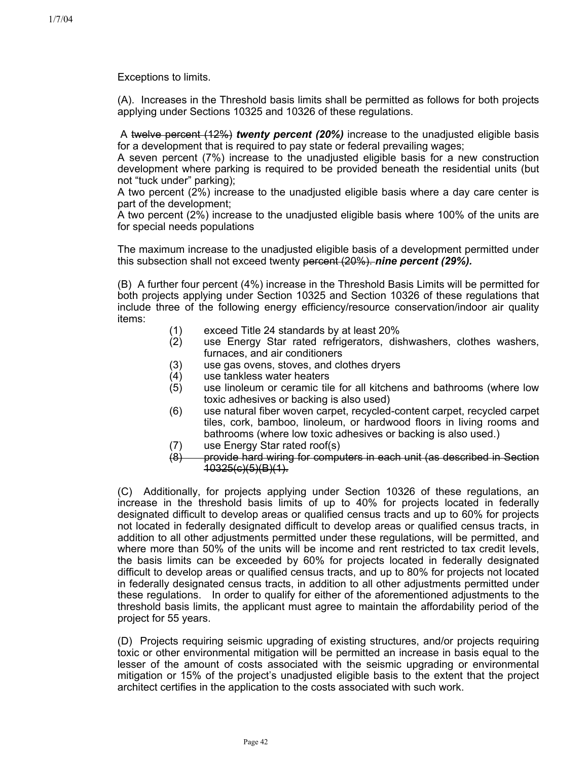Exceptions to limits.

(A). Increases in the Threshold basis limits shall be permitted as follows for both projects applying under Sections 10325 and 10326 of these regulations.

A ~~twelve percent (12%)~~ ***twenty percent (20%)*** increase to the unadjusted eligible basis for a development that is required to pay state or federal prevailing wages;
A seven percent (7%) increase to the unadjusted eligible basis for a new construction development where parking is required to be provided beneath the residential units (but not "tuck under" parking);
A two percent (2%) increase to the unadjusted eligible basis where a day care center is part of the development;
A two percent (2%) increase to the unadjusted eligible basis where 100% of the units are for special needs populations

The maximum increase to the unadjusted eligible basis of a development permitted under this subsection shall not exceed twenty ~~percent (20%).~~ ***nine percent (29%).***

(B) A further four percent (4%) increase in the Threshold Basis Limits will be permitted for both projects applying under Section 10325 and Section 10326 of these regulations that include three of the following energy efficiency/resource conservation/indoor air quality items:

(1) exceed Title 24 standards by at least 20%
(2) use Energy Star rated refrigerators, dishwashers, clothes washers, furnaces, and air conditioners
(3) use gas ovens, stoves, and clothes dryers
(4) use tankless water heaters
(5) use linoleum or ceramic tile for all kitchens and bathrooms (where low toxic adhesives or backing is also used)
(6) use natural fiber woven carpet, recycled-content carpet, recycled carpet tiles, cork, bamboo, linoleum, or hardwood floors in living rooms and bathrooms (where low toxic adhesives or backing is also used.)
(7) use Energy Star rated roof(s)
~~(8) provide hard wiring for computers in each unit (as described in Section 10325(c)(5)(B)(1).~~

(C) Additionally, for projects applying under Section 10326 of these regulations, an increase in the threshold basis limits of up to 40% for projects located in federally designated difficult to develop areas or qualified census tracts and up to 60% for projects not located in federally designated difficult to develop areas or qualified census tracts, in addition to all other adjustments permitted under these regulations, will be permitted, and where more than 50% of the units will be income and rent restricted to tax credit levels, the basis limits can be exceeded by 60% for projects located in federally designated difficult to develop areas or qualified census tracts, and up to 80% for projects not located in federally designated census tracts, in addition to all other adjustments permitted under these regulations. In order to qualify for either of the aforementioned adjustments to the threshold basis limits, the applicant must agree to maintain the affordability period of the project for 55 years.

(D) Projects requiring seismic upgrading of existing structures, and/or projects requiring toxic or other environmental mitigation will be permitted an increase in basis equal to the lesser of the amount of costs associated with the seismic upgrading or environmental mitigation or 15% of the project's unadjusted eligible basis to the extent that the project architect certifies in the application to the costs associated with such work.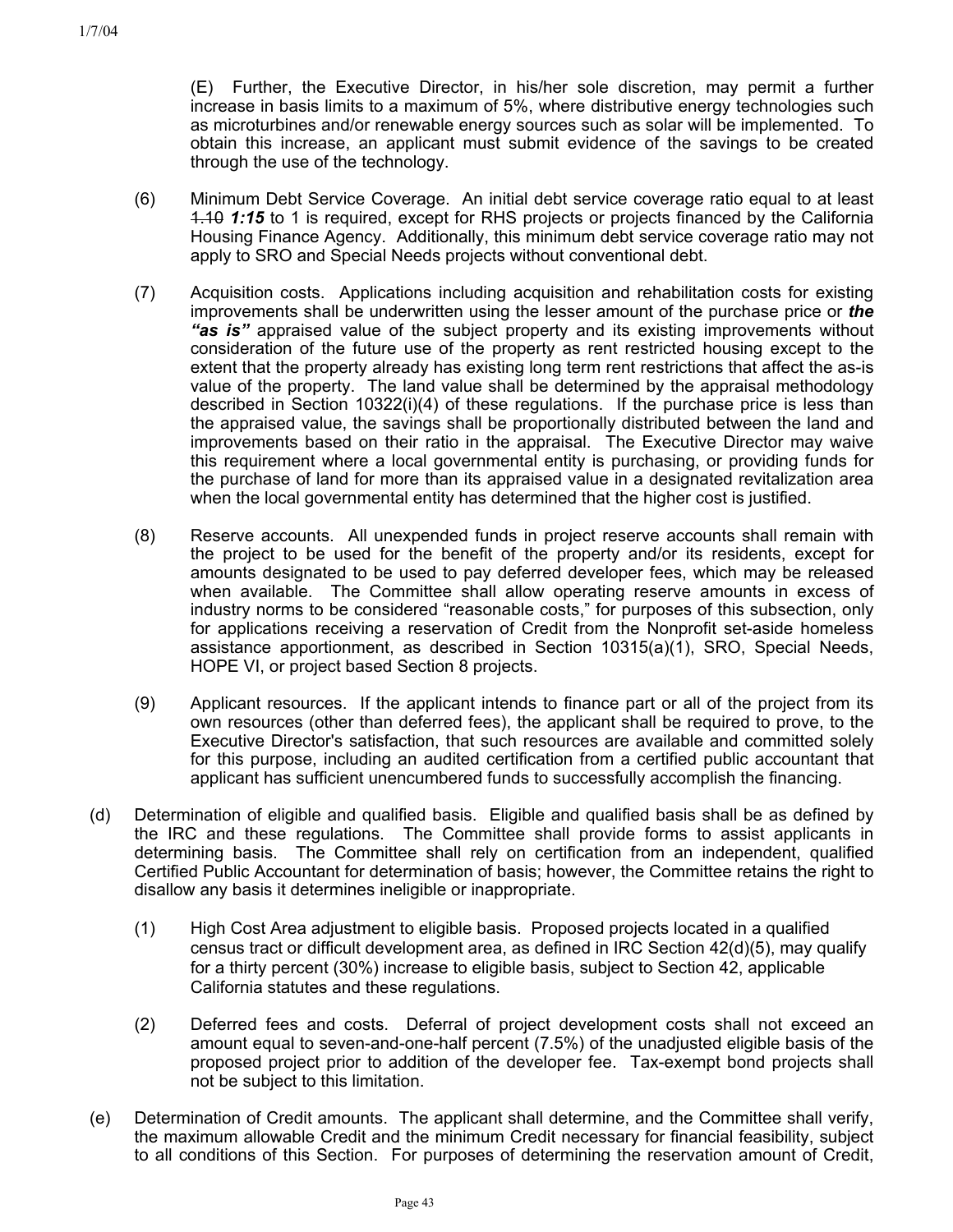(E) Further, the Executive Director, in his/her sole discretion, may permit a further increase in basis limits to a maximum of 5%, where distributive energy technologies such as microturbines and/or renewable energy sources such as solar will be implemented. To obtain this increase, an applicant must submit evidence of the savings to be created through the use of the technology.

(6) Minimum Debt Service Coverage. An initial debt service coverage ratio equal to at least ~~1.10~~ ***1:15*** to 1 is required, except for RHS projects or projects financed by the California Housing Finance Agency. Additionally, this minimum debt service coverage ratio may not apply to SRO and Special Needs projects without conventional debt.

(7) Acquisition costs. Applications including acquisition and rehabilitation costs for existing improvements shall be underwritten using the lesser amount of the purchase price or ***the "as is"*** appraised value of the subject property and its existing improvements without consideration of the future use of the property as rent restricted housing except to the extent that the property already has existing long term rent restrictions that affect the as-is value of the property. The land value shall be determined by the appraisal methodology described in Section 10322(i)(4) of these regulations. If the purchase price is less than the appraised value, the savings shall be proportionally distributed between the land and improvements based on their ratio in the appraisal. The Executive Director may waive this requirement where a local governmental entity is purchasing, or providing funds for the purchase of land for more than its appraised value in a designated revitalization area when the local governmental entity has determined that the higher cost is justified.

(8) Reserve accounts. All unexpended funds in project reserve accounts shall remain with the project to be used for the benefit of the property and/or its residents, except for amounts designated to be used to pay deferred developer fees, which may be released when available. The Committee shall allow operating reserve amounts in excess of industry norms to be considered "reasonable costs," for purposes of this subsection, only for applications receiving a reservation of Credit from the Nonprofit set-aside homeless assistance apportionment, as described in Section 10315(a)(1), SRO, Special Needs, HOPE VI, or project based Section 8 projects.

(9) Applicant resources. If the applicant intends to finance part or all of the project from its own resources (other than deferred fees), the applicant shall be required to prove, to the Executive Director's satisfaction, that such resources are available and committed solely for this purpose, including an audited certification from a certified public accountant that applicant has sufficient unencumbered funds to successfully accomplish the financing.

(d) Determination of eligible and qualified basis. Eligible and qualified basis shall be as defined by the IRC and these regulations. The Committee shall provide forms to assist applicants in determining basis. The Committee shall rely on certification from an independent, qualified Certified Public Accountant for determination of basis; however, the Committee retains the right to disallow any basis it determines ineligible or inappropriate.

(1) High Cost Area adjustment to eligible basis. Proposed projects located in a qualified census tract or difficult development area, as defined in IRC Section 42(d)(5), may qualify for a thirty percent (30%) increase to eligible basis, subject to Section 42, applicable California statutes and these regulations.

(2) Deferred fees and costs. Deferral of project development costs shall not exceed an amount equal to seven-and-one-half percent (7.5%) of the unadjusted eligible basis of the proposed project prior to addition of the developer fee. Tax-exempt bond projects shall not be subject to this limitation.

(e) Determination of Credit amounts. The applicant shall determine, and the Committee shall verify, the maximum allowable Credit and the minimum Credit necessary for financial feasibility, subject to all conditions of this Section. For purposes of determining the reservation amount of Credit,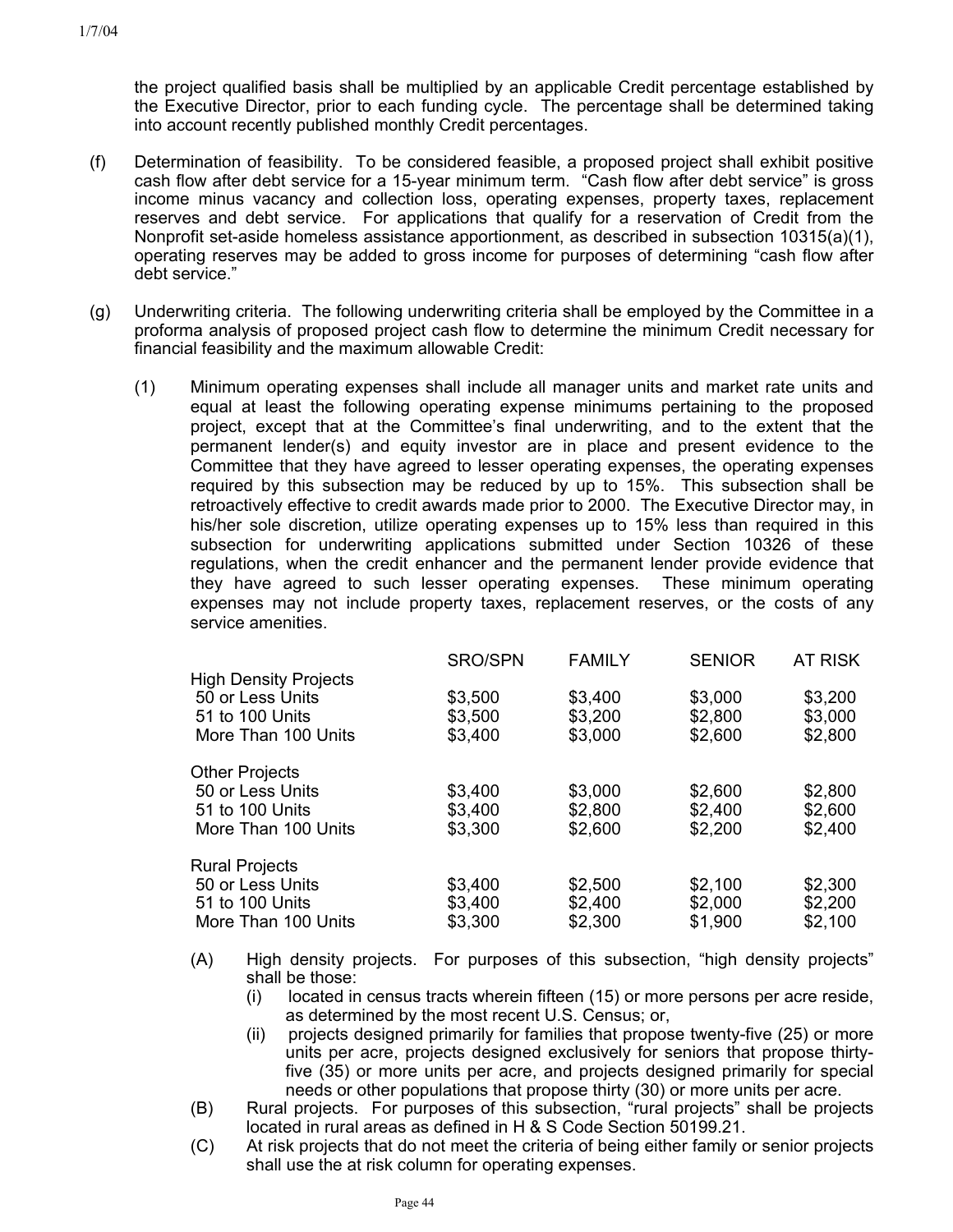the project qualified basis shall be multiplied by an applicable Credit percentage established by the Executive Director, prior to each funding cycle. The percentage shall be determined taking into account recently published monthly Credit percentages.

(f) Determination of feasibility. To be considered feasible, a proposed project shall exhibit positive cash flow after debt service for a 15-year minimum term. "Cash flow after debt service" is gross income minus vacancy and collection loss, operating expenses, property taxes, replacement reserves and debt service. For applications that qualify for a reservation of Credit from the Nonprofit set-aside homeless assistance apportionment, as described in subsection 10315(a)(1), operating reserves may be added to gross income for purposes of determining "cash flow after debt service."

(g) Underwriting criteria. The following underwriting criteria shall be employed by the Committee in a proforma analysis of proposed project cash flow to determine the minimum Credit necessary for financial feasibility and the maximum allowable Credit:

(1) Minimum operating expenses shall include all manager units and market rate units and equal at least the following operating expense minimums pertaining to the proposed project, except that at the Committee's final underwriting, and to the extent that the permanent lender(s) and equity investor are in place and present evidence to the Committee that they have agreed to lesser operating expenses, the operating expenses required by this subsection may be reduced by up to 15%. This subsection shall be retroactively effective to credit awards made prior to 2000. The Executive Director may, in his/her sole discretion, utilize operating expenses up to 15% less than required in this subsection for underwriting applications submitted under Section 10326 of these regulations, when the credit enhancer and the permanent lender provide evidence that they have agreed to such lesser operating expenses. These minimum operating expenses may not include property taxes, replacement reserves, or the costs of any service amenities.

| | SRO/SPN | FAMILY | SENIOR | AT RISK |
|---|---|---|---|---|
| **High Density Projects** | | | | |
| 50 or Less Units | $3,500 | $3,400 | $3,000 | $3,200 |
| 51 to 100 Units | $3,500 | $3,200 | $2,800 | $3,000 |
| More Than 100 Units | $3,400 | $3,000 | $2,600 | $2,800 |
| **Other Projects** | | | | |
| 50 or Less Units | $3,400 | $3,000 | $2,600 | $2,800 |
| 51 to 100 Units | $3,400 | $2,800 | $2,400 | $2,600 |
| More Than 100 Units | $3,300 | $2,600 | $2,200 | $2,400 |
| **Rural Projects** | | | | |
| 50 or Less Units | $3,400 | $2,500 | $2,100 | $2,300 |
| 51 to 100 Units | $3,400 | $2,400 | $2,000 | $2,200 |
| More Than 100 Units | $3,300 | $2,300 | $1,900 | $2,100 |

(A) High density projects. For purposes of this subsection, "high density projects" shall be those:

(i) located in census tracts wherein fifteen (15) or more persons per acre reside, as determined by the most recent U.S. Census; or,

(ii) projects designed primarily for families that propose twenty-five (25) or more units per acre, projects designed exclusively for seniors that propose thirty-five (35) or more units per acre, and projects designed primarily for special needs or other populations that propose thirty (30) or more units per acre.

(B) Rural projects. For purposes of this subsection, "rural projects" shall be projects located in rural areas as defined in H & S Code Section 50199.21.

(C) At risk projects that do not meet the criteria of being either family or senior projects shall use the at risk column for operating expenses.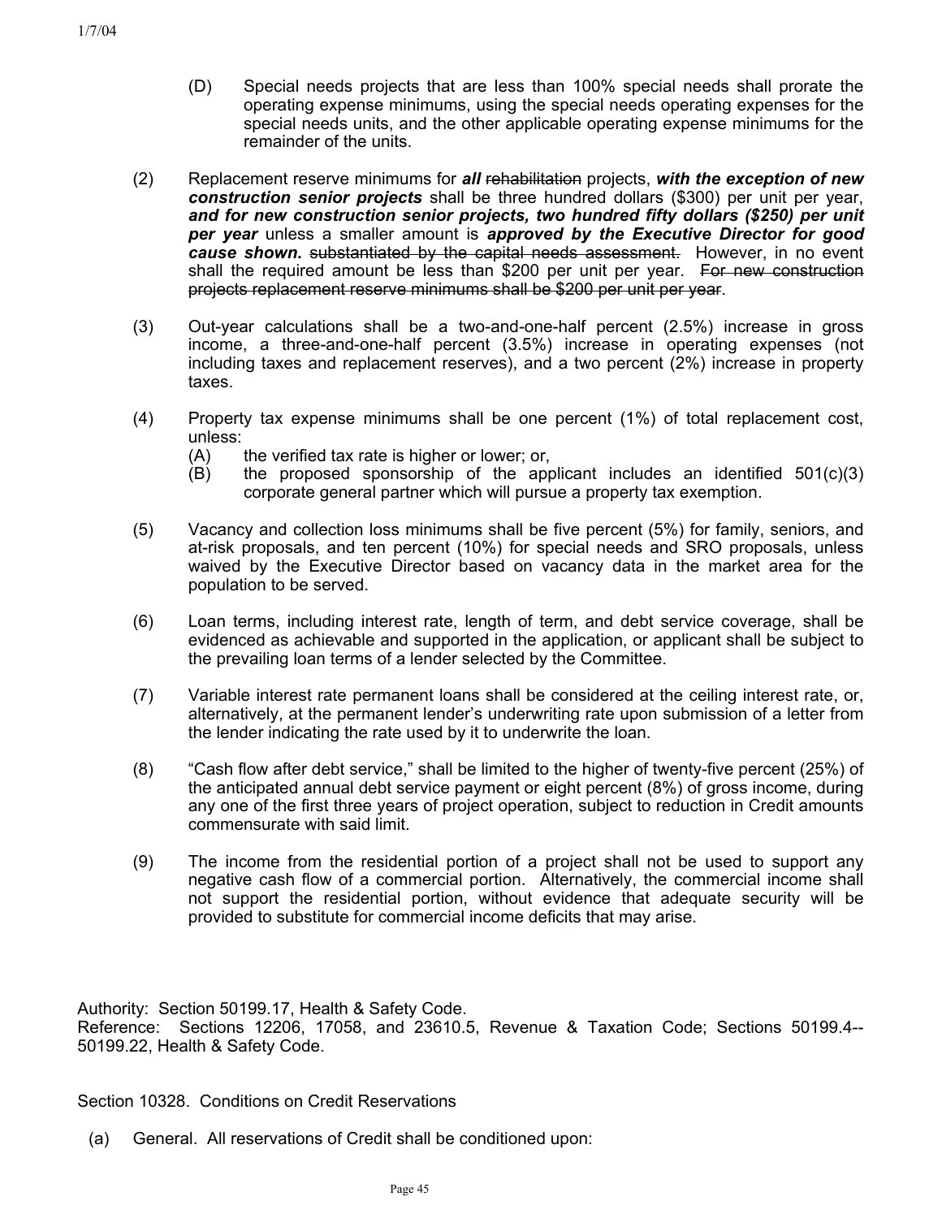(D) Special needs projects that are less than 100% special needs shall prorate the operating expense minimums, using the special needs operating expenses for the special needs units, and the other applicable operating expense minimums for the remainder of the units.

(2) Replacement reserve minimums for ***all*** ~~rehabilitation~~ projects, ***with the exception of new construction senior projects*** shall be three hundred dollars ($300) per unit per year, ***and for new construction senior projects, two hundred fifty dollars ($250) per unit per year*** unless a smaller amount is ***approved by the Executive Director for good cause shown.*** ~~substantiated by the capital needs assessment.~~ However, in no event shall the required amount be less than $200 per unit per year. ~~For new construction projects replacement reserve minimums shall be $200 per unit per year~~.

(3) Out-year calculations shall be a two-and-one-half percent (2.5%) increase in gross income, a three-and-one-half percent (3.5%) increase in operating expenses (not including taxes and replacement reserves), and a two percent (2%) increase in property taxes.

(4) Property tax expense minimums shall be one percent (1%) of total replacement cost, unless:
   (A) the verified tax rate is higher or lower; or,
   (B) the proposed sponsorship of the applicant includes an identified 501(c)(3) corporate general partner which will pursue a property tax exemption.

(5) Vacancy and collection loss minimums shall be five percent (5%) for family, seniors, and at-risk proposals, and ten percent (10%) for special needs and SRO proposals, unless waived by the Executive Director based on vacancy data in the market area for the population to be served.

(6) Loan terms, including interest rate, length of term, and debt service coverage, shall be evidenced as achievable and supported in the application, or applicant shall be subject to the prevailing loan terms of a lender selected by the Committee.

(7) Variable interest rate permanent loans shall be considered at the ceiling interest rate, or, alternatively, at the permanent lender's underwriting rate upon submission of a letter from the lender indicating the rate used by it to underwrite the loan.

(8) "Cash flow after debt service," shall be limited to the higher of twenty-five percent (25%) of the anticipated annual debt service payment or eight percent (8%) of gross income, during any one of the first three years of project operation, subject to reduction in Credit amounts commensurate with said limit.

(9) The income from the residential portion of a project shall not be used to support any negative cash flow of a commercial portion. Alternatively, the commercial income shall not support the residential portion, without evidence that adequate security will be provided to substitute for commercial income deficits that may arise.

Authority: Section 50199.17, Health & Safety Code.
Reference: Sections 12206, 17058, and 23610.5, Revenue & Taxation Code; Sections 50199.4--50199.22, Health & Safety Code.

Section 10328. Conditions on Credit Reservations

(a) General. All reservations of Credit shall be conditioned upon: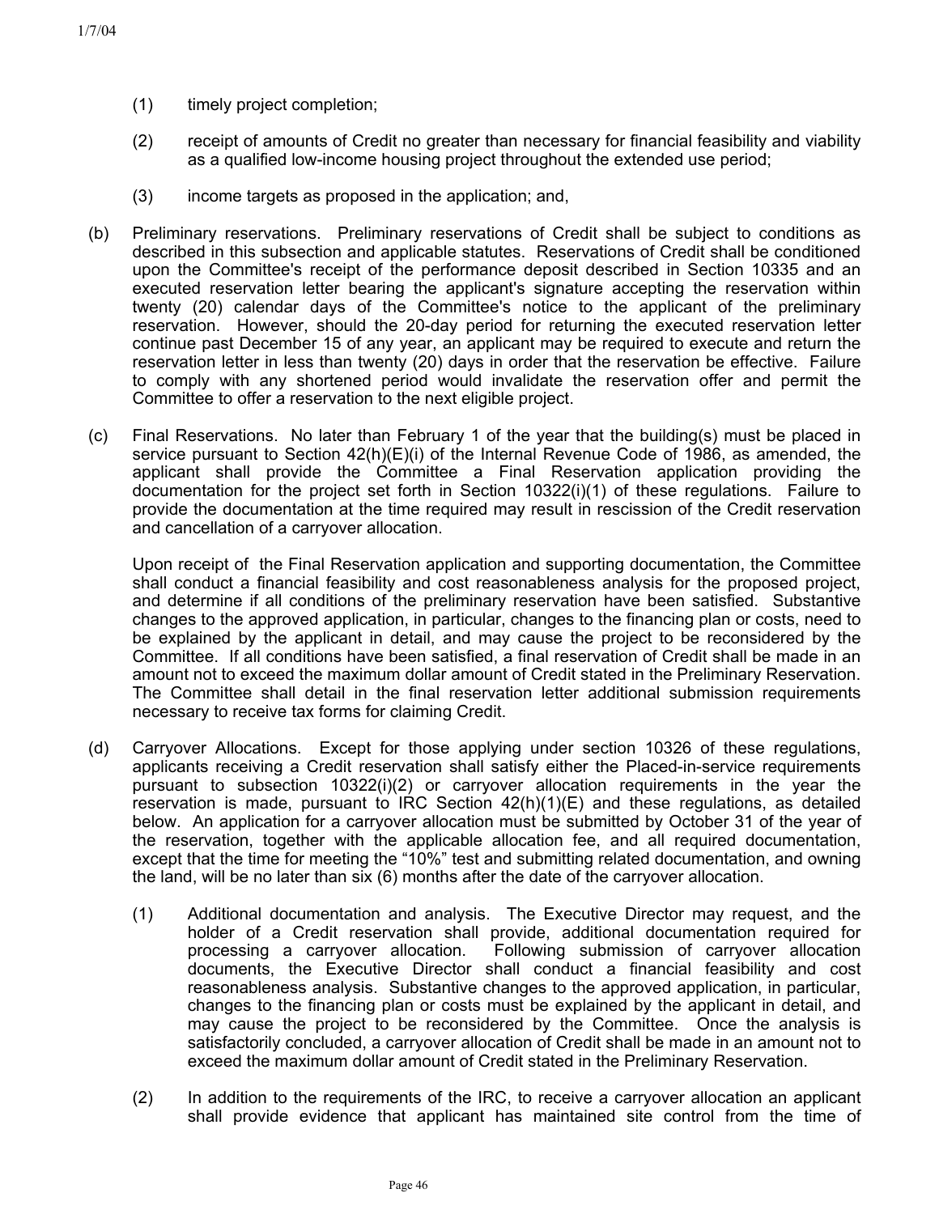(1) timely project completion;

(2) receipt of amounts of Credit no greater than necessary for financial feasibility and viability as a qualified low-income housing project throughout the extended use period;

(3) income targets as proposed in the application; and,

(b) Preliminary reservations. Preliminary reservations of Credit shall be subject to conditions as described in this subsection and applicable statutes. Reservations of Credit shall be conditioned upon the Committee's receipt of the performance deposit described in Section 10335 and an executed reservation letter bearing the applicant's signature accepting the reservation within twenty (20) calendar days of the Committee's notice to the applicant of the preliminary reservation. However, should the 20-day period for returning the executed reservation letter continue past December 15 of any year, an applicant may be required to execute and return the reservation letter in less than twenty (20) days in order that the reservation be effective. Failure to comply with any shortened period would invalidate the reservation offer and permit the Committee to offer a reservation to the next eligible project.

(c) Final Reservations. No later than February 1 of the year that the building(s) must be placed in service pursuant to Section 42(h)(E)(i) of the Internal Revenue Code of 1986, as amended, the applicant shall provide the Committee a Final Reservation application providing the documentation for the project set forth in Section 10322(i)(1) of these regulations. Failure to provide the documentation at the time required may result in rescission of the Credit reservation and cancellation of a carryover allocation.

Upon receipt of the Final Reservation application and supporting documentation, the Committee shall conduct a financial feasibility and cost reasonableness analysis for the proposed project, and determine if all conditions of the preliminary reservation have been satisfied. Substantive changes to the approved application, in particular, changes to the financing plan or costs, need to be explained by the applicant in detail, and may cause the project to be reconsidered by the Committee. If all conditions have been satisfied, a final reservation of Credit shall be made in an amount not to exceed the maximum dollar amount of Credit stated in the Preliminary Reservation. The Committee shall detail in the final reservation letter additional submission requirements necessary to receive tax forms for claiming Credit.

(d) Carryover Allocations. Except for those applying under section 10326 of these regulations, applicants receiving a Credit reservation shall satisfy either the Placed-in-service requirements pursuant to subsection 10322(i)(2) or carryover allocation requirements in the year the reservation is made, pursuant to IRC Section 42(h)(1)(E) and these regulations, as detailed below. An application for a carryover allocation must be submitted by October 31 of the year of the reservation, together with the applicable allocation fee, and all required documentation, except that the time for meeting the "10%" test and submitting related documentation, and owning the land, will be no later than six (6) months after the date of the carryover allocation.

(1) Additional documentation and analysis. The Executive Director may request, and the holder of a Credit reservation shall provide, additional documentation required for processing a carryover allocation. Following submission of carryover allocation documents, the Executive Director shall conduct a financial feasibility and cost reasonableness analysis. Substantive changes to the approved application, in particular, changes to the financing plan or costs must be explained by the applicant in detail, and may cause the project to be reconsidered by the Committee. Once the analysis is satisfactorily concluded, a carryover allocation of Credit shall be made in an amount not to exceed the maximum dollar amount of Credit stated in the Preliminary Reservation.

(2) In addition to the requirements of the IRC, to receive a carryover allocation an applicant shall provide evidence that applicant has maintained site control from the time of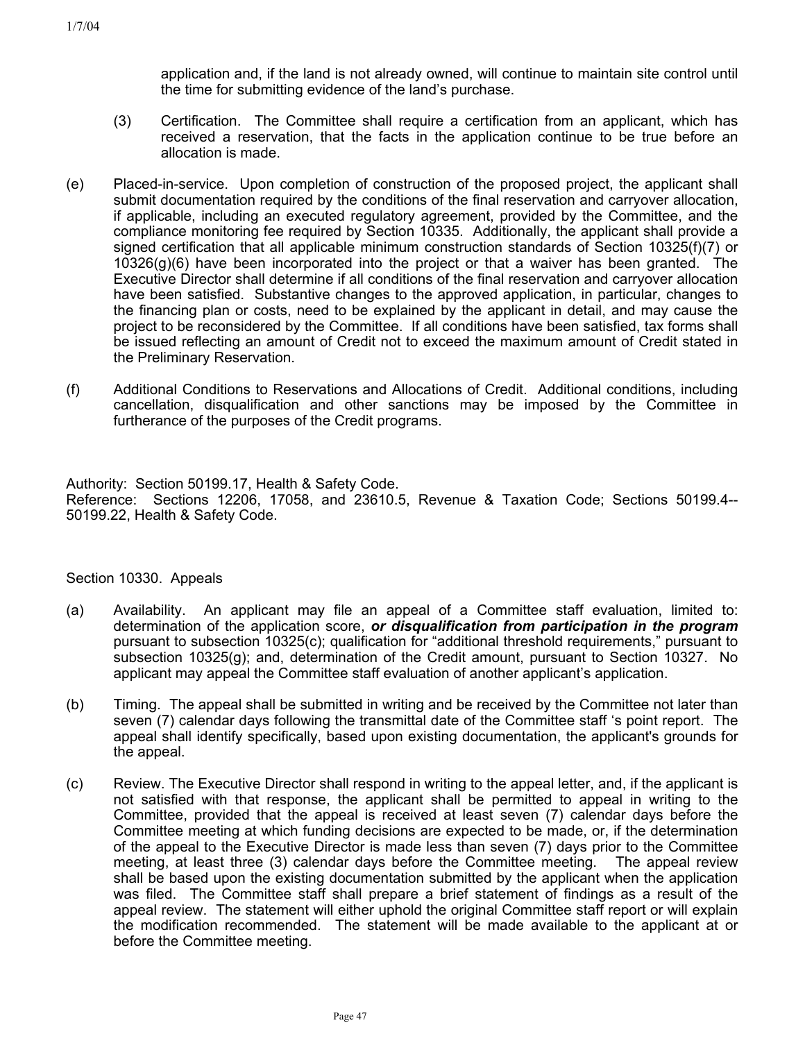application and, if the land is not already owned, will continue to maintain site control until the time for submitting evidence of the land's purchase.

(3) Certification. The Committee shall require a certification from an applicant, which has received a reservation, that the facts in the application continue to be true before an allocation is made.

(e) Placed-in-service. Upon completion of construction of the proposed project, the applicant shall submit documentation required by the conditions of the final reservation and carryover allocation, if applicable, including an executed regulatory agreement, provided by the Committee, and the compliance monitoring fee required by Section 10335. Additionally, the applicant shall provide a signed certification that all applicable minimum construction standards of Section 10325(f)(7) or 10326(g)(6) have been incorporated into the project or that a waiver has been granted. The Executive Director shall determine if all conditions of the final reservation and carryover allocation have been satisfied. Substantive changes to the approved application, in particular, changes to the financing plan or costs, need to be explained by the applicant in detail, and may cause the project to be reconsidered by the Committee. If all conditions have been satisfied, tax forms shall be issued reflecting an amount of Credit not to exceed the maximum amount of Credit stated in the Preliminary Reservation.

(f) Additional Conditions to Reservations and Allocations of Credit. Additional conditions, including cancellation, disqualification and other sanctions may be imposed by the Committee in furtherance of the purposes of the Credit programs.

Authority: Section 50199.17, Health & Safety Code.
Reference: Sections 12206, 17058, and 23610.5, Revenue & Taxation Code; Sections 50199.4--50199.22, Health & Safety Code.

Section 10330. Appeals

(a) Availability. An applicant may file an appeal of a Committee staff evaluation, limited to: determination of the application score, ***or disqualification from participation in the program*** pursuant to subsection 10325(c); qualification for "additional threshold requirements," pursuant to subsection 10325(g); and, determination of the Credit amount, pursuant to Section 10327. No applicant may appeal the Committee staff evaluation of another applicant's application.

(b) Timing. The appeal shall be submitted in writing and be received by the Committee not later than seven (7) calendar days following the transmittal date of the Committee staff 's point report. The appeal shall identify specifically, based upon existing documentation, the applicant's grounds for the appeal.

(c) Review. The Executive Director shall respond in writing to the appeal letter, and, if the applicant is not satisfied with that response, the applicant shall be permitted to appeal in writing to the Committee, provided that the appeal is received at least seven (7) calendar days before the Committee meeting at which funding decisions are expected to be made, or, if the determination of the appeal to the Executive Director is made less than seven (7) days prior to the Committee meeting, at least three (3) calendar days before the Committee meeting. The appeal review shall be based upon the existing documentation submitted by the applicant when the application was filed. The Committee staff shall prepare a brief statement of findings as a result of the appeal review. The statement will either uphold the original Committee staff report or will explain the modification recommended. The statement will be made available to the applicant at or before the Committee meeting.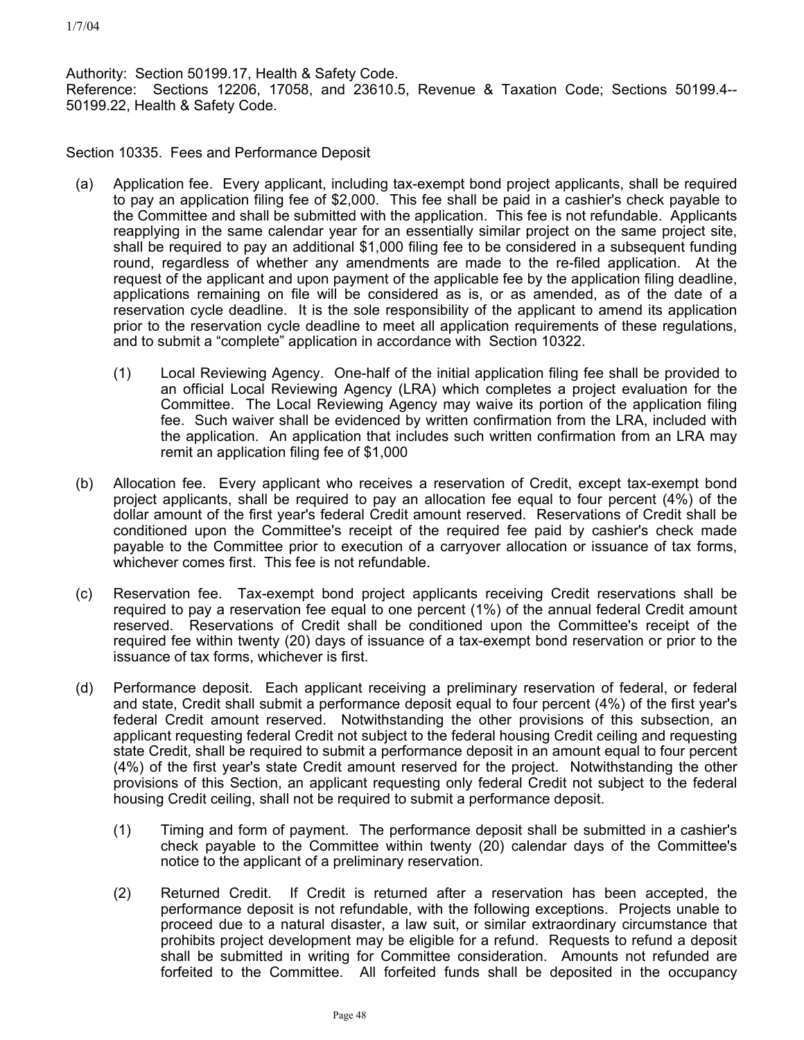Authority: Section 50199.17, Health & Safety Code.
Reference: Sections 12206, 17058, and 23610.5, Revenue & Taxation Code; Sections 50199.4--50199.22, Health & Safety Code.

Section 10335. Fees and Performance Deposit

(a) Application fee. Every applicant, including tax-exempt bond project applicants, shall be required to pay an application filing fee of $2,000. This fee shall be paid in a cashier's check payable to the Committee and shall be submitted with the application. This fee is not refundable. Applicants reapplying in the same calendar year for an essentially similar project on the same project site, shall be required to pay an additional $1,000 filing fee to be considered in a subsequent funding round, regardless of whether any amendments are made to the re-filed application. At the request of the applicant and upon payment of the applicable fee by the application filing deadline, applications remaining on file will be considered as is, or as amended, as of the date of a reservation cycle deadline. It is the sole responsibility of the applicant to amend its application prior to the reservation cycle deadline to meet all application requirements of these regulations, and to submit a "complete" application in accordance with Section 10322.

   (1) Local Reviewing Agency. One-half of the initial application filing fee shall be provided to an official Local Reviewing Agency (LRA) which completes a project evaluation for the Committee. The Local Reviewing Agency may waive its portion of the application filing fee. Such waiver shall be evidenced by written confirmation from the LRA, included with the application. An application that includes such written confirmation from an LRA may remit an application filing fee of $1,000

(b) Allocation fee. Every applicant who receives a reservation of Credit, except tax-exempt bond project applicants, shall be required to pay an allocation fee equal to four percent (4%) of the dollar amount of the first year's federal Credit amount reserved. Reservations of Credit shall be conditioned upon the Committee's receipt of the required fee paid by cashier's check made payable to the Committee prior to execution of a carryover allocation or issuance of tax forms, whichever comes first. This fee is not refundable.

(c) Reservation fee. Tax-exempt bond project applicants receiving Credit reservations shall be required to pay a reservation fee equal to one percent (1%) of the annual federal Credit amount reserved. Reservations of Credit shall be conditioned upon the Committee's receipt of the required fee within twenty (20) days of issuance of a tax-exempt bond reservation or prior to the issuance of tax forms, whichever is first.

(d) Performance deposit. Each applicant receiving a preliminary reservation of federal, or federal and state, Credit shall submit a performance deposit equal to four percent (4%) of the first year's federal Credit amount reserved. Notwithstanding the other provisions of this subsection, an applicant requesting federal Credit not subject to the federal housing Credit ceiling and requesting state Credit, shall be required to submit a performance deposit in an amount equal to four percent (4%) of the first year's state Credit amount reserved for the project. Notwithstanding the other provisions of this Section, an applicant requesting only federal Credit not subject to the federal housing Credit ceiling, shall not be required to submit a performance deposit.

   (1) Timing and form of payment. The performance deposit shall be submitted in a cashier's check payable to the Committee within twenty (20) calendar days of the Committee's notice to the applicant of a preliminary reservation.

   (2) Returned Credit. If Credit is returned after a reservation has been accepted, the performance deposit is not refundable, with the following exceptions. Projects unable to proceed due to a natural disaster, a law suit, or similar extraordinary circumstance that prohibits project development may be eligible for a refund. Requests to refund a deposit shall be submitted in writing for Committee consideration. Amounts not refunded are forfeited to the Committee. All forfeited funds shall be deposited in the occupancy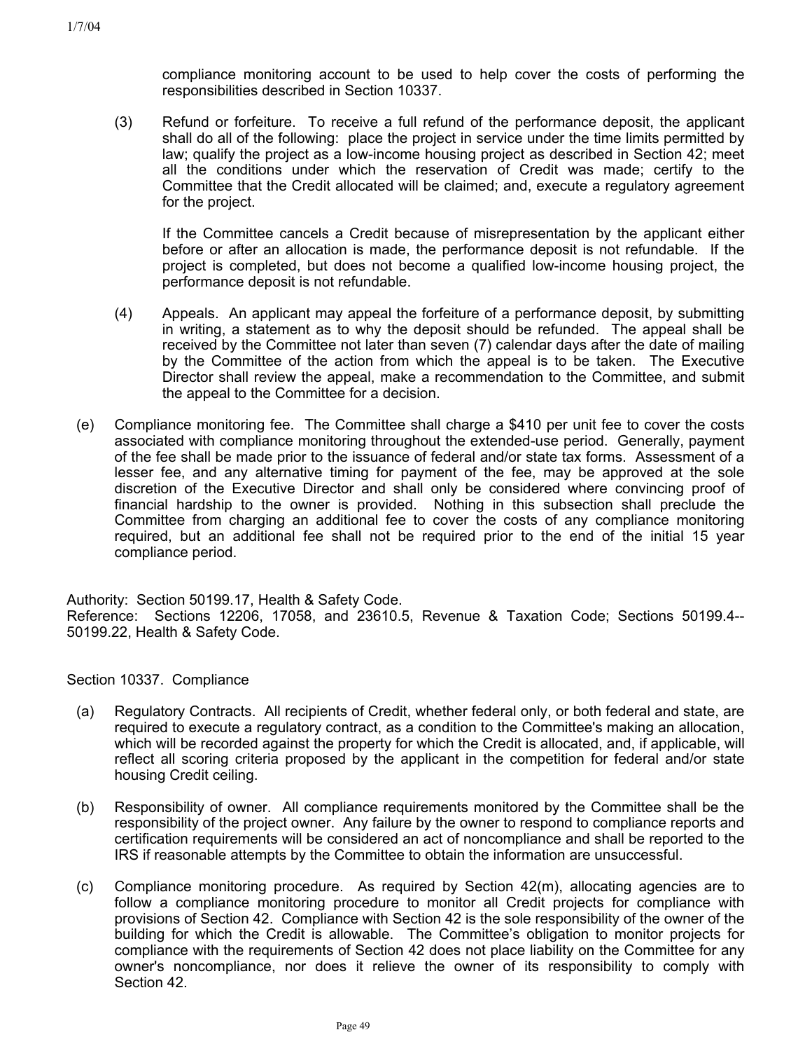compliance monitoring account to be used to help cover the costs of performing the responsibilities described in Section 10337.

(3) Refund or forfeiture. To receive a full refund of the performance deposit, the applicant shall do all of the following: place the project in service under the time limits permitted by law; qualify the project as a low-income housing project as described in Section 42; meet all the conditions under which the reservation of Credit was made; certify to the Committee that the Credit allocated will be claimed; and, execute a regulatory agreement for the project.

If the Committee cancels a Credit because of misrepresentation by the applicant either before or after an allocation is made, the performance deposit is not refundable. If the project is completed, but does not become a qualified low-income housing project, the performance deposit is not refundable.

(4) Appeals. An applicant may appeal the forfeiture of a performance deposit, by submitting in writing, a statement as to why the deposit should be refunded. The appeal shall be received by the Committee not later than seven (7) calendar days after the date of mailing by the Committee of the action from which the appeal is to be taken. The Executive Director shall review the appeal, make a recommendation to the Committee, and submit the appeal to the Committee for a decision.

(e) Compliance monitoring fee. The Committee shall charge a $410 per unit fee to cover the costs associated with compliance monitoring throughout the extended-use period. Generally, payment of the fee shall be made prior to the issuance of federal and/or state tax forms. Assessment of a lesser fee, and any alternative timing for payment of the fee, may be approved at the sole discretion of the Executive Director and shall only be considered where convincing proof of financial hardship to the owner is provided. Nothing in this subsection shall preclude the Committee from charging an additional fee to cover the costs of any compliance monitoring required, but an additional fee shall not be required prior to the end of the initial 15 year compliance period.

Authority: Section 50199.17, Health & Safety Code.
Reference: Sections 12206, 17058, and 23610.5, Revenue & Taxation Code; Sections 50199.4--50199.22, Health & Safety Code.

## Section 10337. Compliance

(a) Regulatory Contracts. All recipients of Credit, whether federal only, or both federal and state, are required to execute a regulatory contract, as a condition to the Committee's making an allocation, which will be recorded against the property for which the Credit is allocated, and, if applicable, will reflect all scoring criteria proposed by the applicant in the competition for federal and/or state housing Credit ceiling.

(b) Responsibility of owner. All compliance requirements monitored by the Committee shall be the responsibility of the project owner. Any failure by the owner to respond to compliance reports and certification requirements will be considered an act of noncompliance and shall be reported to the IRS if reasonable attempts by the Committee to obtain the information are unsuccessful.

(c) Compliance monitoring procedure. As required by Section 42(m), allocating agencies are to follow a compliance monitoring procedure to monitor all Credit projects for compliance with provisions of Section 42. Compliance with Section 42 is the sole responsibility of the owner of the building for which the Credit is allowable. The Committee's obligation to monitor projects for compliance with the requirements of Section 42 does not place liability on the Committee for any owner's noncompliance, nor does it relieve the owner of its responsibility to comply with Section 42.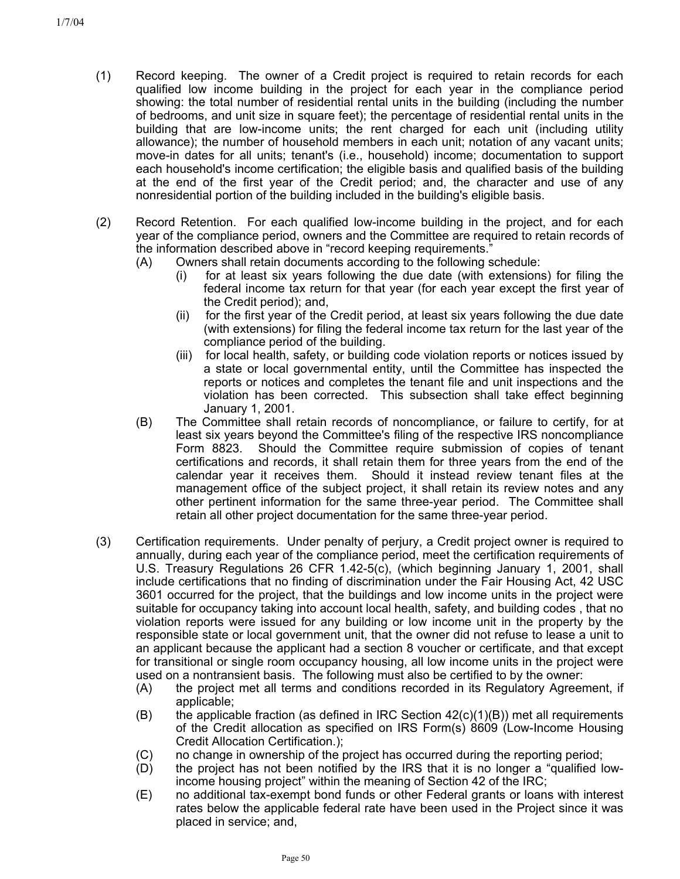(1) Record keeping. The owner of a Credit project is required to retain records for each qualified low income building in the project for each year in the compliance period showing: the total number of residential rental units in the building (including the number of bedrooms, and unit size in square feet); the percentage of residential rental units in the building that are low-income units; the rent charged for each unit (including utility allowance); the number of household members in each unit; notation of any vacant units; move-in dates for all units; tenant's (i.e., household) income; documentation to support each household's income certification; the eligible basis and qualified basis of the building at the end of the first year of the Credit period; and, the character and use of any nonresidential portion of the building included in the building's eligible basis.

(2) Record Retention. For each qualified low-income building in the project, and for each year of the compliance period, owners and the Committee are required to retain records of the information described above in "record keeping requirements."

- (A) Owners shall retain documents according to the following schedule:
  - (i) for at least six years following the due date (with extensions) for filing the federal income tax return for that year (for each year except the first year of the Credit period); and,
  - (ii) for the first year of the Credit period, at least six years following the due date (with extensions) for filing the federal income tax return for the last year of the compliance period of the building.
  - (iii) for local health, safety, or building code violation reports or notices issued by a state or local governmental entity, until the Committee has inspected the reports or notices and completes the tenant file and unit inspections and the violation has been corrected. This subsection shall take effect beginning January 1, 2001.
- (B) The Committee shall retain records of noncompliance, or failure to certify, for at least six years beyond the Committee's filing of the respective IRS noncompliance Form 8823. Should the Committee require submission of copies of tenant certifications and records, it shall retain them for three years from the end of the calendar year it receives them. Should it instead review tenant files at the management office of the subject project, it shall retain its review notes and any other pertinent information for the same three-year period. The Committee shall retain all other project documentation for the same three-year period.

(3) Certification requirements. Under penalty of perjury, a Credit project owner is required to annually, during each year of the compliance period, meet the certification requirements of U.S. Treasury Regulations 26 CFR 1.42-5(c), (which beginning January 1, 2001, shall include certifications that no finding of discrimination under the Fair Housing Act, 42 USC 3601 occurred for the project, that the buildings and low income units in the project were suitable for occupancy taking into account local health, safety, and building codes , that no violation reports were issued for any building or low income unit in the property by the responsible state or local government unit, that the owner did not refuse to lease a unit to an applicant because the applicant had a section 8 voucher or certificate, and that except for transitional or single room occupancy housing, all low income units in the project were used on a nontransient basis. The following must also be certified to by the owner:

- (A) the project met all terms and conditions recorded in its Regulatory Agreement, if applicable;
- (B) the applicable fraction (as defined in IRC Section 42(c)(1)(B)) met all requirements of the Credit allocation as specified on IRS Form(s) 8609 (Low-Income Housing Credit Allocation Certification.);
- (C) no change in ownership of the project has occurred during the reporting period;
- (D) the project has not been notified by the IRS that it is no longer a "qualified low-income housing project" within the meaning of Section 42 of the IRC;
- (E) no additional tax-exempt bond funds or other Federal grants or loans with interest rates below the applicable federal rate have been used in the Project since it was placed in service; and,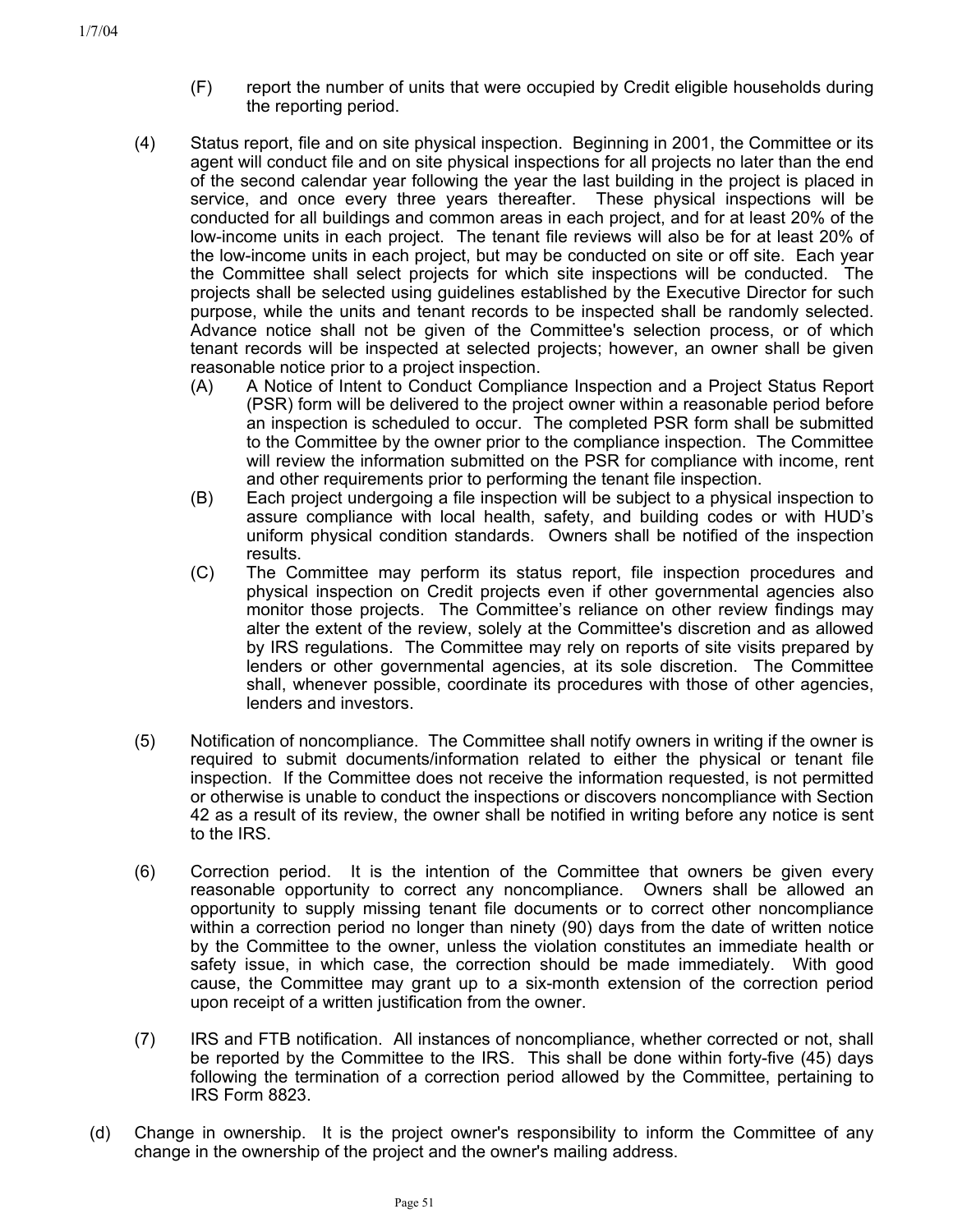(F) report the number of units that were occupied by Credit eligible households during the reporting period.

(4) Status report, file and on site physical inspection. Beginning in 2001, the Committee or its agent will conduct file and on site physical inspections for all projects no later than the end of the second calendar year following the year the last building in the project is placed in service, and once every three years thereafter. These physical inspections will be conducted for all buildings and common areas in each project, and for at least 20% of the low-income units in each project. The tenant file reviews will also be for at least 20% of the low-income units in each project, but may be conducted on site or off site. Each year the Committee shall select projects for which site inspections will be conducted. The projects shall be selected using guidelines established by the Executive Director for such purpose, while the units and tenant records to be inspected shall be randomly selected. Advance notice shall not be given of the Committee's selection process, or of which tenant records will be inspected at selected projects; however, an owner shall be given reasonable notice prior to a project inspection.

(A) A Notice of Intent to Conduct Compliance Inspection and a Project Status Report (PSR) form will be delivered to the project owner within a reasonable period before an inspection is scheduled to occur. The completed PSR form shall be submitted to the Committee by the owner prior to the compliance inspection. The Committee will review the information submitted on the PSR for compliance with income, rent and other requirements prior to performing the tenant file inspection.

(B) Each project undergoing a file inspection will be subject to a physical inspection to assure compliance with local health, safety, and building codes or with HUD's uniform physical condition standards. Owners shall be notified of the inspection results.

(C) The Committee may perform its status report, file inspection procedures and physical inspection on Credit projects even if other governmental agencies also monitor those projects. The Committee's reliance on other review findings may alter the extent of the review, solely at the Committee's discretion and as allowed by IRS regulations. The Committee may rely on reports of site visits prepared by lenders or other governmental agencies, at its sole discretion. The Committee shall, whenever possible, coordinate its procedures with those of other agencies, lenders and investors.

(5) Notification of noncompliance. The Committee shall notify owners in writing if the owner is required to submit documents/information related to either the physical or tenant file inspection. If the Committee does not receive the information requested, is not permitted or otherwise is unable to conduct the inspections or discovers noncompliance with Section 42 as a result of its review, the owner shall be notified in writing before any notice is sent to the IRS.

(6) Correction period. It is the intention of the Committee that owners be given every reasonable opportunity to correct any noncompliance. Owners shall be allowed an opportunity to supply missing tenant file documents or to correct other noncompliance within a correction period no longer than ninety (90) days from the date of written notice by the Committee to the owner, unless the violation constitutes an immediate health or safety issue, in which case, the correction should be made immediately. With good cause, the Committee may grant up to a six-month extension of the correction period upon receipt of a written justification from the owner.

(7) IRS and FTB notification. All instances of noncompliance, whether corrected or not, shall be reported by the Committee to the IRS. This shall be done within forty-five (45) days following the termination of a correction period allowed by the Committee, pertaining to IRS Form 8823.

(d) Change in ownership. It is the project owner's responsibility to inform the Committee of any change in the ownership of the project and the owner's mailing address.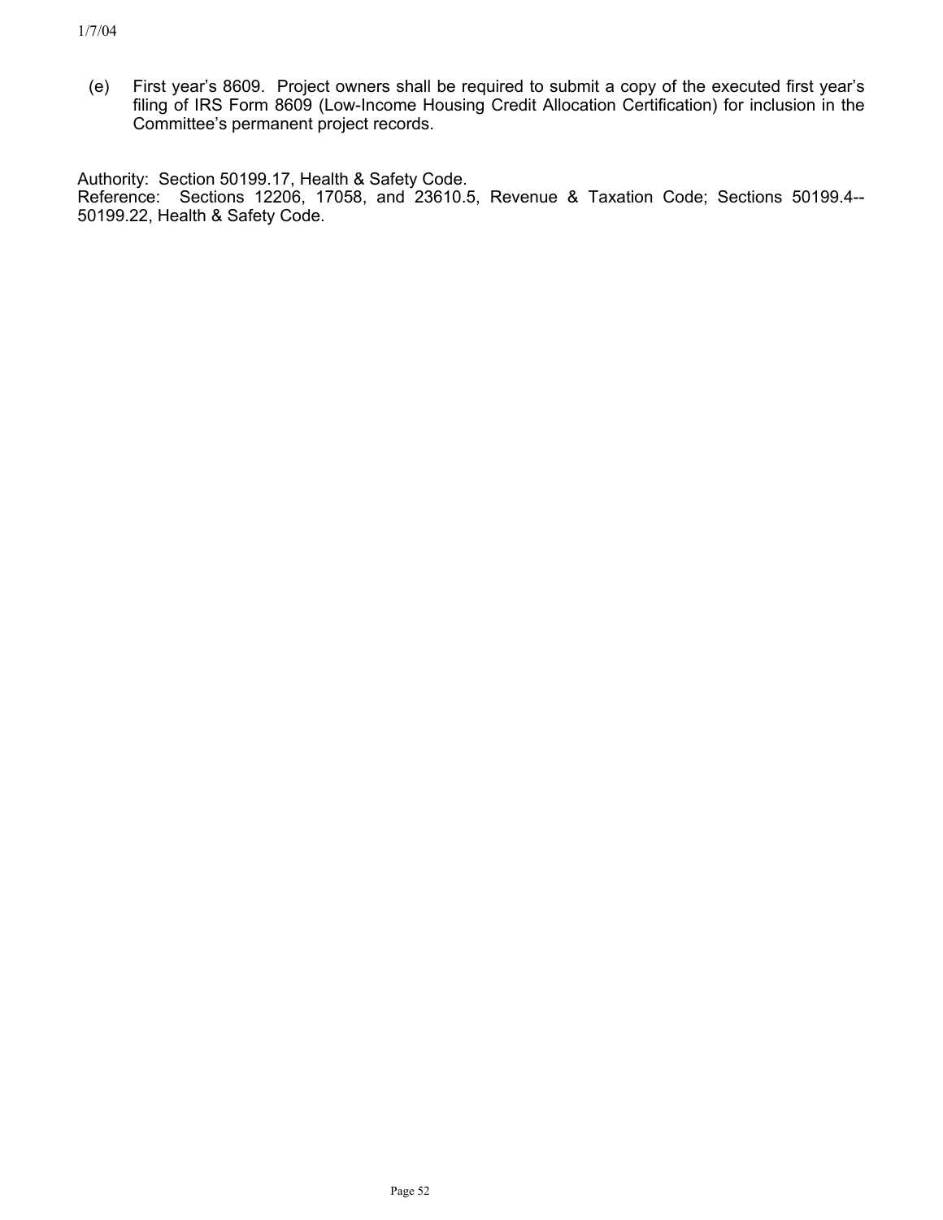(e) First year's 8609. Project owners shall be required to submit a copy of the executed first year's filing of IRS Form 8609 (Low-Income Housing Credit Allocation Certification) for inclusion in the Committee's permanent project records.

Authority: Section 50199.17, Health & Safety Code.
Reference: Sections 12206, 17058, and 23610.5, Revenue & Taxation Code; Sections 50199.4--50199.22, Health & Safety Code.